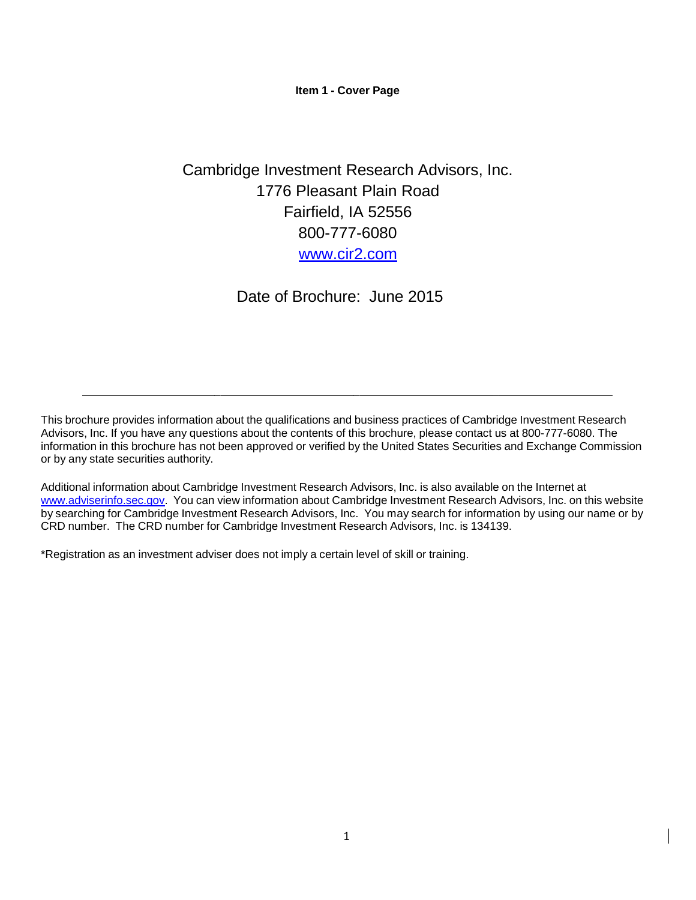**Item 1 - Cover Page**

Cambridge Investment Research Advisors, Inc.
1776 Pleasant Plain Road
Fairfield, IA 52556
800-777-6080
[www.cir2.com](http://www.cir2.com)

Date of Brochure: June 2015

---

This brochure provides information about the qualifications and business practices of Cambridge Investment Research Advisors, Inc. If you have any questions about the contents of this brochure, please contact us at 800-777-6080. The information in this brochure has not been approved or verified by the United States Securities and Exchange Commission or by any state securities authority.

Additional information about Cambridge Investment Research Advisors, Inc. is also available on the Internet at [www.adviserinfo.sec.gov](http://www.adviserinfo.sec.gov). You can view information about Cambridge Investment Research Advisors, Inc. on this website by searching for Cambridge Investment Research Advisors, Inc. You may search for information by using our name or by CRD number. The CRD number for Cambridge Investment Research Advisors, Inc. is 134139.

*Registration as an investment adviser does not imply a certain level of skill or training.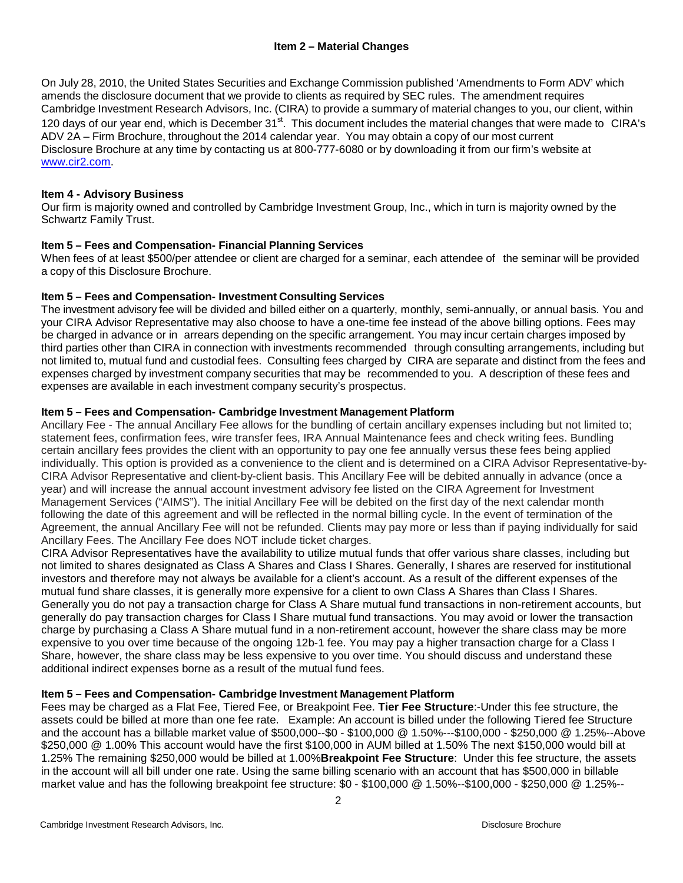## Item 2 – Material Changes

On July 28, 2010, the United States Securities and Exchange Commission published 'Amendments to Form ADV' which amends the disclosure document that we provide to clients as required by SEC rules. The amendment requires Cambridge Investment Research Advisors, Inc. (CIRA) to provide a summary of material changes to you, our client, within 120 days of our year end, which is December 31st. This document includes the material changes that were made to CIRA's ADV 2A – Firm Brochure, throughout the 2014 calendar year. You may obtain a copy of our most current Disclosure Brochure at any time by contacting us at 800-777-6080 or by downloading it from our firm's website at www.cir2.com.

**Item 4 - Advisory Business**
Our firm is majority owned and controlled by Cambridge Investment Group, Inc., which in turn is majority owned by the Schwartz Family Trust.

**Item 5 – Fees and Compensation- Financial Planning Services**
When fees of at least $500/per attendee or client are charged for a seminar, each attendee of the seminar will be provided a copy of this Disclosure Brochure.

**Item 5 – Fees and Compensation- Investment Consulting Services**
The investment advisory fee will be divided and billed either on a quarterly, monthly, semi-annually, or annual basis. You and your CIRA Advisor Representative may also choose to have a one-time fee instead of the above billing options. Fees may be charged in advance or in arrears depending on the specific arrangement. You may incur certain charges imposed by third parties other than CIRA in connection with investments recommended through consulting arrangements, including but not limited to, mutual fund and custodial fees. Consulting fees charged by CIRA are separate and distinct from the fees and expenses charged by investment company securities that may be recommended to you. A description of these fees and expenses are available in each investment company security's prospectus.

**Item 5 – Fees and Compensation- Cambridge Investment Management Platform**
Ancillary Fee - The annual Ancillary Fee allows for the bundling of certain ancillary expenses including but not limited to; statement fees, confirmation fees, wire transfer fees, IRA Annual Maintenance fees and check writing fees. Bundling certain ancillary fees provides the client with an opportunity to pay one fee annually versus these fees being applied individually. This option is provided as a convenience to the client and is determined on a CIRA Advisor Representative-by-CIRA Advisor Representative and client-by-client basis. This Ancillary Fee will be debited annually in advance (once a year) and will increase the annual account investment advisory fee listed on the CIRA Agreement for Investment Management Services ("AIMS"). The initial Ancillary Fee will be debited on the first day of the next calendar month following the date of this agreement and will be reflected in the normal billing cycle. In the event of termination of the Agreement, the annual Ancillary Fee will not be refunded. Clients may pay more or less than if paying individually for said Ancillary Fees. The Ancillary Fee does NOT include ticket charges.
CIRA Advisor Representatives have the availability to utilize mutual funds that offer various share classes, including but not limited to shares designated as Class A Shares and Class I Shares. Generally, I shares are reserved for institutional investors and therefore may not always be available for a client's account. As a result of the different expenses of the mutual fund share classes, it is generally more expensive for a client to own Class A Shares than Class I Shares. Generally you do not pay a transaction charge for Class A Share mutual fund transactions in non-retirement accounts, but generally do pay transaction charges for Class I Share mutual fund transactions. You may avoid or lower the transaction charge by purchasing a Class A Share mutual fund in a non-retirement account, however the share class may be more expensive to you over time because of the ongoing 12b-1 fee. You may pay a higher transaction charge for a Class I Share, however, the share class may be less expensive to you over time. You should discuss and understand these additional indirect expenses borne as a result of the mutual fund fees.

**Item 5 – Fees and Compensation- Cambridge Investment Management Platform**
Fees may be charged as a Flat Fee, Tiered Fee, or Breakpoint Fee. **Tier Fee Structure**:-Under this fee structure, the assets could be billed at more than one fee rate. Example: An account is billed under the following Tiered fee Structure and the account has a billable market value of $500,000--$0 - $100,000 @ 1.50%---$100,000 - $250,000 @ 1.25%--Above $250,000 @ 1.00% This account would have the first $100,000 in AUM billed at 1.50% The next $150,000 would bill at 1.25% The remaining $250,000 would be billed at 1.00%**Breakpoint Fee Structure**: Under this fee structure, the assets in the account will all bill under one rate. Using the same billing scenario with an account that has $500,000 in billable market value and has the following breakpoint fee structure: $0 - $100,000 @ 1.50%--$100,000 - $250,000 @ 1.25%--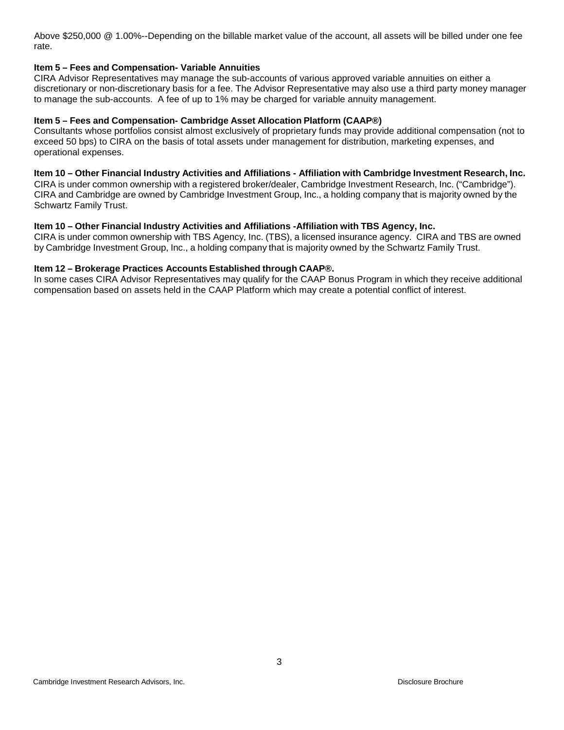Above $250,000 @ 1.00%--Depending on the billable market value of the account, all assets will be billed under one fee rate.

**Item 5 – Fees and Compensation- Variable Annuities**

CIRA Advisor Representatives may manage the sub-accounts of various approved variable annuities on either a discretionary or non-discretionary basis for a fee. The Advisor Representative may also use a third party money manager to manage the sub-accounts. A fee of up to 1% may be charged for variable annuity management.

**Item 5 – Fees and Compensation- Cambridge Asset Allocation Platform (CAAP®)**

Consultants whose portfolios consist almost exclusively of proprietary funds may provide additional compensation (not to exceed 50 bps) to CIRA on the basis of total assets under management for distribution, marketing expenses, and operational expenses.

**Item 10 – Other Financial Industry Activities and Affiliations - Affiliation with Cambridge Investment Research, Inc.**

CIRA is under common ownership with a registered broker/dealer, Cambridge Investment Research, Inc. ("Cambridge"). CIRA and Cambridge are owned by Cambridge Investment Group, Inc., a holding company that is majority owned by the Schwartz Family Trust.

**Item 10 – Other Financial Industry Activities and Affiliations -Affiliation with TBS Agency, Inc.**

CIRA is under common ownership with TBS Agency, Inc. (TBS), a licensed insurance agency. CIRA and TBS are owned by Cambridge Investment Group, Inc., a holding company that is majority owned by the Schwartz Family Trust.

**Item 12 – Brokerage Practices Accounts Established through CAAP®.**

In some cases CIRA Advisor Representatives may qualify for the CAAP Bonus Program in which they receive additional compensation based on assets held in the CAAP Platform which may create a potential conflict of interest.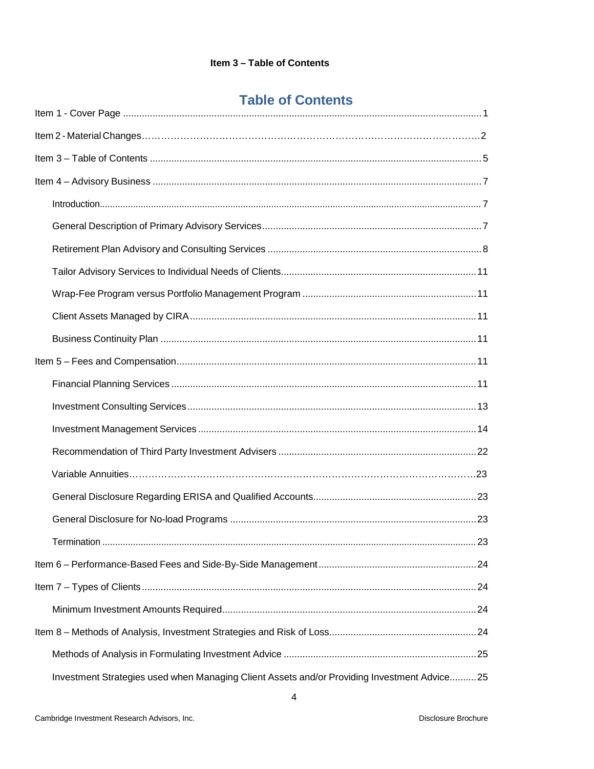**Item 3 – Table of Contents**

## Table of Contents

Item 1 - Cover Page ..... 1

Item 2 - Material Changes ..... 2

Item 3 – Table of Contents ..... 5

Item 4 – Advisory Business ..... 7

- Introduction ..... 7
- General Description of Primary Advisory Services ..... 7
- Retirement Plan Advisory and Consulting Services ..... 8
- Tailor Advisory Services to Individual Needs of Clients ..... 11
- Wrap-Fee Program versus Portfolio Management Program ..... 11
- Client Assets Managed by CIRA ..... 11
- Business Continuity Plan ..... 11

Item 5 – Fees and Compensation ..... 11

- Financial Planning Services ..... 11
- Investment Consulting Services ..... 13
- Investment Management Services ..... 14
- Recommendation of Third Party Investment Advisers ..... 22
- Variable Annuities ..... 23
- General Disclosure Regarding ERISA and Qualified Accounts ..... 23
- General Disclosure for No-load Programs ..... 23
- Termination ..... 23

Item 6 – Performance-Based Fees and Side-By-Side Management ..... 24

Item 7 – Types of Clients ..... 24

- Minimum Investment Amounts Required ..... 24

Item 8 – Methods of Analysis, Investment Strategies and Risk of Loss ..... 24

- Methods of Analysis in Formulating Investment Advice ..... 25
- Investment Strategies used when Managing Client Assets and/or Providing Investment Advice ..... 25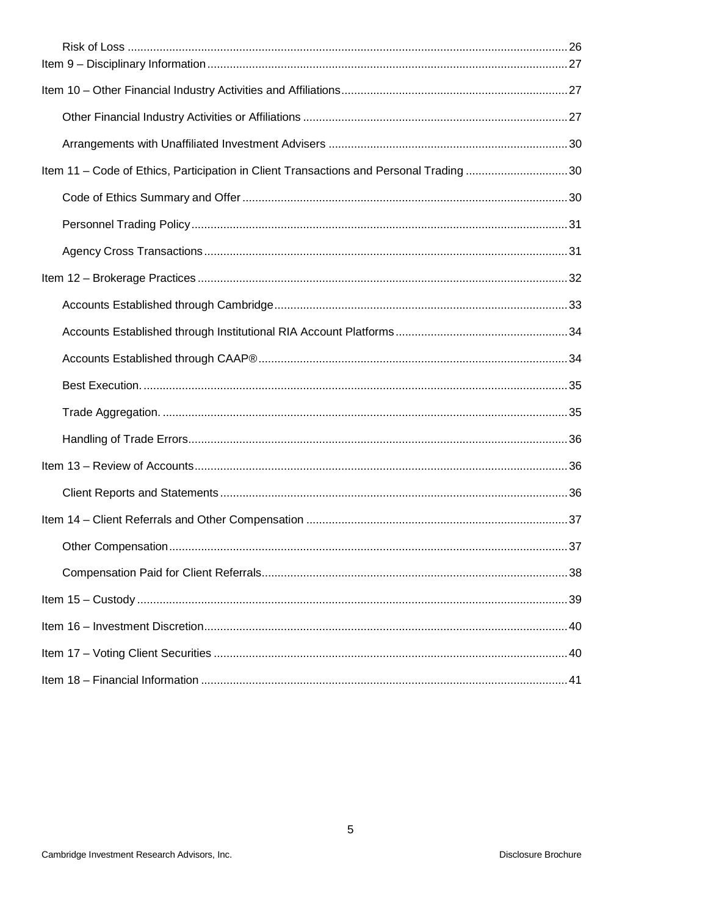- Risk of Loss ... 26
- Item 9 – Disciplinary Information ... 27
- Item 10 – Other Financial Industry Activities and Affiliations ... 27
  - Other Financial Industry Activities or Affiliations ... 27
  - Arrangements with Unaffiliated Investment Advisers ... 30
- Item 11 – Code of Ethics, Participation in Client Transactions and Personal Trading ... 30
  - Code of Ethics Summary and Offer ... 30
  - Personnel Trading Policy ... 31
  - Agency Cross Transactions ... 31
- Item 12 – Brokerage Practices ... 32
  - Accounts Established through Cambridge ... 33
  - Accounts Established through Institutional RIA Account Platforms ... 34
  - Accounts Established through CAAP® ... 34
  - Best Execution. ... 35
  - Trade Aggregation. ... 35
  - Handling of Trade Errors ... 36
- Item 13 – Review of Accounts ... 36
  - Client Reports and Statements ... 36
- Item 14 – Client Referrals and Other Compensation ... 37
  - Other Compensation ... 37
  - Compensation Paid for Client Referrals ... 38
- Item 15 – Custody ... 39
- Item 16 – Investment Discretion ... 40
- Item 17 – Voting Client Securities ... 40
- Item 18 – Financial Information ... 41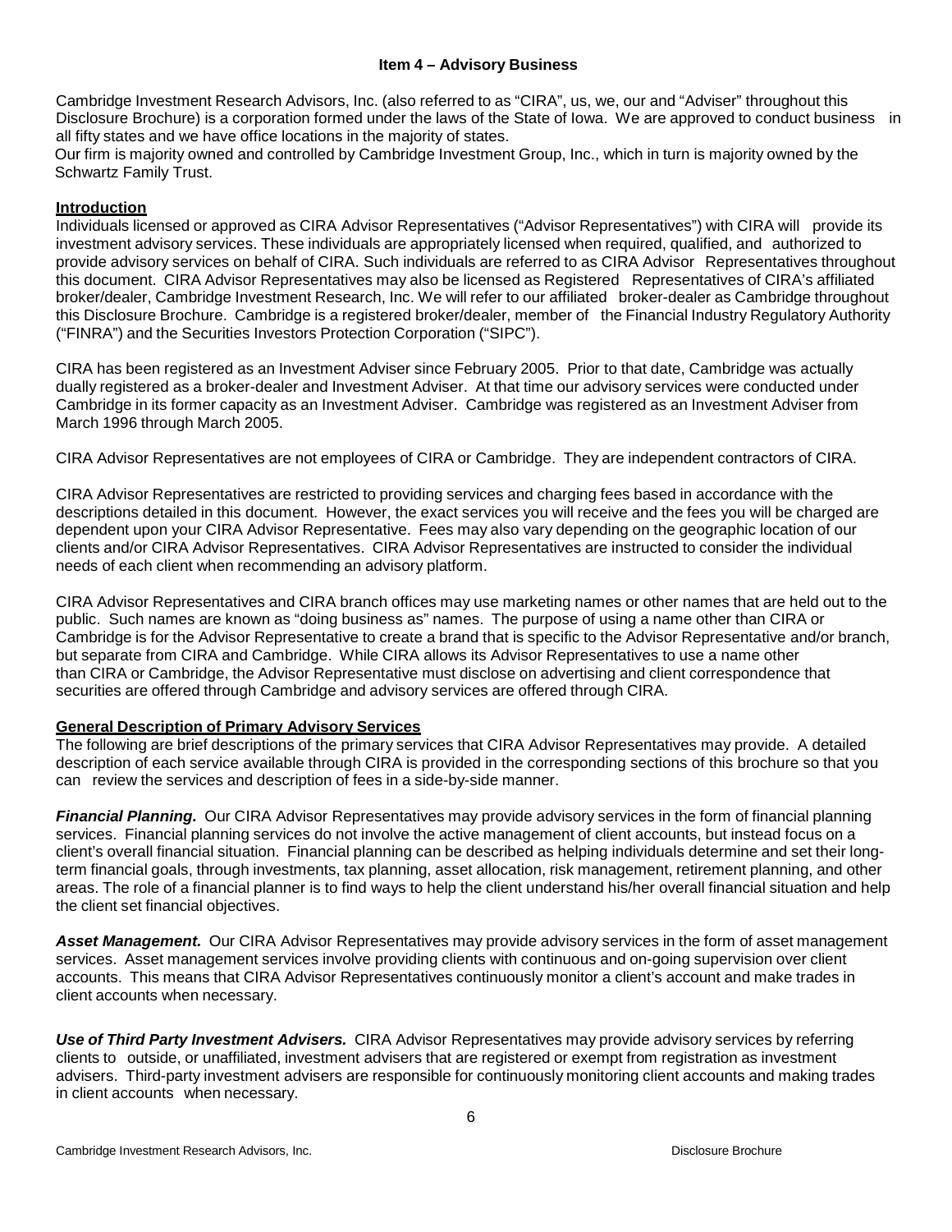## Item 4 – Advisory Business

Cambridge Investment Research Advisors, Inc. (also referred to as "CIRA", us, we, our and "Adviser" throughout this Disclosure Brochure) is a corporation formed under the laws of the State of Iowa. We are approved to conduct business in all fifty states and we have office locations in the majority of states.
Our firm is majority owned and controlled by Cambridge Investment Group, Inc., which in turn is majority owned by the Schwartz Family Trust.

### Introduction

Individuals licensed or approved as CIRA Advisor Representatives ("Advisor Representatives") with CIRA will provide its investment advisory services. These individuals are appropriately licensed when required, qualified, and authorized to provide advisory services on behalf of CIRA. Such individuals are referred to as CIRA Advisor Representatives throughout this document. CIRA Advisor Representatives may also be licensed as Registered Representatives of CIRA's affiliated broker/dealer, Cambridge Investment Research, Inc. We will refer to our affiliated broker-dealer as Cambridge throughout this Disclosure Brochure. Cambridge is a registered broker/dealer, member of the Financial Industry Regulatory Authority ("FINRA") and the Securities Investors Protection Corporation ("SIPC").

CIRA has been registered as an Investment Adviser since February 2005. Prior to that date, Cambridge was actually dually registered as a broker-dealer and Investment Adviser. At that time our advisory services were conducted under Cambridge in its former capacity as an Investment Adviser. Cambridge was registered as an Investment Adviser from March 1996 through March 2005.

CIRA Advisor Representatives are not employees of CIRA or Cambridge. They are independent contractors of CIRA.

CIRA Advisor Representatives are restricted to providing services and charging fees based in accordance with the descriptions detailed in this document. However, the exact services you will receive and the fees you will be charged are dependent upon your CIRA Advisor Representative. Fees may also vary depending on the geographic location of our clients and/or CIRA Advisor Representatives. CIRA Advisor Representatives are instructed to consider the individual needs of each client when recommending an advisory platform.

CIRA Advisor Representatives and CIRA branch offices may use marketing names or other names that are held out to the public. Such names are known as "doing business as" names. The purpose of using a name other than CIRA or Cambridge is for the Advisor Representative to create a brand that is specific to the Advisor Representative and/or branch, but separate from CIRA and Cambridge. While CIRA allows its Advisor Representatives to use a name other than CIRA or Cambridge, the Advisor Representative must disclose on advertising and client correspondence that securities are offered through Cambridge and advisory services are offered through CIRA.

### General Description of Primary Advisory Services

The following are brief descriptions of the primary services that CIRA Advisor Representatives may provide. A detailed description of each service available through CIRA is provided in the corresponding sections of this brochure so that you can review the services and description of fees in a side-by-side manner.

***Financial Planning.*** Our CIRA Advisor Representatives may provide advisory services in the form of financial planning services. Financial planning services do not involve the active management of client accounts, but instead focus on a client's overall financial situation. Financial planning can be described as helping individuals determine and set their long-term financial goals, through investments, tax planning, asset allocation, risk management, retirement planning, and other areas. The role of a financial planner is to find ways to help the client understand his/her overall financial situation and help the client set financial objectives.

***Asset Management.*** Our CIRA Advisor Representatives may provide advisory services in the form of asset management services. Asset management services involve providing clients with continuous and on-going supervision over client accounts. This means that CIRA Advisor Representatives continuously monitor a client's account and make trades in client accounts when necessary.

***Use of Third Party Investment Advisers.*** CIRA Advisor Representatives may provide advisory services by referring clients to outside, or unaffiliated, investment advisers that are registered or exempt from registration as investment advisers. Third-party investment advisers are responsible for continuously monitoring client accounts and making trades in client accounts when necessary.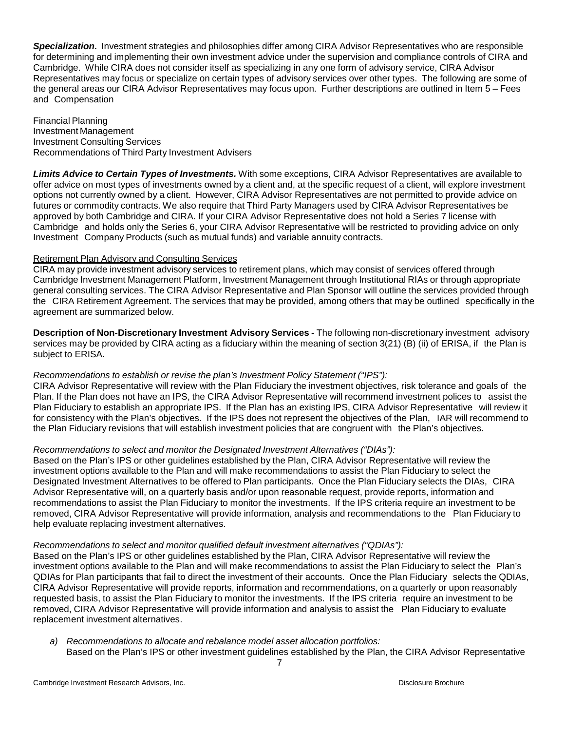***Specialization.*** Investment strategies and philosophies differ among CIRA Advisor Representatives who are responsible for determining and implementing their own investment advice under the supervision and compliance controls of CIRA and Cambridge. While CIRA does not consider itself as specializing in any one form of advisory service, CIRA Advisor Representatives may focus or specialize on certain types of advisory services over other types. The following are some of the general areas our CIRA Advisor Representatives may focus upon. Further descriptions are outlined in Item 5 – Fees and Compensation

Financial Planning
Investment Management
Investment Consulting Services
Recommendations of Third Party Investment Advisers

***Limits Advice to Certain Types of Investments.*** With some exceptions, CIRA Advisor Representatives are available to offer advice on most types of investments owned by a client and, at the specific request of a client, will explore investment options not currently owned by a client. However, CIRA Advisor Representatives are not permitted to provide advice on futures or commodity contracts. We also require that Third Party Managers used by CIRA Advisor Representatives be approved by both Cambridge and CIRA. If your CIRA Advisor Representative does not hold a Series 7 license with Cambridge and holds only the Series 6, your CIRA Advisor Representative will be restricted to providing advice on only Investment Company Products (such as mutual funds) and variable annuity contracts.

<u>Retirement Plan Advisory and Consulting Services</u>

CIRA may provide investment advisory services to retirement plans, which may consist of services offered through Cambridge Investment Management Platform, Investment Management through Institutional RIAs or through appropriate general consulting services. The CIRA Advisor Representative and Plan Sponsor will outline the services provided through the CIRA Retirement Agreement. The services that may be provided, among others that may be outlined specifically in the agreement are summarized below.

**Description of Non-Discretionary Investment Advisory Services -** The following non-discretionary investment advisory services may be provided by CIRA acting as a fiduciary within the meaning of section 3(21) (B) (ii) of ERISA, if the Plan is subject to ERISA.

*Recommendations to establish or revise the plan's Investment Policy Statement ("IPS"):*

CIRA Advisor Representative will review with the Plan Fiduciary the investment objectives, risk tolerance and goals of the Plan. If the Plan does not have an IPS, the CIRA Advisor Representative will recommend investment polices to assist the Plan Fiduciary to establish an appropriate IPS. If the Plan has an existing IPS, CIRA Advisor Representative will review it for consistency with the Plan's objectives. If the IPS does not represent the objectives of the Plan, IAR will recommend to the Plan Fiduciary revisions that will establish investment policies that are congruent with the Plan's objectives.

*Recommendations to select and monitor the Designated Investment Alternatives ("DIAs"):*

Based on the Plan's IPS or other guidelines established by the Plan, CIRA Advisor Representative will review the investment options available to the Plan and will make recommendations to assist the Plan Fiduciary to select the Designated Investment Alternatives to be offered to Plan participants. Once the Plan Fiduciary selects the DIAs, CIRA Advisor Representative will, on a quarterly basis and/or upon reasonable request, provide reports, information and recommendations to assist the Plan Fiduciary to monitor the investments. If the IPS criteria require an investment to be removed, CIRA Advisor Representative will provide information, analysis and recommendations to the Plan Fiduciary to help evaluate replacing investment alternatives.

*Recommendations to select and monitor qualified default investment alternatives ("QDIAs"):*

Based on the Plan's IPS or other guidelines established by the Plan, CIRA Advisor Representative will review the investment options available to the Plan and will make recommendations to assist the Plan Fiduciary to select the Plan's QDIAs for Plan participants that fail to direct the investment of their accounts. Once the Plan Fiduciary selects the QDIAs, CIRA Advisor Representative will provide reports, information and recommendations, on a quarterly or upon reasonably requested basis, to assist the Plan Fiduciary to monitor the investments. If the IPS criteria require an investment to be removed, CIRA Advisor Representative will provide information and analysis to assist the Plan Fiduciary to evaluate replacement investment alternatives.

a) *Recommendations to allocate and rebalance model asset allocation portfolios:*
   Based on the Plan's IPS or other investment guidelines established by the Plan, the CIRA Advisor Representative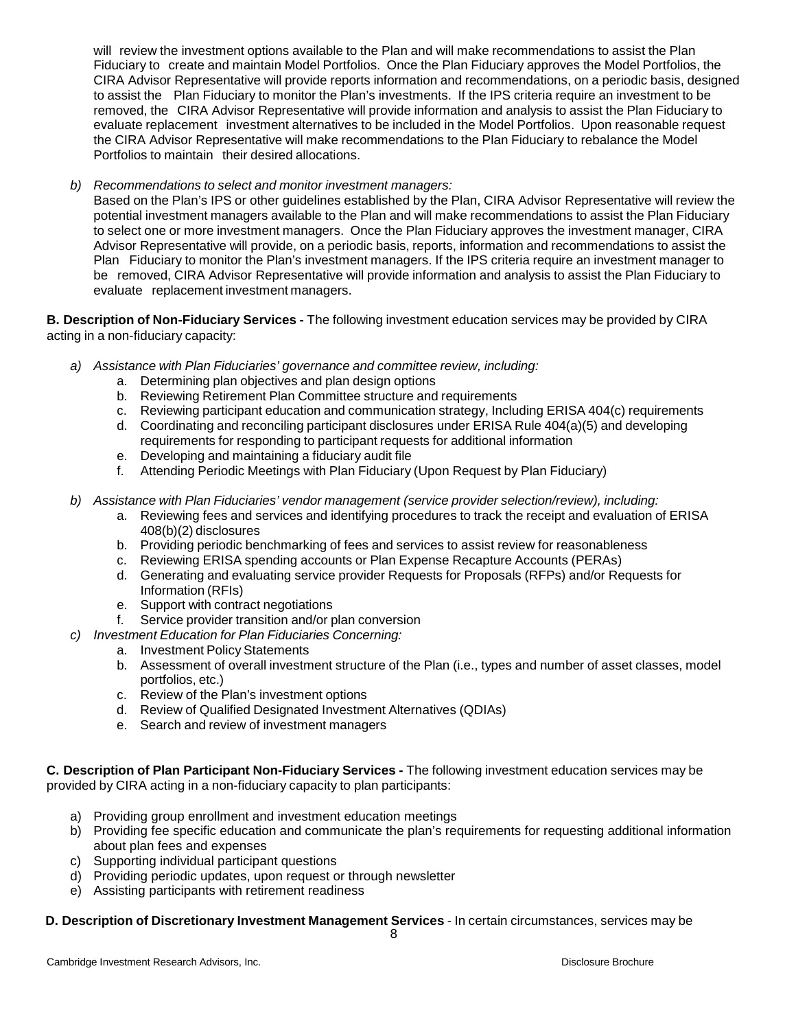will review the investment options available to the Plan and will make recommendations to assist the Plan Fiduciary to create and maintain Model Portfolios. Once the Plan Fiduciary approves the Model Portfolios, the CIRA Advisor Representative will provide reports information and recommendations, on a periodic basis, designed to assist the Plan Fiduciary to monitor the Plan's investments. If the IPS criteria require an investment to be removed, the CIRA Advisor Representative will provide information and analysis to assist the Plan Fiduciary to evaluate replacement investment alternatives to be included in the Model Portfolios. Upon reasonable request the CIRA Advisor Representative will make recommendations to the Plan Fiduciary to rebalance the Model Portfolios to maintain their desired allocations.

b) *Recommendations to select and monitor investment managers:*
Based on the Plan's IPS or other guidelines established by the Plan, CIRA Advisor Representative will review the potential investment managers available to the Plan and will make recommendations to assist the Plan Fiduciary to select one or more investment managers. Once the Plan Fiduciary approves the investment manager, CIRA Advisor Representative will provide, on a periodic basis, reports, information and recommendations to assist the Plan Fiduciary to monitor the Plan's investment managers. If the IPS criteria require an investment manager to be removed, CIRA Advisor Representative will provide information and analysis to assist the Plan Fiduciary to evaluate replacement investment managers.

**B. Description of Non-Fiduciary Services -** The following investment education services may be provided by CIRA acting in a non-fiduciary capacity:

a) *Assistance with Plan Fiduciaries' governance and committee review, including:*
   a. Determining plan objectives and plan design options
   b. Reviewing Retirement Plan Committee structure and requirements
   c. Reviewing participant education and communication strategy, Including ERISA 404(c) requirements
   d. Coordinating and reconciling participant disclosures under ERISA Rule 404(a)(5) and developing requirements for responding to participant requests for additional information
   e. Developing and maintaining a fiduciary audit file
   f. Attending Periodic Meetings with Plan Fiduciary (Upon Request by Plan Fiduciary)

b) *Assistance with Plan Fiduciaries' vendor management (service provider selection/review), including:*
   a. Reviewing fees and services and identifying procedures to track the receipt and evaluation of ERISA 408(b)(2) disclosures
   b. Providing periodic benchmarking of fees and services to assist review for reasonableness
   c. Reviewing ERISA spending accounts or Plan Expense Recapture Accounts (PERAs)
   d. Generating and evaluating service provider Requests for Proposals (RFPs) and/or Requests for Information (RFIs)
   e. Support with contract negotiations
   f. Service provider transition and/or plan conversion

c) *Investment Education for Plan Fiduciaries Concerning:*
   a. Investment Policy Statements
   b. Assessment of overall investment structure of the Plan (i.e., types and number of asset classes, model portfolios, etc.)
   c. Review of the Plan's investment options
   d. Review of Qualified Designated Investment Alternatives (QDIAs)
   e. Search and review of investment managers

**C. Description of Plan Participant Non-Fiduciary Services -** The following investment education services may be provided by CIRA acting in a non-fiduciary capacity to plan participants:

a) Providing group enrollment and investment education meetings
b) Providing fee specific education and communicate the plan's requirements for requesting additional information about plan fees and expenses
c) Supporting individual participant questions
d) Providing periodic updates, upon request or through newsletter
e) Assisting participants with retirement readiness

**D. Description of Discretionary Investment Management Services** - In certain circumstances, services may be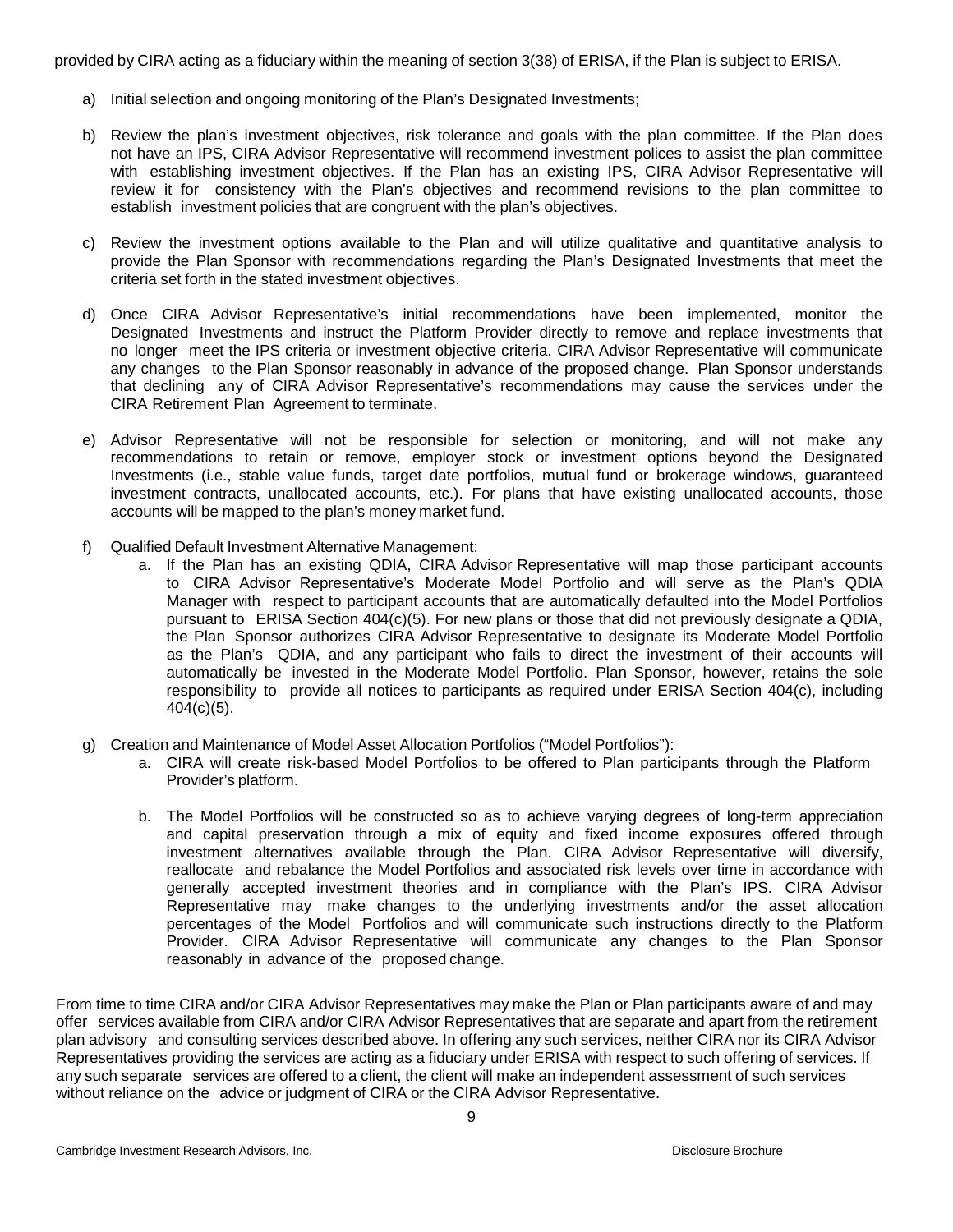provided by CIRA acting as a fiduciary within the meaning of section 3(38) of ERISA, if the Plan is subject to ERISA.

a) Initial selection and ongoing monitoring of the Plan's Designated Investments;

b) Review the plan's investment objectives, risk tolerance and goals with the plan committee. If the Plan does not have an IPS, CIRA Advisor Representative will recommend investment polices to assist the plan committee with establishing investment objectives. If the Plan has an existing IPS, CIRA Advisor Representative will review it for consistency with the Plan's objectives and recommend revisions to the plan committee to establish investment policies that are congruent with the plan's objectives.

c) Review the investment options available to the Plan and will utilize qualitative and quantitative analysis to provide the Plan Sponsor with recommendations regarding the Plan's Designated Investments that meet the criteria set forth in the stated investment objectives.

d) Once CIRA Advisor Representative's initial recommendations have been implemented, monitor the Designated Investments and instruct the Platform Provider directly to remove and replace investments that no longer meet the IPS criteria or investment objective criteria. CIRA Advisor Representative will communicate any changes to the Plan Sponsor reasonably in advance of the proposed change. Plan Sponsor understands that declining any of CIRA Advisor Representative's recommendations may cause the services under the CIRA Retirement Plan Agreement to terminate.

e) Advisor Representative will not be responsible for selection or monitoring, and will not make any recommendations to retain or remove, employer stock or investment options beyond the Designated Investments (i.e., stable value funds, target date portfolios, mutual fund or brokerage windows, guaranteed investment contracts, unallocated accounts, etc.). For plans that have existing unallocated accounts, those accounts will be mapped to the plan's money market fund.

f) Qualified Default Investment Alternative Management:
   a. If the Plan has an existing QDIA, CIRA Advisor Representative will map those participant accounts to CIRA Advisor Representative's Moderate Model Portfolio and will serve as the Plan's QDIA Manager with respect to participant accounts that are automatically defaulted into the Model Portfolios pursuant to ERISA Section 404(c)(5). For new plans or those that did not previously designate a QDIA, the Plan Sponsor authorizes CIRA Advisor Representative to designate its Moderate Model Portfolio as the Plan's QDIA, and any participant who fails to direct the investment of their accounts will automatically be invested in the Moderate Model Portfolio. Plan Sponsor, however, retains the sole responsibility to provide all notices to participants as required under ERISA Section 404(c), including 404(c)(5).

g) Creation and Maintenance of Model Asset Allocation Portfolios ("Model Portfolios"):
   a. CIRA will create risk-based Model Portfolios to be offered to Plan participants through the Platform Provider's platform.

   b. The Model Portfolios will be constructed so as to achieve varying degrees of long-term appreciation and capital preservation through a mix of equity and fixed income exposures offered through investment alternatives available through the Plan. CIRA Advisor Representative will diversify, reallocate and rebalance the Model Portfolios and associated risk levels over time in accordance with generally accepted investment theories and in compliance with the Plan's IPS. CIRA Advisor Representative may make changes to the underlying investments and/or the asset allocation percentages of the Model Portfolios and will communicate such instructions directly to the Platform Provider. CIRA Advisor Representative will communicate any changes to the Plan Sponsor reasonably in advance of the proposed change.

From time to time CIRA and/or CIRA Advisor Representatives may make the Plan or Plan participants aware of and may offer services available from CIRA and/or CIRA Advisor Representatives that are separate and apart from the retirement plan advisory and consulting services described above. In offering any such services, neither CIRA nor its CIRA Advisor Representatives providing the services are acting as a fiduciary under ERISA with respect to such offering of services. If any such separate services are offered to a client, the client will make an independent assessment of such services without reliance on the advice or judgment of CIRA or the CIRA Advisor Representative.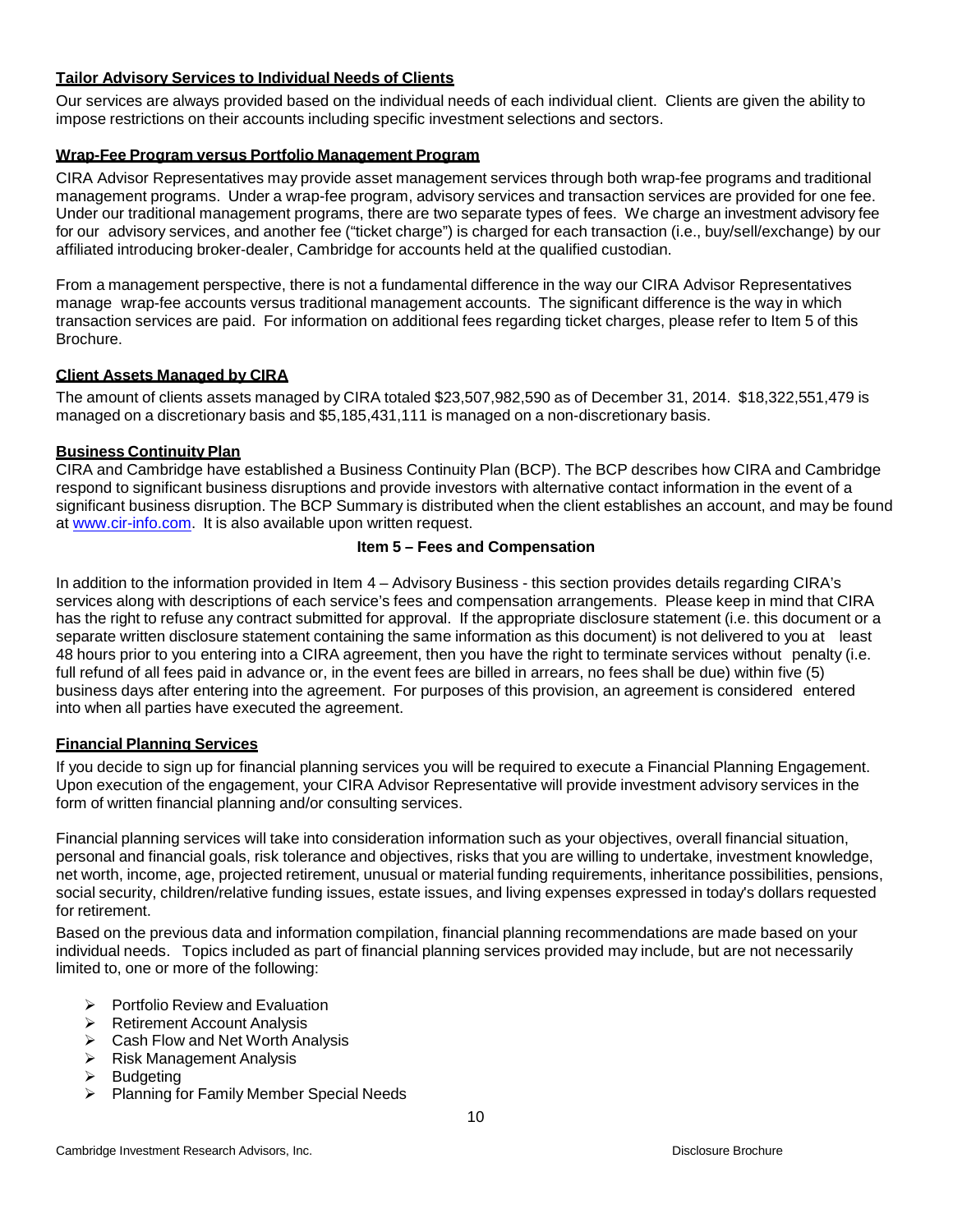**Tailor Advisory Services to Individual Needs of Clients**

Our services are always provided based on the individual needs of each individual client. Clients are given the ability to impose restrictions on their accounts including specific investment selections and sectors.

**Wrap-Fee Program versus Portfolio Management Program**

CIRA Advisor Representatives may provide asset management services through both wrap-fee programs and traditional management programs. Under a wrap-fee program, advisory services and transaction services are provided for one fee. Under our traditional management programs, there are two separate types of fees. We charge an investment advisory fee for our advisory services, and another fee ("ticket charge") is charged for each transaction (i.e., buy/sell/exchange) by our affiliated introducing broker-dealer, Cambridge for accounts held at the qualified custodian.

From a management perspective, there is not a fundamental difference in the way our CIRA Advisor Representatives manage wrap-fee accounts versus traditional management accounts. The significant difference is the way in which transaction services are paid. For information on additional fees regarding ticket charges, please refer to Item 5 of this Brochure.

**Client Assets Managed by CIRA**

The amount of clients assets managed by CIRA totaled $23,507,982,590 as of December 31, 2014. $18,322,551,479 is managed on a discretionary basis and $5,185,431,111 is managed on a non-discretionary basis.

**Business Continuity Plan**

CIRA and Cambridge have established a Business Continuity Plan (BCP). The BCP describes how CIRA and Cambridge respond to significant business disruptions and provide investors with alternative contact information in the event of a significant business disruption. The BCP Summary is distributed when the client establishes an account, and may be found at www.cir-info.com. It is also available upon written request.

## Item 5 – Fees and Compensation

In addition to the information provided in Item 4 – Advisory Business - this section provides details regarding CIRA's services along with descriptions of each service's fees and compensation arrangements. Please keep in mind that CIRA has the right to refuse any contract submitted for approval. If the appropriate disclosure statement (i.e. this document or a separate written disclosure statement containing the same information as this document) is not delivered to you at least 48 hours prior to you entering into a CIRA agreement, then you have the right to terminate services without penalty (i.e. full refund of all fees paid in advance or, in the event fees are billed in arrears, no fees shall be due) within five (5) business days after entering into the agreement. For purposes of this provision, an agreement is considered entered into when all parties have executed the agreement.

**Financial Planning Services**

If you decide to sign up for financial planning services you will be required to execute a Financial Planning Engagement. Upon execution of the engagement, your CIRA Advisor Representative will provide investment advisory services in the form of written financial planning and/or consulting services.

Financial planning services will take into consideration information such as your objectives, overall financial situation, personal and financial goals, risk tolerance and objectives, risks that you are willing to undertake, investment knowledge, net worth, income, age, projected retirement, unusual or material funding requirements, inheritance possibilities, pensions, social security, children/relative funding issues, estate issues, and living expenses expressed in today's dollars requested for retirement.

Based on the previous data and information compilation, financial planning recommendations are made based on your individual needs. Topics included as part of financial planning services provided may include, but are not necessarily limited to, one or more of the following:

- Portfolio Review and Evaluation
- Retirement Account Analysis
- Cash Flow and Net Worth Analysis
- Risk Management Analysis
- Budgeting
- Planning for Family Member Special Needs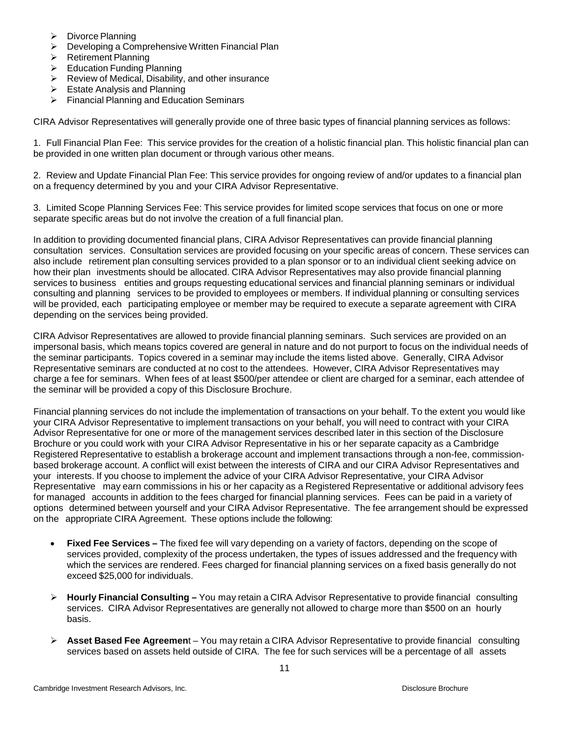- Divorce Planning
- Developing a Comprehensive Written Financial Plan
- Retirement Planning
- Education Funding Planning
- Review of Medical, Disability, and other insurance
- Estate Analysis and Planning
- Financial Planning and Education Seminars

CIRA Advisor Representatives will generally provide one of three basic types of financial planning services as follows:

1. Full Financial Plan Fee: This service provides for the creation of a holistic financial plan. This holistic financial plan can be provided in one written plan document or through various other means.

2. Review and Update Financial Plan Fee: This service provides for ongoing review of and/or updates to a financial plan on a frequency determined by you and your CIRA Advisor Representative.

3. Limited Scope Planning Services Fee: This service provides for limited scope services that focus on one or more separate specific areas but do not involve the creation of a full financial plan.

In addition to providing documented financial plans, CIRA Advisor Representatives can provide financial planning consultation services. Consultation services are provided focusing on your specific areas of concern. These services can also include retirement plan consulting services provided to a plan sponsor or to an individual client seeking advice on how their plan investments should be allocated. CIRA Advisor Representatives may also provide financial planning services to business entities and groups requesting educational services and financial planning seminars or individual consulting and planning services to be provided to employees or members. If individual planning or consulting services will be provided, each participating employee or member may be required to execute a separate agreement with CIRA depending on the services being provided.

CIRA Advisor Representatives are allowed to provide financial planning seminars. Such services are provided on an impersonal basis, which means topics covered are general in nature and do not purport to focus on the individual needs of the seminar participants. Topics covered in a seminar may include the items listed above. Generally, CIRA Advisor Representative seminars are conducted at no cost to the attendees. However, CIRA Advisor Representatives may charge a fee for seminars. When fees of at least $500/per attendee or client are charged for a seminar, each attendee of the seminar will be provided a copy of this Disclosure Brochure.

Financial planning services do not include the implementation of transactions on your behalf. To the extent you would like your CIRA Advisor Representative to implement transactions on your behalf, you will need to contract with your CIRA Advisor Representative for one or more of the management services described later in this section of the Disclosure Brochure or you could work with your CIRA Advisor Representative in his or her separate capacity as a Cambridge Registered Representative to establish a brokerage account and implement transactions through a non-fee, commission-based brokerage account. A conflict will exist between the interests of CIRA and our CIRA Advisor Representatives and your interests. If you choose to implement the advice of your CIRA Advisor Representative, your CIRA Advisor Representative may earn commissions in his or her capacity as a Registered Representative or additional advisory fees for managed accounts in addition to the fees charged for financial planning services. Fees can be paid in a variety of options determined between yourself and your CIRA Advisor Representative. The fee arrangement should be expressed on the appropriate CIRA Agreement. These options include the following:

- **Fixed Fee Services –** The fixed fee will vary depending on a variety of factors, depending on the scope of services provided, complexity of the process undertaken, the types of issues addressed and the frequency with which the services are rendered. Fees charged for financial planning services on a fixed basis generally do not exceed $25,000 for individuals.

- **Hourly Financial Consulting –** You may retain a CIRA Advisor Representative to provide financial consulting services. CIRA Advisor Representatives are generally not allowed to charge more than $500 on an hourly basis.

- **Asset Based Fee Agreement** – You may retain a CIRA Advisor Representative to provide financial consulting services based on assets held outside of CIRA. The fee for such services will be a percentage of all assets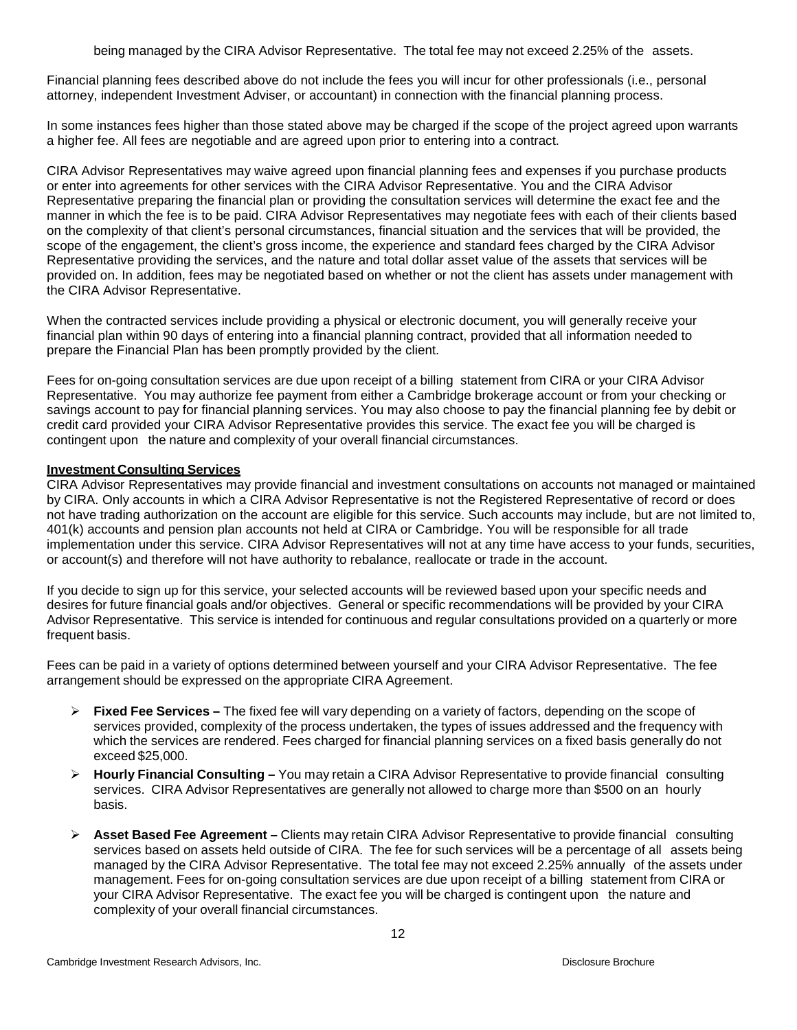being managed by the CIRA Advisor Representative. The total fee may not exceed 2.25% of the assets.

Financial planning fees described above do not include the fees you will incur for other professionals (i.e., personal attorney, independent Investment Adviser, or accountant) in connection with the financial planning process.

In some instances fees higher than those stated above may be charged if the scope of the project agreed upon warrants a higher fee. All fees are negotiable and are agreed upon prior to entering into a contract.

CIRA Advisor Representatives may waive agreed upon financial planning fees and expenses if you purchase products or enter into agreements for other services with the CIRA Advisor Representative. You and the CIRA Advisor Representative preparing the financial plan or providing the consultation services will determine the exact fee and the manner in which the fee is to be paid. CIRA Advisor Representatives may negotiate fees with each of their clients based on the complexity of that client's personal circumstances, financial situation and the services that will be provided, the scope of the engagement, the client's gross income, the experience and standard fees charged by the CIRA Advisor Representative providing the services, and the nature and total dollar asset value of the assets that services will be provided on. In addition, fees may be negotiated based on whether or not the client has assets under management with the CIRA Advisor Representative.

When the contracted services include providing a physical or electronic document, you will generally receive your financial plan within 90 days of entering into a financial planning contract, provided that all information needed to prepare the Financial Plan has been promptly provided by the client.

Fees for on-going consultation services are due upon receipt of a billing statement from CIRA or your CIRA Advisor Representative. You may authorize fee payment from either a Cambridge brokerage account or from your checking or savings account to pay for financial planning services. You may also choose to pay the financial planning fee by debit or credit card provided your CIRA Advisor Representative provides this service. The exact fee you will be charged is contingent upon the nature and complexity of your overall financial circumstances.

**Investment Consulting Services**

CIRA Advisor Representatives may provide financial and investment consultations on accounts not managed or maintained by CIRA. Only accounts in which a CIRA Advisor Representative is not the Registered Representative of record or does not have trading authorization on the account are eligible for this service. Such accounts may include, but are not limited to, 401(k) accounts and pension plan accounts not held at CIRA or Cambridge. You will be responsible for all trade implementation under this service. CIRA Advisor Representatives will not at any time have access to your funds, securities, or account(s) and therefore will not have authority to rebalance, reallocate or trade in the account.

If you decide to sign up for this service, your selected accounts will be reviewed based upon your specific needs and desires for future financial goals and/or objectives. General or specific recommendations will be provided by your CIRA Advisor Representative. This service is intended for continuous and regular consultations provided on a quarterly or more frequent basis.

Fees can be paid in a variety of options determined between yourself and your CIRA Advisor Representative. The fee arrangement should be expressed on the appropriate CIRA Agreement.

- **Fixed Fee Services –** The fixed fee will vary depending on a variety of factors, depending on the scope of services provided, complexity of the process undertaken, the types of issues addressed and the frequency with which the services are rendered. Fees charged for financial planning services on a fixed basis generally do not exceed $25,000.
- **Hourly Financial Consulting –** You may retain a CIRA Advisor Representative to provide financial consulting services. CIRA Advisor Representatives are generally not allowed to charge more than $500 on an hourly basis.
- **Asset Based Fee Agreement –** Clients may retain CIRA Advisor Representative to provide financial consulting services based on assets held outside of CIRA. The fee for such services will be a percentage of all assets being managed by the CIRA Advisor Representative. The total fee may not exceed 2.25% annually of the assets under management. Fees for on-going consultation services are due upon receipt of a billing statement from CIRA or your CIRA Advisor Representative. The exact fee you will be charged is contingent upon the nature and complexity of your overall financial circumstances.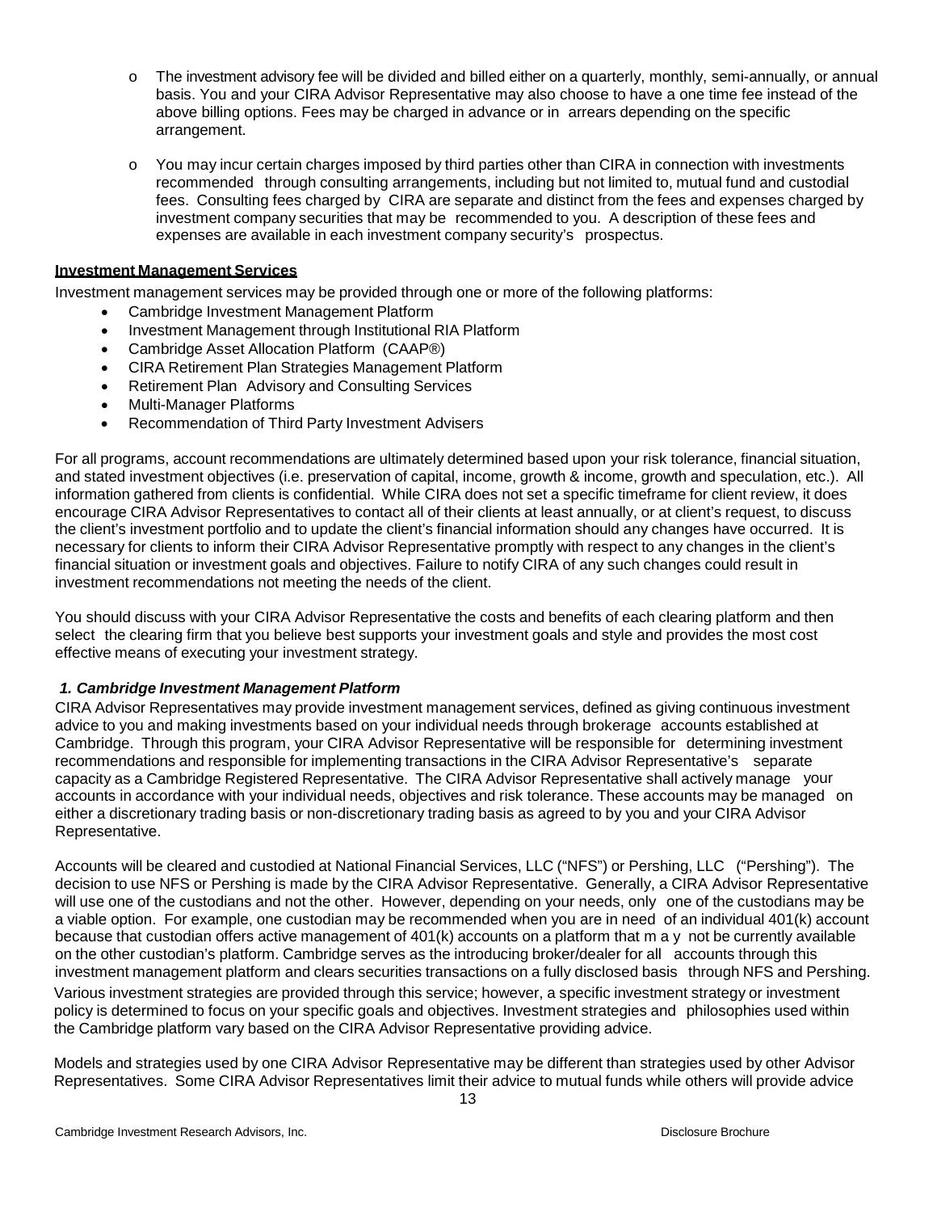- The investment advisory fee will be divided and billed either on a quarterly, monthly, semi-annually, or annual basis. You and your CIRA Advisor Representative may also choose to have a one time fee instead of the above billing options. Fees may be charged in advance or in arrears depending on the specific arrangement.

- You may incur certain charges imposed by third parties other than CIRA in connection with investments recommended through consulting arrangements, including but not limited to, mutual fund and custodial fees. Consulting fees charged by CIRA are separate and distinct from the fees and expenses charged by investment company securities that may be recommended to you. A description of these fees and expenses are available in each investment company security's prospectus.

**Investment Management Services**

Investment management services may be provided through one or more of the following platforms:

- Cambridge Investment Management Platform
- Investment Management through Institutional RIA Platform
- Cambridge Asset Allocation Platform (CAAP®)
- CIRA Retirement Plan Strategies Management Platform
- Retirement Plan Advisory and Consulting Services
- Multi-Manager Platforms
- Recommendation of Third Party Investment Advisers

For all programs, account recommendations are ultimately determined based upon your risk tolerance, financial situation, and stated investment objectives (i.e. preservation of capital, income, growth & income, growth and speculation, etc.). All information gathered from clients is confidential. While CIRA does not set a specific timeframe for client review, it does encourage CIRA Advisor Representatives to contact all of their clients at least annually, or at client's request, to discuss the client's investment portfolio and to update the client's financial information should any changes have occurred. It is necessary for clients to inform their CIRA Advisor Representative promptly with respect to any changes in the client's financial situation or investment goals and objectives. Failure to notify CIRA of any such changes could result in investment recommendations not meeting the needs of the client.

You should discuss with your CIRA Advisor Representative the costs and benefits of each clearing platform and then select the clearing firm that you believe best supports your investment goals and style and provides the most cost effective means of executing your investment strategy.

***1. Cambridge Investment Management Platform***

CIRA Advisor Representatives may provide investment management services, defined as giving continuous investment advice to you and making investments based on your individual needs through brokerage accounts established at Cambridge. Through this program, your CIRA Advisor Representative will be responsible for determining investment recommendations and responsible for implementing transactions in the CIRA Advisor Representative's separate capacity as a Cambridge Registered Representative. The CIRA Advisor Representative shall actively manage your accounts in accordance with your individual needs, objectives and risk tolerance. These accounts may be managed on either a discretionary trading basis or non-discretionary trading basis as agreed to by you and your CIRA Advisor Representative.

Accounts will be cleared and custodied at National Financial Services, LLC ("NFS") or Pershing, LLC ("Pershing"). The decision to use NFS or Pershing is made by the CIRA Advisor Representative. Generally, a CIRA Advisor Representative will use one of the custodians and not the other. However, depending on your needs, only one of the custodians may be a viable option. For example, one custodian may be recommended when you are in need of an individual 401(k) account because that custodian offers active management of 401(k) accounts on a platform that may not be currently available on the other custodian's platform. Cambridge serves as the introducing broker/dealer for all accounts through this investment management platform and clears securities transactions on a fully disclosed basis through NFS and Pershing. Various investment strategies are provided through this service; however, a specific investment strategy or investment policy is determined to focus on your specific goals and objectives. Investment strategies and philosophies used within the Cambridge platform vary based on the CIRA Advisor Representative providing advice.

Models and strategies used by one CIRA Advisor Representative may be different than strategies used by other Advisor Representatives. Some CIRA Advisor Representatives limit their advice to mutual funds while others will provide advice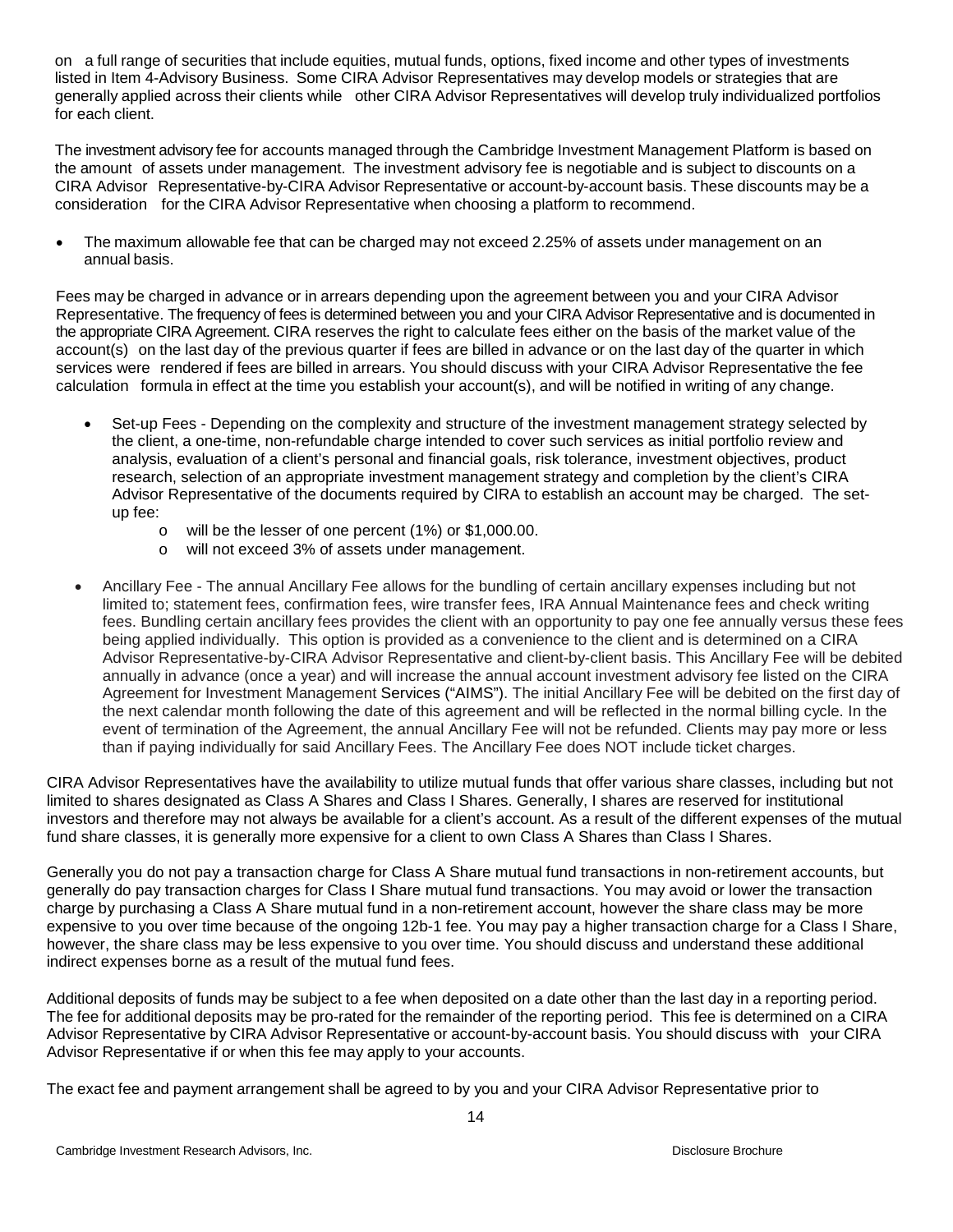on a full range of securities that include equities, mutual funds, options, fixed income and other types of investments listed in Item 4-Advisory Business. Some CIRA Advisor Representatives may develop models or strategies that are generally applied across their clients while other CIRA Advisor Representatives will develop truly individualized portfolios for each client.

The investment advisory fee for accounts managed through the Cambridge Investment Management Platform is based on the amount of assets under management. The investment advisory fee is negotiable and is subject to discounts on a CIRA Advisor Representative-by-CIRA Advisor Representative or account-by-account basis. These discounts may be a consideration for the CIRA Advisor Representative when choosing a platform to recommend.

- The maximum allowable fee that can be charged may not exceed 2.25% of assets under management on an annual basis.

Fees may be charged in advance or in arrears depending upon the agreement between you and your CIRA Advisor Representative. The frequency of fees is determined between you and your CIRA Advisor Representative and is documented in the appropriate CIRA Agreement. CIRA reserves the right to calculate fees either on the basis of the market value of the account(s) on the last day of the previous quarter if fees are billed in advance or on the last day of the quarter in which services were rendered if fees are billed in arrears. You should discuss with your CIRA Advisor Representative the fee calculation formula in effect at the time you establish your account(s), and will be notified in writing of any change.

- Set-up Fees - Depending on the complexity and structure of the investment management strategy selected by the client, a one-time, non-refundable charge intended to cover such services as initial portfolio review and analysis, evaluation of a client's personal and financial goals, risk tolerance, investment objectives, product research, selection of an appropriate investment management strategy and completion by the client's CIRA Advisor Representative of the documents required by CIRA to establish an account may be charged. The set-up fee:
  - will be the lesser of one percent (1%) or $1,000.00.
  - will not exceed 3% of assets under management.
- Ancillary Fee - The annual Ancillary Fee allows for the bundling of certain ancillary expenses including but not limited to; statement fees, confirmation fees, wire transfer fees, IRA Annual Maintenance fees and check writing fees. Bundling certain ancillary fees provides the client with an opportunity to pay one fee annually versus these fees being applied individually. This option is provided as a convenience to the client and is determined on a CIRA Advisor Representative-by-CIRA Advisor Representative and client-by-client basis. This Ancillary Fee will be debited annually in advance (once a year) and will increase the annual account investment advisory fee listed on the CIRA Agreement for Investment Management Services ("AIMS"). The initial Ancillary Fee will be debited on the first day of the next calendar month following the date of this agreement and will be reflected in the normal billing cycle. In the event of termination of the Agreement, the annual Ancillary Fee will not be refunded. Clients may pay more or less than if paying individually for said Ancillary Fees. The Ancillary Fee does NOT include ticket charges.

CIRA Advisor Representatives have the availability to utilize mutual funds that offer various share classes, including but not limited to shares designated as Class A Shares and Class I Shares. Generally, I shares are reserved for institutional investors and therefore may not always be available for a client's account. As a result of the different expenses of the mutual fund share classes, it is generally more expensive for a client to own Class A Shares than Class I Shares.

Generally you do not pay a transaction charge for Class A Share mutual fund transactions in non-retirement accounts, but generally do pay transaction charges for Class I Share mutual fund transactions. You may avoid or lower the transaction charge by purchasing a Class A Share mutual fund in a non-retirement account, however the share class may be more expensive to you over time because of the ongoing 12b-1 fee. You may pay a higher transaction charge for a Class I Share, however, the share class may be less expensive to you over time. You should discuss and understand these additional indirect expenses borne as a result of the mutual fund fees.

Additional deposits of funds may be subject to a fee when deposited on a date other than the last day in a reporting period. The fee for additional deposits may be pro-rated for the remainder of the reporting period. This fee is determined on a CIRA Advisor Representative by CIRA Advisor Representative or account-by-account basis. You should discuss with your CIRA Advisor Representative if or when this fee may apply to your accounts.

The exact fee and payment arrangement shall be agreed to by you and your CIRA Advisor Representative prior to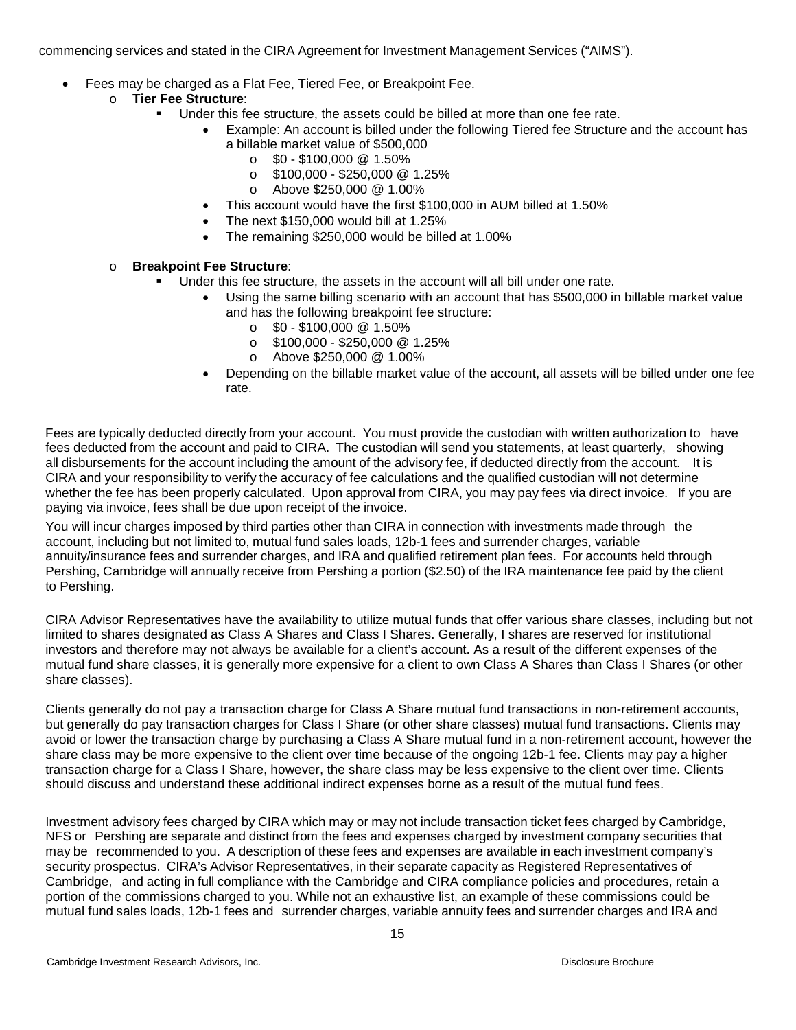commencing services and stated in the CIRA Agreement for Investment Management Services ("AIMS").

- Fees may be charged as a Flat Fee, Tiered Fee, or Breakpoint Fee.
  - **Tier Fee Structure**:
    - Under this fee structure, the assets could be billed at more than one fee rate.
      - Example: An account is billed under the following Tiered fee Structure and the account has a billable market value of $500,000
        - $0 - $100,000 @ 1.50%
        - $100,000 - $250,000 @ 1.25%
        - Above $250,000 @ 1.00%
      - This account would have the first $100,000 in AUM billed at 1.50%
      - The next $150,000 would bill at 1.25%
      - The remaining $250,000 would be billed at 1.00%
  - **Breakpoint Fee Structure**:
    - Under this fee structure, the assets in the account will all bill under one rate.
      - Using the same billing scenario with an account that has $500,000 in billable market value and has the following breakpoint fee structure:
        - $0 - $100,000 @ 1.50%
        - $100,000 - $250,000 @ 1.25%
        - Above $250,000 @ 1.00%
      - Depending on the billable market value of the account, all assets will be billed under one fee rate.

Fees are typically deducted directly from your account. You must provide the custodian with written authorization to have fees deducted from the account and paid to CIRA. The custodian will send you statements, at least quarterly, showing all disbursements for the account including the amount of the advisory fee, if deducted directly from the account. It is CIRA and your responsibility to verify the accuracy of fee calculations and the qualified custodian will not determine whether the fee has been properly calculated. Upon approval from CIRA, you may pay fees via direct invoice. If you are paying via invoice, fees shall be due upon receipt of the invoice.

You will incur charges imposed by third parties other than CIRA in connection with investments made through the account, including but not limited to, mutual fund sales loads, 12b-1 fees and surrender charges, variable annuity/insurance fees and surrender charges, and IRA and qualified retirement plan fees. For accounts held through Pershing, Cambridge will annually receive from Pershing a portion ($2.50) of the IRA maintenance fee paid by the client to Pershing.

CIRA Advisor Representatives have the availability to utilize mutual funds that offer various share classes, including but not limited to shares designated as Class A Shares and Class I Shares. Generally, I shares are reserved for institutional investors and therefore may not always be available for a client's account. As a result of the different expenses of the mutual fund share classes, it is generally more expensive for a client to own Class A Shares than Class I Shares (or other share classes).

Clients generally do not pay a transaction charge for Class A Share mutual fund transactions in non-retirement accounts, but generally do pay transaction charges for Class I Share (or other share classes) mutual fund transactions. Clients may avoid or lower the transaction charge by purchasing a Class A Share mutual fund in a non-retirement account, however the share class may be more expensive to the client over time because of the ongoing 12b-1 fee. Clients may pay a higher transaction charge for a Class I Share, however, the share class may be less expensive to the client over time. Clients should discuss and understand these additional indirect expenses borne as a result of the mutual fund fees.

Investment advisory fees charged by CIRA which may or may not include transaction ticket fees charged by Cambridge, NFS or Pershing are separate and distinct from the fees and expenses charged by investment company securities that may be recommended to you. A description of these fees and expenses are available in each investment company's security prospectus. CIRA's Advisor Representatives, in their separate capacity as Registered Representatives of Cambridge, and acting in full compliance with the Cambridge and CIRA compliance policies and procedures, retain a portion of the commissions charged to you. While not an exhaustive list, an example of these commissions could be mutual fund sales loads, 12b-1 fees and surrender charges, variable annuity fees and surrender charges and IRA and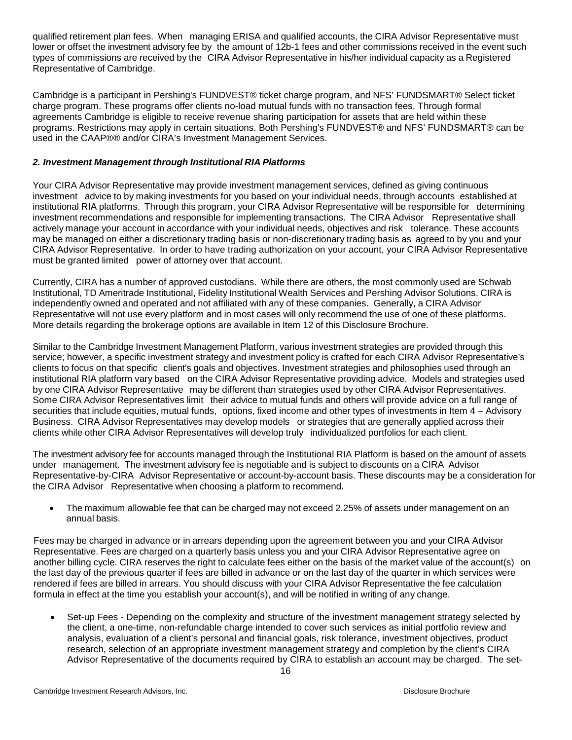qualified retirement plan fees. When managing ERISA and qualified accounts, the CIRA Advisor Representative must lower or offset the investment advisory fee by the amount of 12b-1 fees and other commissions received in the event such types of commissions are received by the CIRA Advisor Representative in his/her individual capacity as a Registered Representative of Cambridge.

Cambridge is a participant in Pershing's FUNDVEST® ticket charge program, and NFS' FUNDSMART® Select ticket charge program. These programs offer clients no-load mutual funds with no transaction fees. Through formal agreements Cambridge is eligible to receive revenue sharing participation for assets that are held within these programs. Restrictions may apply in certain situations. Both Pershing's FUNDVEST® and NFS' FUNDSMART® can be used in the CAAP®® and/or CIRA's Investment Management Services.

### *2. Investment Management through Institutional RIA Platforms*

Your CIRA Advisor Representative may provide investment management services, defined as giving continuous investment advice to by making investments for you based on your individual needs, through accounts established at institutional RIA platforms. Through this program, your CIRA Advisor Representative will be responsible for determining investment recommendations and responsible for implementing transactions. The CIRA Advisor Representative shall actively manage your account in accordance with your individual needs, objectives and risk tolerance. These accounts may be managed on either a discretionary trading basis or non-discretionary trading basis as agreed to by you and your CIRA Advisor Representative. In order to have trading authorization on your account, your CIRA Advisor Representative must be granted limited power of attorney over that account.

Currently, CIRA has a number of approved custodians. While there are others, the most commonly used are Schwab Institutional, TD Ameritrade Institutional, Fidelity Institutional Wealth Services and Pershing Advisor Solutions. CIRA is independently owned and operated and not affiliated with any of these companies. Generally, a CIRA Advisor Representative will not use every platform and in most cases will only recommend the use of one of these platforms. More details regarding the brokerage options are available in Item 12 of this Disclosure Brochure.

Similar to the Cambridge Investment Management Platform, various investment strategies are provided through this service; however, a specific investment strategy and investment policy is crafted for each CIRA Advisor Representative's clients to focus on that specific client's goals and objectives. Investment strategies and philosophies used through an institutional RIA platform vary based on the CIRA Advisor Representative providing advice. Models and strategies used by one CIRA Advisor Representative may be different than strategies used by other CIRA Advisor Representatives. Some CIRA Advisor Representatives limit their advice to mutual funds and others will provide advice on a full range of securities that include equities, mutual funds, options, fixed income and other types of investments in Item 4 – Advisory Business. CIRA Advisor Representatives may develop models or strategies that are generally applied across their clients while other CIRA Advisor Representatives will develop truly individualized portfolios for each client.

The investment advisory fee for accounts managed through the Institutional RIA Platform is based on the amount of assets under management. The investment advisory fee is negotiable and is subject to discounts on a CIRA Advisor Representative-by-CIRA Advisor Representative or account-by-account basis. These discounts may be a consideration for the CIRA Advisor Representative when choosing a platform to recommend.

- The maximum allowable fee that can be charged may not exceed 2.25% of assets under management on an annual basis.

Fees may be charged in advance or in arrears depending upon the agreement between you and your CIRA Advisor Representative. Fees are charged on a quarterly basis unless you and your CIRA Advisor Representative agree on another billing cycle. CIRA reserves the right to calculate fees either on the basis of the market value of the account(s) on the last day of the previous quarter if fees are billed in advance or on the last day of the quarter in which services were rendered if fees are billed in arrears. You should discuss with your CIRA Advisor Representative the fee calculation formula in effect at the time you establish your account(s), and will be notified in writing of any change.

- Set-up Fees - Depending on the complexity and structure of the investment management strategy selected by the client, a one-time, non-refundable charge intended to cover such services as initial portfolio review and analysis, evaluation of a client's personal and financial goals, risk tolerance, investment objectives, product research, selection of an appropriate investment management strategy and completion by the client's CIRA Advisor Representative of the documents required by CIRA to establish an account may be charged. The set-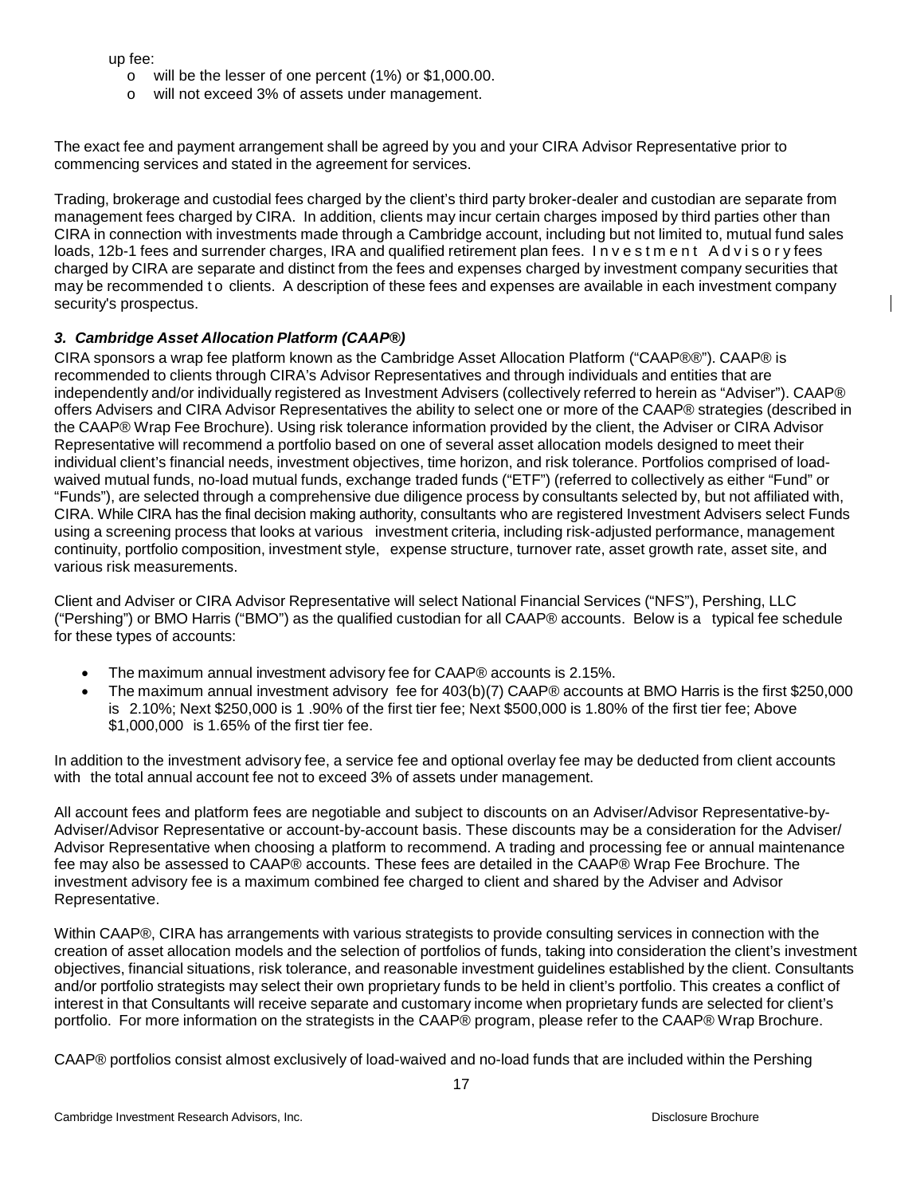up fee:

- o will be the lesser of one percent (1%) or $1,000.00.
- o will not exceed 3% of assets under management.

The exact fee and payment arrangement shall be agreed by you and your CIRA Advisor Representative prior to commencing services and stated in the agreement for services.

Trading, brokerage and custodial fees charged by the client's third party broker-dealer and custodian are separate from management fees charged by CIRA. In addition, clients may incur certain charges imposed by third parties other than CIRA in connection with investments made through a Cambridge account, including but not limited to, mutual fund sales loads, 12b-1 fees and surrender charges, IRA and qualified retirement plan fees. Investment Advisory fees charged by CIRA are separate and distinct from the fees and expenses charged by investment company securities that may be recommended to clients. A description of these fees and expenses are available in each investment company security's prospectus.

### *3. Cambridge Asset Allocation Platform (CAAP®)*

CIRA sponsors a wrap fee platform known as the Cambridge Asset Allocation Platform ("CAAP®®"). CAAP® is recommended to clients through CIRA's Advisor Representatives and through individuals and entities that are independently and/or individually registered as Investment Advisers (collectively referred to herein as "Adviser"). CAAP® offers Advisers and CIRA Advisor Representatives the ability to select one or more of the CAAP® strategies (described in the CAAP® Wrap Fee Brochure). Using risk tolerance information provided by the client, the Adviser or CIRA Advisor Representative will recommend a portfolio based on one of several asset allocation models designed to meet their individual client's financial needs, investment objectives, time horizon, and risk tolerance. Portfolios comprised of load-waived mutual funds, no-load mutual funds, exchange traded funds ("ETF") (referred to collectively as either "Fund" or "Funds"), are selected through a comprehensive due diligence process by consultants selected by, but not affiliated with, CIRA. While CIRA has the final decision making authority, consultants who are registered Investment Advisers select Funds using a screening process that looks at various investment criteria, including risk-adjusted performance, management continuity, portfolio composition, investment style, expense structure, turnover rate, asset growth rate, asset site, and various risk measurements.

Client and Adviser or CIRA Advisor Representative will select National Financial Services ("NFS"), Pershing, LLC ("Pershing") or BMO Harris ("BMO") as the qualified custodian for all CAAP® accounts. Below is a typical fee schedule for these types of accounts:

- The maximum annual investment advisory fee for CAAP® accounts is 2.15%.
- The maximum annual investment advisory fee for 403(b)(7) CAAP® accounts at BMO Harris is the first $250,000 is 2.10%; Next $250,000 is 1 .90% of the first tier fee; Next $500,000 is 1.80% of the first tier fee; Above $1,000,000 is 1.65% of the first tier fee.

In addition to the investment advisory fee, a service fee and optional overlay fee may be deducted from client accounts with the total annual account fee not to exceed 3% of assets under management.

All account fees and platform fees are negotiable and subject to discounts on an Adviser/Advisor Representative-by-Adviser/Advisor Representative or account-by-account basis. These discounts may be a consideration for the Adviser/ Advisor Representative when choosing a platform to recommend. A trading and processing fee or annual maintenance fee may also be assessed to CAAP® accounts. These fees are detailed in the CAAP® Wrap Fee Brochure. The investment advisory fee is a maximum combined fee charged to client and shared by the Adviser and Advisor Representative.

Within CAAP®, CIRA has arrangements with various strategists to provide consulting services in connection with the creation of asset allocation models and the selection of portfolios of funds, taking into consideration the client's investment objectives, financial situations, risk tolerance, and reasonable investment guidelines established by the client. Consultants and/or portfolio strategists may select their own proprietary funds to be held in client's portfolio. This creates a conflict of interest in that Consultants will receive separate and customary income when proprietary funds are selected for client's portfolio. For more information on the strategists in the CAAP® program, please refer to the CAAP® Wrap Brochure.

CAAP® portfolios consist almost exclusively of load-waived and no-load funds that are included within the Pershing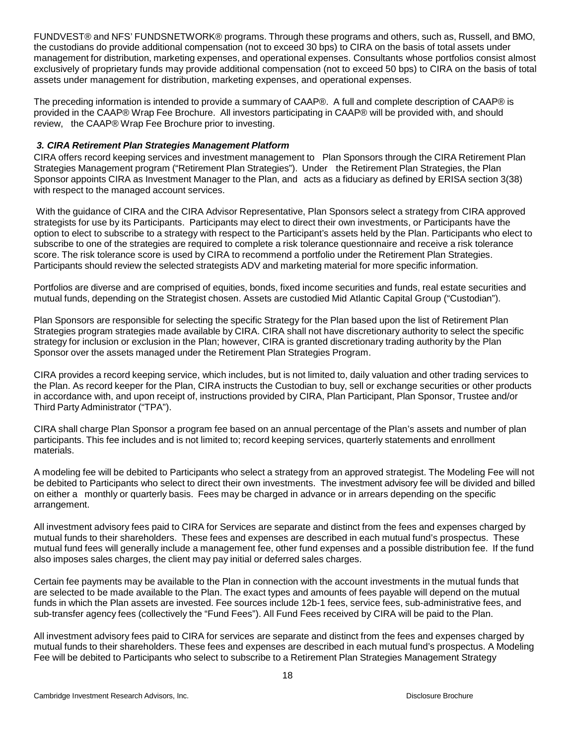FUNDVEST® and NFS' FUNDSNETWORK® programs. Through these programs and others, such as, Russell, and BMO, the custodians do provide additional compensation (not to exceed 30 bps) to CIRA on the basis of total assets under management for distribution, marketing expenses, and operational expenses. Consultants whose portfolios consist almost exclusively of proprietary funds may provide additional compensation (not to exceed 50 bps) to CIRA on the basis of total assets under management for distribution, marketing expenses, and operational expenses.

The preceding information is intended to provide a summary of CAAP®. A full and complete description of CAAP® is provided in the CAAP® Wrap Fee Brochure. All investors participating in CAAP® will be provided with, and should review, the CAAP® Wrap Fee Brochure prior to investing.

### *3. CIRA Retirement Plan Strategies Management Platform*

CIRA offers record keeping services and investment management to Plan Sponsors through the CIRA Retirement Plan Strategies Management program ("Retirement Plan Strategies"). Under the Retirement Plan Strategies, the Plan Sponsor appoints CIRA as Investment Manager to the Plan, and acts as a fiduciary as defined by ERISA section 3(38) with respect to the managed account services.

With the guidance of CIRA and the CIRA Advisor Representative, Plan Sponsors select a strategy from CIRA approved strategists for use by its Participants. Participants may elect to direct their own investments, or Participants have the option to elect to subscribe to a strategy with respect to the Participant's assets held by the Plan. Participants who elect to subscribe to one of the strategies are required to complete a risk tolerance questionnaire and receive a risk tolerance score. The risk tolerance score is used by CIRA to recommend a portfolio under the Retirement Plan Strategies. Participants should review the selected strategists ADV and marketing material for more specific information.

Portfolios are diverse and are comprised of equities, bonds, fixed income securities and funds, real estate securities and mutual funds, depending on the Strategist chosen. Assets are custodied Mid Atlantic Capital Group ("Custodian").

Plan Sponsors are responsible for selecting the specific Strategy for the Plan based upon the list of Retirement Plan Strategies program strategies made available by CIRA. CIRA shall not have discretionary authority to select the specific strategy for inclusion or exclusion in the Plan; however, CIRA is granted discretionary trading authority by the Plan Sponsor over the assets managed under the Retirement Plan Strategies Program.

CIRA provides a record keeping service, which includes, but is not limited to, daily valuation and other trading services to the Plan. As record keeper for the Plan, CIRA instructs the Custodian to buy, sell or exchange securities or other products in accordance with, and upon receipt of, instructions provided by CIRA, Plan Participant, Plan Sponsor, Trustee and/or Third Party Administrator ("TPA").

CIRA shall charge Plan Sponsor a program fee based on an annual percentage of the Plan's assets and number of plan participants. This fee includes and is not limited to; record keeping services, quarterly statements and enrollment materials.

A modeling fee will be debited to Participants who select a strategy from an approved strategist. The Modeling Fee will not be debited to Participants who select to direct their own investments. The investment advisory fee will be divided and billed on either a monthly or quarterly basis. Fees may be charged in advance or in arrears depending on the specific arrangement.

All investment advisory fees paid to CIRA for Services are separate and distinct from the fees and expenses charged by mutual funds to their shareholders. These fees and expenses are described in each mutual fund's prospectus. These mutual fund fees will generally include a management fee, other fund expenses and a possible distribution fee. If the fund also imposes sales charges, the client may pay initial or deferred sales charges.

Certain fee payments may be available to the Plan in connection with the account investments in the mutual funds that are selected to be made available to the Plan. The exact types and amounts of fees payable will depend on the mutual funds in which the Plan assets are invested. Fee sources include 12b-1 fees, service fees, sub-administrative fees, and sub-transfer agency fees (collectively the "Fund Fees"). All Fund Fees received by CIRA will be paid to the Plan.

All investment advisory fees paid to CIRA for services are separate and distinct from the fees and expenses charged by mutual funds to their shareholders. These fees and expenses are described in each mutual fund's prospectus. A Modeling Fee will be debited to Participants who select to subscribe to a Retirement Plan Strategies Management Strategy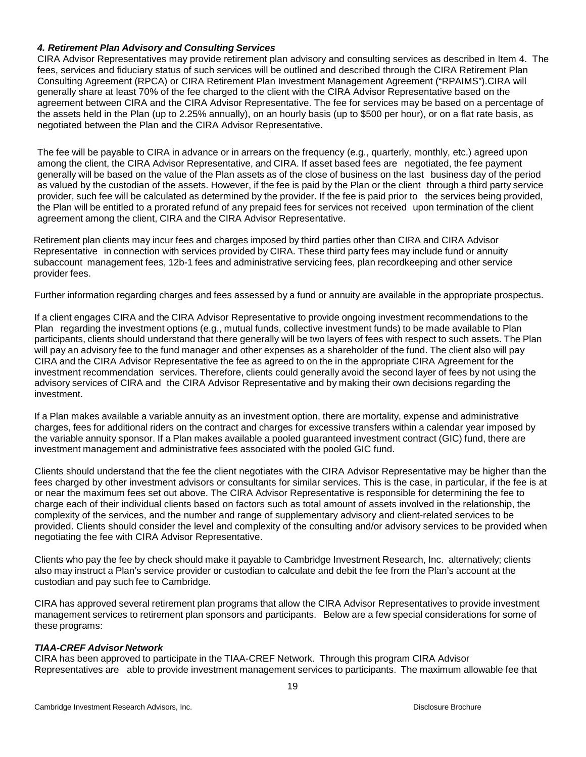### *4. Retirement Plan Advisory and Consulting Services*

CIRA Advisor Representatives may provide retirement plan advisory and consulting services as described in Item 4. The fees, services and fiduciary status of such services will be outlined and described through the CIRA Retirement Plan Consulting Agreement (RPCA) or CIRA Retirement Plan Investment Management Agreement ("RPAIMS").CIRA will generally share at least 70% of the fee charged to the client with the CIRA Advisor Representative based on the agreement between CIRA and the CIRA Advisor Representative. The fee for services may be based on a percentage of the assets held in the Plan (up to 2.25% annually), on an hourly basis (up to $500 per hour), or on a flat rate basis, as negotiated between the Plan and the CIRA Advisor Representative.

The fee will be payable to CIRA in advance or in arrears on the frequency (e.g., quarterly, monthly, etc.) agreed upon among the client, the CIRA Advisor Representative, and CIRA. If asset based fees are negotiated, the fee payment generally will be based on the value of the Plan assets as of the close of business on the last business day of the period as valued by the custodian of the assets. However, if the fee is paid by the Plan or the client through a third party service provider, such fee will be calculated as determined by the provider. If the fee is paid prior to the services being provided, the Plan will be entitled to a prorated refund of any prepaid fees for services not received upon termination of the client agreement among the client, CIRA and the CIRA Advisor Representative.

Retirement plan clients may incur fees and charges imposed by third parties other than CIRA and CIRA Advisor Representative in connection with services provided by CIRA. These third party fees may include fund or annuity subaccount management fees, 12b-1 fees and administrative servicing fees, plan recordkeeping and other service provider fees.

Further information regarding charges and fees assessed by a fund or annuity are available in the appropriate prospectus.

If a client engages CIRA and the CIRA Advisor Representative to provide ongoing investment recommendations to the Plan regarding the investment options (e.g., mutual funds, collective investment funds) to be made available to Plan participants, clients should understand that there generally will be two layers of fees with respect to such assets. The Plan will pay an advisory fee to the fund manager and other expenses as a shareholder of the fund. The client also will pay CIRA and the CIRA Advisor Representative the fee as agreed to on the in the appropriate CIRA Agreement for the investment recommendation services. Therefore, clients could generally avoid the second layer of fees by not using the advisory services of CIRA and the CIRA Advisor Representative and by making their own decisions regarding the investment.

If a Plan makes available a variable annuity as an investment option, there are mortality, expense and administrative charges, fees for additional riders on the contract and charges for excessive transfers within a calendar year imposed by the variable annuity sponsor. If a Plan makes available a pooled guaranteed investment contract (GIC) fund, there are investment management and administrative fees associated with the pooled GIC fund.

Clients should understand that the fee the client negotiates with the CIRA Advisor Representative may be higher than the fees charged by other investment advisors or consultants for similar services. This is the case, in particular, if the fee is at or near the maximum fees set out above. The CIRA Advisor Representative is responsible for determining the fee to charge each of their individual clients based on factors such as total amount of assets involved in the relationship, the complexity of the services, and the number and range of supplementary advisory and client-related services to be provided. Clients should consider the level and complexity of the consulting and/or advisory services to be provided when negotiating the fee with CIRA Advisor Representative.

Clients who pay the fee by check should make it payable to Cambridge Investment Research, Inc. alternatively; clients also may instruct a Plan's service provider or custodian to calculate and debit the fee from the Plan's account at the custodian and pay such fee to Cambridge.

CIRA has approved several retirement plan programs that allow the CIRA Advisor Representatives to provide investment management services to retirement plan sponsors and participants. Below are a few special considerations for some of these programs:

#### *TIAA-CREF Advisor Network*

CIRA has been approved to participate in the TIAA-CREF Network. Through this program CIRA Advisor Representatives are able to provide investment management services to participants. The maximum allowable fee that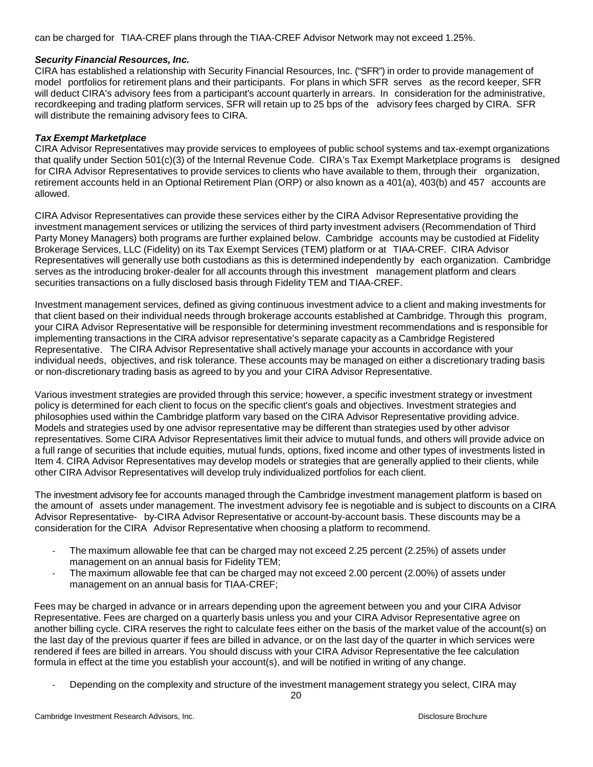can be charged for TIAA-CREF plans through the TIAA-CREF Advisor Network may not exceed 1.25%.

***Security Financial Resources, Inc.***

CIRA has established a relationship with Security Financial Resources, Inc. ("SFR") in order to provide management of model portfolios for retirement plans and their participants. For plans in which SFR serves as the record keeper, SFR will deduct CIRA's advisory fees from a participant's account quarterly in arrears. In consideration for the administrative, recordkeeping and trading platform services, SFR will retain up to 25 bps of the advisory fees charged by CIRA. SFR will distribute the remaining advisory fees to CIRA.

***Tax Exempt Marketplace***

CIRA Advisor Representatives may provide services to employees of public school systems and tax-exempt organizations that qualify under Section 501(c)(3) of the Internal Revenue Code. CIRA's Tax Exempt Marketplace programs is designed for CIRA Advisor Representatives to provide services to clients who have available to them, through their organization, retirement accounts held in an Optional Retirement Plan (ORP) or also known as a 401(a), 403(b) and 457 accounts are allowed.

CIRA Advisor Representatives can provide these services either by the CIRA Advisor Representative providing the investment management services or utilizing the services of third party investment advisers (Recommendation of Third Party Money Managers) both programs are further explained below. Cambridge accounts may be custodied at Fidelity Brokerage Services, LLC (Fidelity) on its Tax Exempt Services (TEM) platform or at TIAA-CREF. CIRA Advisor Representatives will generally use both custodians as this is determined independently by each organization. Cambridge serves as the introducing broker-dealer for all accounts through this investment management platform and clears securities transactions on a fully disclosed basis through Fidelity TEM and TIAA-CREF.

Investment management services, defined as giving continuous investment advice to a client and making investments for that client based on their individual needs through brokerage accounts established at Cambridge. Through this program, your CIRA Advisor Representative will be responsible for determining investment recommendations and is responsible for implementing transactions in the CIRA advisor representative's separate capacity as a Cambridge Registered Representative. The CIRA Advisor Representative shall actively manage your accounts in accordance with your individual needs, objectives, and risk tolerance. These accounts may be managed on either a discretionary trading basis or non-discretionary trading basis as agreed to by you and your CIRA Advisor Representative.

Various investment strategies are provided through this service; however, a specific investment strategy or investment policy is determined for each client to focus on the specific client's goals and objectives. Investment strategies and philosophies used within the Cambridge platform vary based on the CIRA Advisor Representative providing advice. Models and strategies used by one advisor representative may be different than strategies used by other advisor representatives. Some CIRA Advisor Representatives limit their advice to mutual funds, and others will provide advice on a full range of securities that include equities, mutual funds, options, fixed income and other types of investments listed in Item 4. CIRA Advisor Representatives may develop models or strategies that are generally applied to their clients, while other CIRA Advisor Representatives will develop truly individualized portfolios for each client.

The investment advisory fee for accounts managed through the Cambridge investment management platform is based on the amount of assets under management. The investment advisory fee is negotiable and is subject to discounts on a CIRA Advisor Representative- by-CIRA Advisor Representative or account-by-account basis. These discounts may be a consideration for the CIRA Advisor Representative when choosing a platform to recommend.

- The maximum allowable fee that can be charged may not exceed 2.25 percent (2.25%) of assets under management on an annual basis for Fidelity TEM;
- The maximum allowable fee that can be charged may not exceed 2.00 percent (2.00%) of assets under management on an annual basis for TIAA-CREF;

Fees may be charged in advance or in arrears depending upon the agreement between you and your CIRA Advisor Representative. Fees are charged on a quarterly basis unless you and your CIRA Advisor Representative agree on another billing cycle. CIRA reserves the right to calculate fees either on the basis of the market value of the account(s) on the last day of the previous quarter if fees are billed in advance, or on the last day of the quarter in which services were rendered if fees are billed in arrears. You should discuss with your CIRA Advisor Representative the fee calculation formula in effect at the time you establish your account(s), and will be notified in writing of any change.

- Depending on the complexity and structure of the investment management strategy you select, CIRA may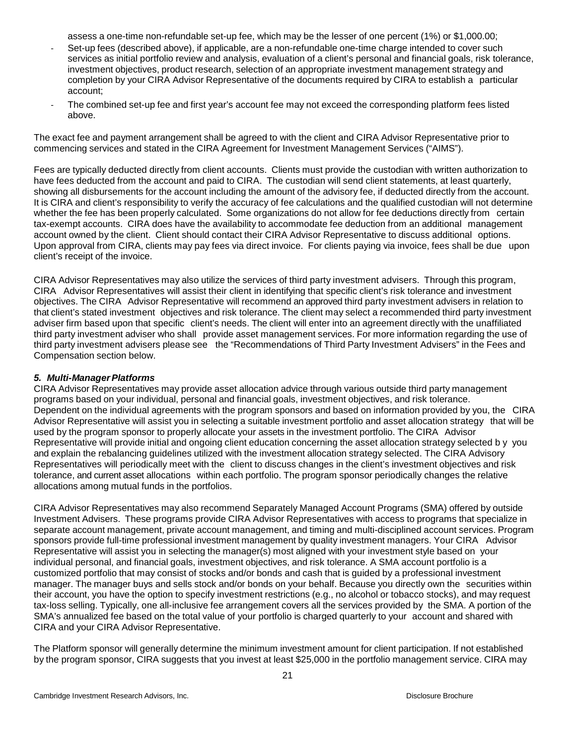assess a one-time non-refundable set-up fee, which may be the lesser of one percent (1%) or $1,000.00;

- Set-up fees (described above), if applicable, are a non-refundable one-time charge intended to cover such services as initial portfolio review and analysis, evaluation of a client's personal and financial goals, risk tolerance, investment objectives, product research, selection of an appropriate investment management strategy and completion by your CIRA Advisor Representative of the documents required by CIRA to establish a particular account;
- The combined set-up fee and first year's account fee may not exceed the corresponding platform fees listed above.

The exact fee and payment arrangement shall be agreed to with the client and CIRA Advisor Representative prior to commencing services and stated in the CIRA Agreement for Investment Management Services ("AIMS").

Fees are typically deducted directly from client accounts. Clients must provide the custodian with written authorization to have fees deducted from the account and paid to CIRA. The custodian will send client statements, at least quarterly, showing all disbursements for the account including the amount of the advisory fee, if deducted directly from the account. It is CIRA and client's responsibility to verify the accuracy of fee calculations and the qualified custodian will not determine whether the fee has been properly calculated. Some organizations do not allow for fee deductions directly from certain tax-exempt accounts. CIRA does have the availability to accommodate fee deduction from an additional management account owned by the client. Client should contact their CIRA Advisor Representative to discuss additional options. Upon approval from CIRA, clients may pay fees via direct invoice. For clients paying via invoice, fees shall be due upon client's receipt of the invoice.

CIRA Advisor Representatives may also utilize the services of third party investment advisers. Through this program, CIRA Advisor Representatives will assist their client in identifying that specific client's risk tolerance and investment objectives. The CIRA Advisor Representative will recommend an approved third party investment advisers in relation to that client's stated investment objectives and risk tolerance. The client may select a recommended third party investment adviser firm based upon that specific client's needs. The client will enter into an agreement directly with the unaffiliated third party investment adviser who shall provide asset management services. For more information regarding the use of third party investment advisers please see the "Recommendations of Third Party Investment Advisers" in the Fees and Compensation section below.

***5. Multi-Manager Platforms***

CIRA Advisor Representatives may provide asset allocation advice through various outside third party management programs based on your individual, personal and financial goals, investment objectives, and risk tolerance. Dependent on the individual agreements with the program sponsors and based on information provided by you, the CIRA Advisor Representative will assist you in selecting a suitable investment portfolio and asset allocation strategy that will be used by the program sponsor to properly allocate your assets in the investment portfolio. The CIRA Advisor Representative will provide initial and ongoing client education concerning the asset allocation strategy selected b y you and explain the rebalancing guidelines utilized with the investment allocation strategy selected. The CIRA Advisory Representatives will periodically meet with the client to discuss changes in the client's investment objectives and risk tolerance, and current asset allocations within each portfolio. The program sponsor periodically changes the relative allocations among mutual funds in the portfolios.

CIRA Advisor Representatives may also recommend Separately Managed Account Programs (SMA) offered by outside Investment Advisers. These programs provide CIRA Advisor Representatives with access to programs that specialize in separate account management, private account management, and timing and multi-disciplined account services. Program sponsors provide full-time professional investment management by quality investment managers. Your CIRA Advisor Representative will assist you in selecting the manager(s) most aligned with your investment style based on your individual personal, and financial goals, investment objectives, and risk tolerance. A SMA account portfolio is a customized portfolio that may consist of stocks and/or bonds and cash that is guided by a professional investment manager. The manager buys and sells stock and/or bonds on your behalf. Because you directly own the securities within their account, you have the option to specify investment restrictions (e.g., no alcohol or tobacco stocks), and may request tax-loss selling. Typically, one all-inclusive fee arrangement covers all the services provided by the SMA. A portion of the SMA's annualized fee based on the total value of your portfolio is charged quarterly to your account and shared with CIRA and your CIRA Advisor Representative.

The Platform sponsor will generally determine the minimum investment amount for client participation. If not established by the program sponsor, CIRA suggests that you invest at least $25,000 in the portfolio management service. CIRA may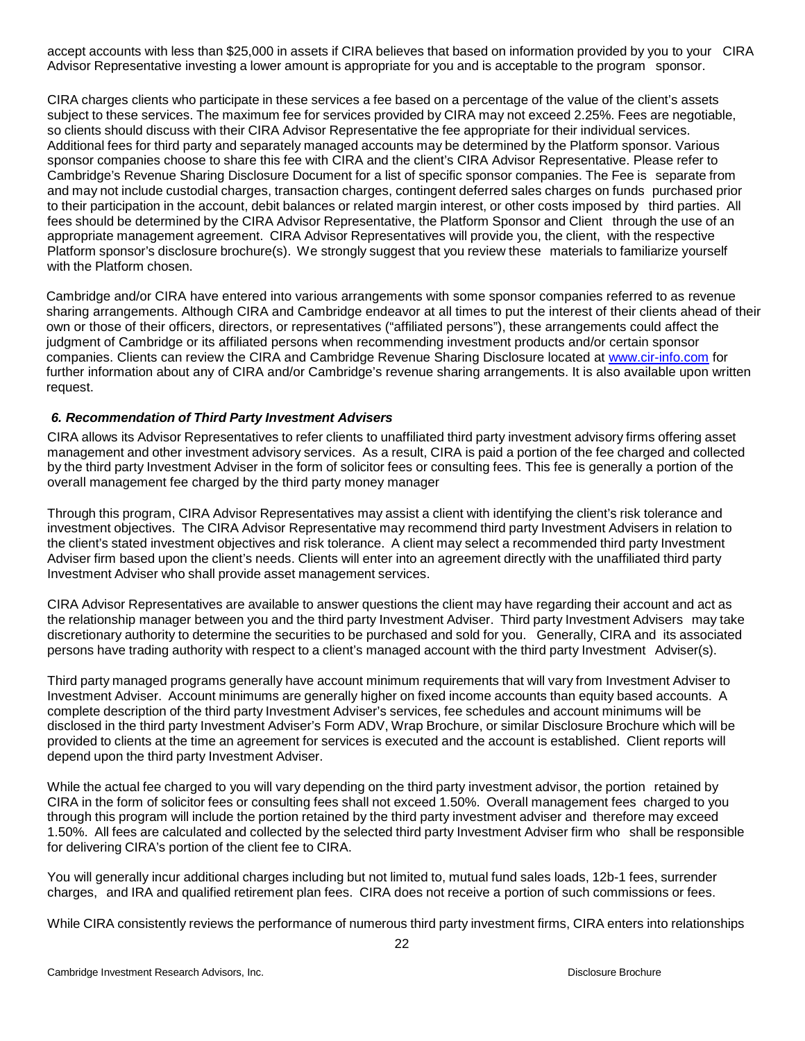accept accounts with less than $25,000 in assets if CIRA believes that based on information provided by you to your CIRA Advisor Representative investing a lower amount is appropriate for you and is acceptable to the program sponsor.

CIRA charges clients who participate in these services a fee based on a percentage of the value of the client's assets subject to these services. The maximum fee for services provided by CIRA may not exceed 2.25%. Fees are negotiable, so clients should discuss with their CIRA Advisor Representative the fee appropriate for their individual services. Additional fees for third party and separately managed accounts may be determined by the Platform sponsor. Various sponsor companies choose to share this fee with CIRA and the client's CIRA Advisor Representative. Please refer to Cambridge's Revenue Sharing Disclosure Document for a list of specific sponsor companies. The Fee is separate from and may not include custodial charges, transaction charges, contingent deferred sales charges on funds purchased prior to their participation in the account, debit balances or related margin interest, or other costs imposed by third parties. All fees should be determined by the CIRA Advisor Representative, the Platform Sponsor and Client through the use of an appropriate management agreement. CIRA Advisor Representatives will provide you, the client, with the respective Platform sponsor's disclosure brochure(s). We strongly suggest that you review these materials to familiarize yourself with the Platform chosen.

Cambridge and/or CIRA have entered into various arrangements with some sponsor companies referred to as revenue sharing arrangements. Although CIRA and Cambridge endeavor at all times to put the interest of their clients ahead of their own or those of their officers, directors, or representatives ("affiliated persons"), these arrangements could affect the judgment of Cambridge or its affiliated persons when recommending investment products and/or certain sponsor companies. Clients can review the CIRA and Cambridge Revenue Sharing Disclosure located at [www.cir-info.com](http://www.cir-info.com) for further information about any of CIRA and/or Cambridge's revenue sharing arrangements. It is also available upon written request.

### *6. Recommendation of Third Party Investment Advisers*

CIRA allows its Advisor Representatives to refer clients to unaffiliated third party investment advisory firms offering asset management and other investment advisory services. As a result, CIRA is paid a portion of the fee charged and collected by the third party Investment Adviser in the form of solicitor fees or consulting fees. This fee is generally a portion of the overall management fee charged by the third party money manager

Through this program, CIRA Advisor Representatives may assist a client with identifying the client's risk tolerance and investment objectives. The CIRA Advisor Representative may recommend third party Investment Advisers in relation to the client's stated investment objectives and risk tolerance. A client may select a recommended third party Investment Adviser firm based upon the client's needs. Clients will enter into an agreement directly with the unaffiliated third party Investment Adviser who shall provide asset management services.

CIRA Advisor Representatives are available to answer questions the client may have regarding their account and act as the relationship manager between you and the third party Investment Adviser. Third party Investment Advisers may take discretionary authority to determine the securities to be purchased and sold for you. Generally, CIRA and its associated persons have trading authority with respect to a client's managed account with the third party Investment Adviser(s).

Third party managed programs generally have account minimum requirements that will vary from Investment Adviser to Investment Adviser. Account minimums are generally higher on fixed income accounts than equity based accounts. A complete description of the third party Investment Adviser's services, fee schedules and account minimums will be disclosed in the third party Investment Adviser's Form ADV, Wrap Brochure, or similar Disclosure Brochure which will be provided to clients at the time an agreement for services is executed and the account is established. Client reports will depend upon the third party Investment Adviser.

While the actual fee charged to you will vary depending on the third party investment advisor, the portion retained by CIRA in the form of solicitor fees or consulting fees shall not exceed 1.50%. Overall management fees charged to you through this program will include the portion retained by the third party investment adviser and therefore may exceed 1.50%. All fees are calculated and collected by the selected third party Investment Adviser firm who shall be responsible for delivering CIRA's portion of the client fee to CIRA.

You will generally incur additional charges including but not limited to, mutual fund sales loads, 12b-1 fees, surrender charges, and IRA and qualified retirement plan fees. CIRA does not receive a portion of such commissions or fees.

While CIRA consistently reviews the performance of numerous third party investment firms, CIRA enters into relationships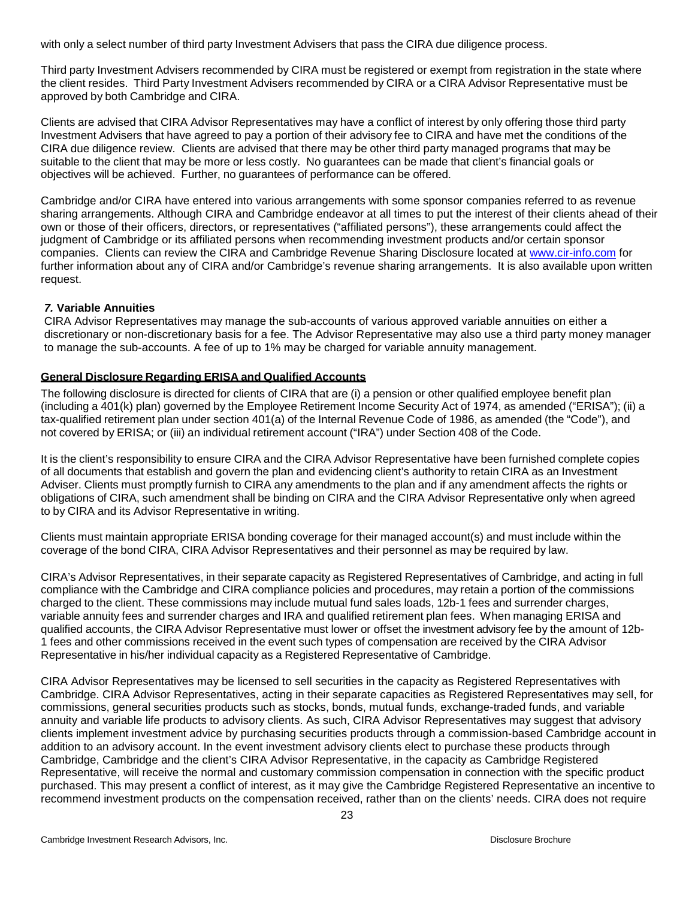with only a select number of third party Investment Advisers that pass the CIRA due diligence process.

Third party Investment Advisers recommended by CIRA must be registered or exempt from registration in the state where the client resides. Third Party Investment Advisers recommended by CIRA or a CIRA Advisor Representative must be approved by both Cambridge and CIRA.

Clients are advised that CIRA Advisor Representatives may have a conflict of interest by only offering those third party Investment Advisers that have agreed to pay a portion of their advisory fee to CIRA and have met the conditions of the CIRA due diligence review. Clients are advised that there may be other third party managed programs that may be suitable to the client that may be more or less costly. No guarantees can be made that client's financial goals or objectives will be achieved. Further, no guarantees of performance can be offered.

Cambridge and/or CIRA have entered into various arrangements with some sponsor companies referred to as revenue sharing arrangements. Although CIRA and Cambridge endeavor at all times to put the interest of their clients ahead of their own or those of their officers, directors, or representatives ("affiliated persons"), these arrangements could affect the judgment of Cambridge or its affiliated persons when recommending investment products and/or certain sponsor companies. Clients can review the CIRA and Cambridge Revenue Sharing Disclosure located at www.cir-info.com for further information about any of CIRA and/or Cambridge's revenue sharing arrangements. It is also available upon written request.

***7.* Variable Annuities**

CIRA Advisor Representatives may manage the sub-accounts of various approved variable annuities on either a discretionary or non-discretionary basis for a fee. The Advisor Representative may also use a third party money manager to manage the sub-accounts. A fee of up to 1% may be charged for variable annuity management.

**General Disclosure Regarding ERISA and Qualified Accounts**

The following disclosure is directed for clients of CIRA that are (i) a pension or other qualified employee benefit plan (including a 401(k) plan) governed by the Employee Retirement Income Security Act of 1974, as amended ("ERISA"); (ii) a tax-qualified retirement plan under section 401(a) of the Internal Revenue Code of 1986, as amended (the "Code"), and not covered by ERISA; or (iii) an individual retirement account ("IRA") under Section 408 of the Code.

It is the client's responsibility to ensure CIRA and the CIRA Advisor Representative have been furnished complete copies of all documents that establish and govern the plan and evidencing client's authority to retain CIRA as an Investment Adviser. Clients must promptly furnish to CIRA any amendments to the plan and if any amendment affects the rights or obligations of CIRA, such amendment shall be binding on CIRA and the CIRA Advisor Representative only when agreed to by CIRA and its Advisor Representative in writing.

Clients must maintain appropriate ERISA bonding coverage for their managed account(s) and must include within the coverage of the bond CIRA, CIRA Advisor Representatives and their personnel as may be required by law.

CIRA's Advisor Representatives, in their separate capacity as Registered Representatives of Cambridge, and acting in full compliance with the Cambridge and CIRA compliance policies and procedures, may retain a portion of the commissions charged to the client. These commissions may include mutual fund sales loads, 12b-1 fees and surrender charges, variable annuity fees and surrender charges and IRA and qualified retirement plan fees. When managing ERISA and qualified accounts, the CIRA Advisor Representative must lower or offset the investment advisory fee by the amount of 12b-1 fees and other commissions received in the event such types of compensation are received by the CIRA Advisor Representative in his/her individual capacity as a Registered Representative of Cambridge.

CIRA Advisor Representatives may be licensed to sell securities in the capacity as Registered Representatives with Cambridge. CIRA Advisor Representatives, acting in their separate capacities as Registered Representatives may sell, for commissions, general securities products such as stocks, bonds, mutual funds, exchange-traded funds, and variable annuity and variable life products to advisory clients. As such, CIRA Advisor Representatives may suggest that advisory clients implement investment advice by purchasing securities products through a commission-based Cambridge account in addition to an advisory account. In the event investment advisory clients elect to purchase these products through Cambridge, Cambridge and the client's CIRA Advisor Representative, in the capacity as Cambridge Registered Representative, will receive the normal and customary commission compensation in connection with the specific product purchased. This may present a conflict of interest, as it may give the Cambridge Registered Representative an incentive to recommend investment products on the compensation received, rather than on the clients' needs. CIRA does not require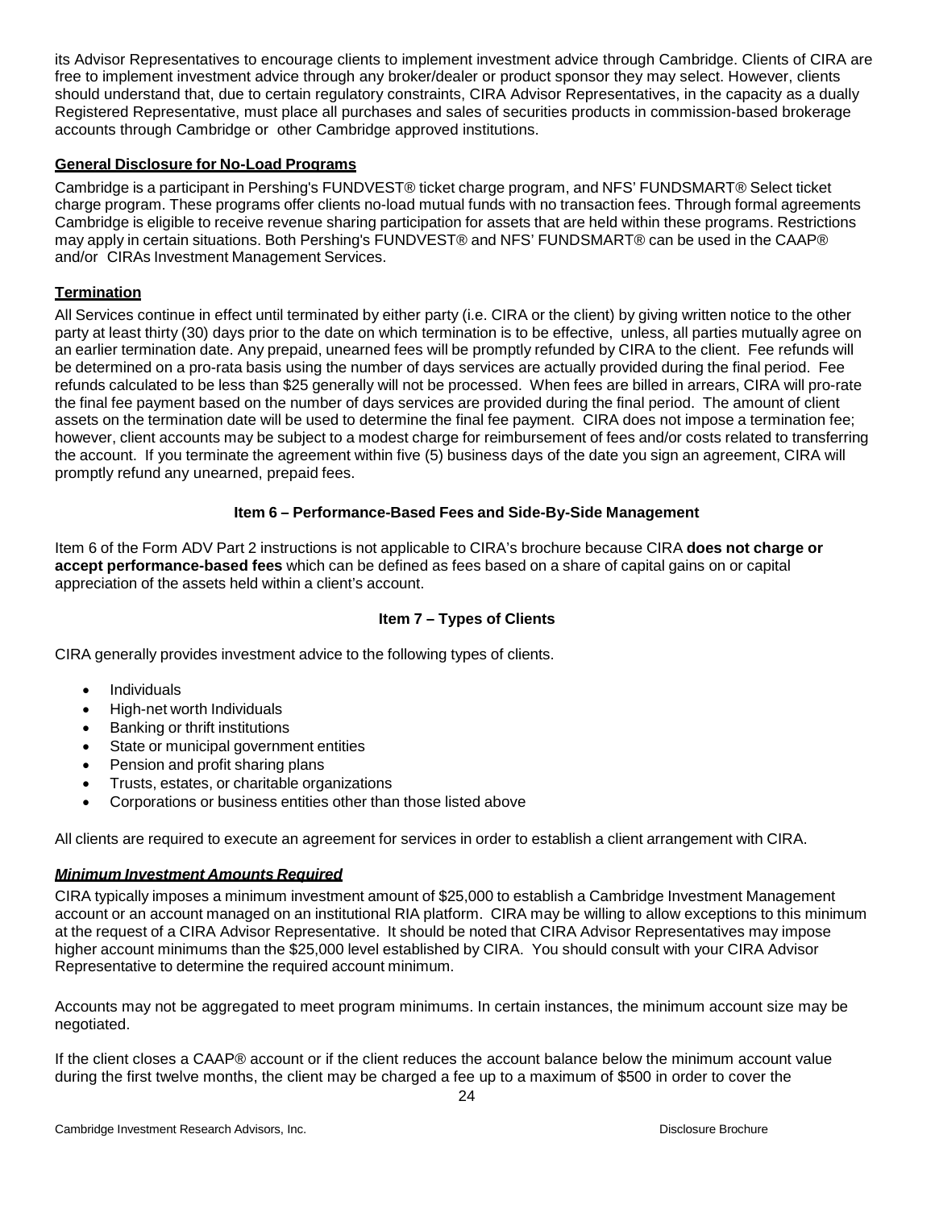its Advisor Representatives to encourage clients to implement investment advice through Cambridge. Clients of CIRA are free to implement investment advice through any broker/dealer or product sponsor they may select. However, clients should understand that, due to certain regulatory constraints, CIRA Advisor Representatives, in the capacity as a dually Registered Representative, must place all purchases and sales of securities products in commission-based brokerage accounts through Cambridge or other Cambridge approved institutions.

**General Disclosure for No-Load Programs**

Cambridge is a participant in Pershing's FUNDVEST® ticket charge program, and NFS' FUNDSMART® Select ticket charge program. These programs offer clients no-load mutual funds with no transaction fees. Through formal agreements Cambridge is eligible to receive revenue sharing participation for assets that are held within these programs. Restrictions may apply in certain situations. Both Pershing's FUNDVEST® and NFS' FUNDSMART® can be used in the CAAP® and/or CIRAs Investment Management Services.

**Termination**

All Services continue in effect until terminated by either party (i.e. CIRA or the client) by giving written notice to the other party at least thirty (30) days prior to the date on which termination is to be effective, unless, all parties mutually agree on an earlier termination date. Any prepaid, unearned fees will be promptly refunded by CIRA to the client. Fee refunds will be determined on a pro-rata basis using the number of days services are actually provided during the final period. Fee refunds calculated to be less than $25 generally will not be processed. When fees are billed in arrears, CIRA will pro-rate the final fee payment based on the number of days services are provided during the final period. The amount of client assets on the termination date will be used to determine the final fee payment. CIRA does not impose a termination fee; however, client accounts may be subject to a modest charge for reimbursement of fees and/or costs related to transferring the account. If you terminate the agreement within five (5) business days of the date you sign an agreement, CIRA will promptly refund any unearned, prepaid fees.

## Item 6 – Performance-Based Fees and Side-By-Side Management

Item 6 of the Form ADV Part 2 instructions is not applicable to CIRA's brochure because CIRA **does not charge or accept performance-based fees** which can be defined as fees based on a share of capital gains on or capital appreciation of the assets held within a client's account.

## Item 7 – Types of Clients

CIRA generally provides investment advice to the following types of clients.

- Individuals
- High-net worth Individuals
- Banking or thrift institutions
- State or municipal government entities
- Pension and profit sharing plans
- Trusts, estates, or charitable organizations
- Corporations or business entities other than those listed above

All clients are required to execute an agreement for services in order to establish a client arrangement with CIRA.

***Minimum Investment Amounts Required***

CIRA typically imposes a minimum investment amount of $25,000 to establish a Cambridge Investment Management account or an account managed on an institutional RIA platform. CIRA may be willing to allow exceptions to this minimum at the request of a CIRA Advisor Representative. It should be noted that CIRA Advisor Representatives may impose higher account minimums than the $25,000 level established by CIRA. You should consult with your CIRA Advisor Representative to determine the required account minimum.

Accounts may not be aggregated to meet program minimums. In certain instances, the minimum account size may be negotiated.

If the client closes a CAAP® account or if the client reduces the account balance below the minimum account value during the first twelve months, the client may be charged a fee up to a maximum of $500 in order to cover the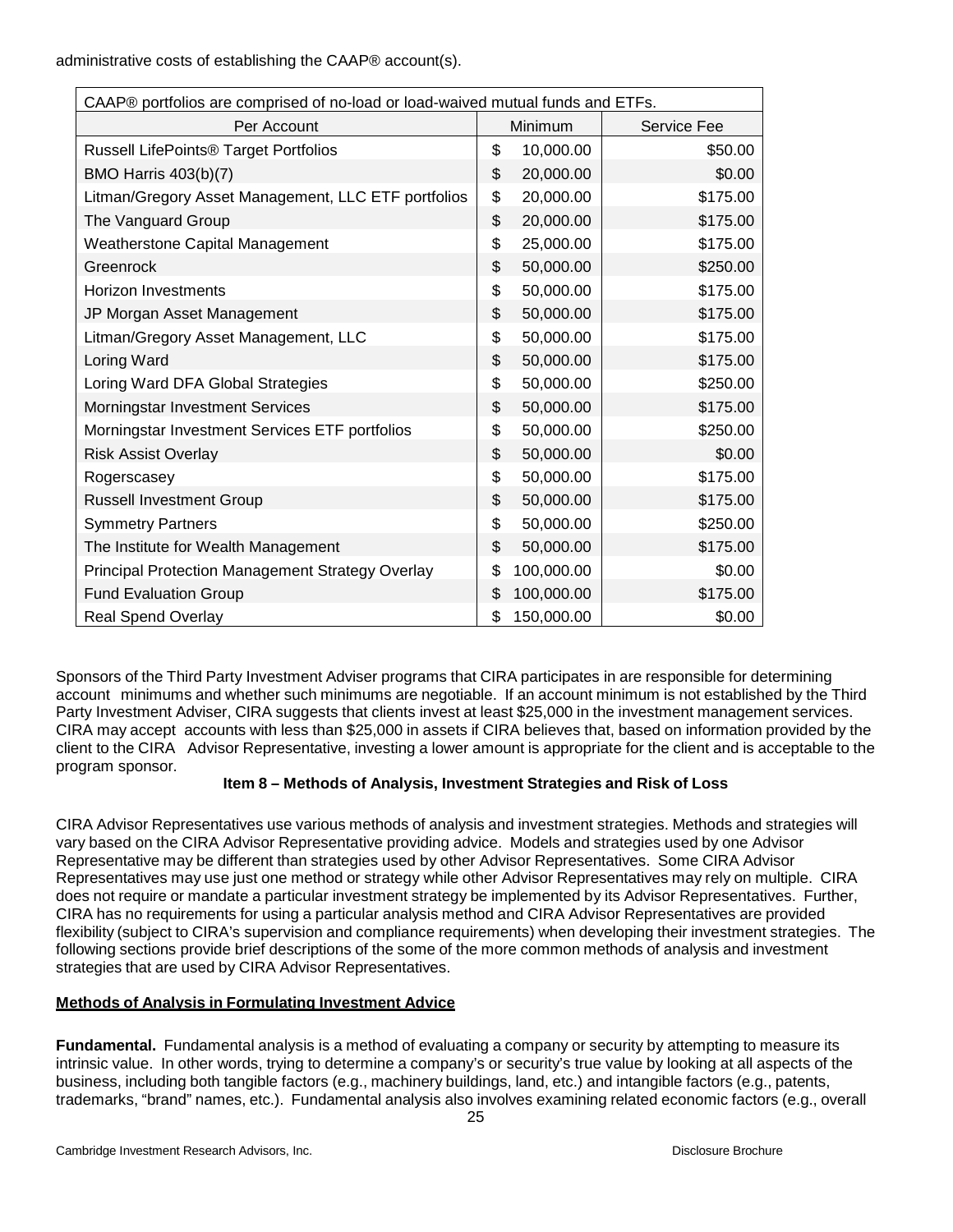administrative costs of establishing the CAAP® account(s).

| CAAP® portfolios are comprised of no-load or load-waived mutual funds and ETFs. | | |
|---|---|---|
| Per Account | Minimum | Service Fee |
| Russell LifePoints® Target Portfolios | $ 10,000.00 | $50.00 |
| BMO Harris 403(b)(7) | $ 20,000.00 | $0.00 |
| Litman/Gregory Asset Management, LLC ETF portfolios | $ 20,000.00 | $175.00 |
| The Vanguard Group | $ 20,000.00 | $175.00 |
| Weatherstone Capital Management | $ 25,000.00 | $175.00 |
| Greenrock | $ 50,000.00 | $250.00 |
| Horizon Investments | $ 50,000.00 | $175.00 |
| JP Morgan Asset Management | $ 50,000.00 | $175.00 |
| Litman/Gregory Asset Management, LLC | $ 50,000.00 | $175.00 |
| Loring Ward | $ 50,000.00 | $175.00 |
| Loring Ward DFA Global Strategies | $ 50,000.00 | $250.00 |
| Morningstar Investment Services | $ 50,000.00 | $175.00 |
| Morningstar Investment Services ETF portfolios | $ 50,000.00 | $250.00 |
| Risk Assist Overlay | $ 50,000.00 | $0.00 |
| Rogerscasey | $ 50,000.00 | $175.00 |
| Russell Investment Group | $ 50,000.00 | $175.00 |
| Symmetry Partners | $ 50,000.00 | $250.00 |
| The Institute for Wealth Management | $ 50,000.00 | $175.00 |
| Principal Protection Management Strategy Overlay | $ 100,000.00 | $0.00 |
| Fund Evaluation Group | $ 100,000.00 | $175.00 |
| Real Spend Overlay | $ 150,000.00 | $0.00 |

Sponsors of the Third Party Investment Adviser programs that CIRA participates in are responsible for determining account minimums and whether such minimums are negotiable. If an account minimum is not established by the Third Party Investment Adviser, CIRA suggests that clients invest at least $25,000 in the investment management services. CIRA may accept accounts with less than $25,000 in assets if CIRA believes that, based on information provided by the client to the CIRA Advisor Representative, investing a lower amount is appropriate for the client and is acceptable to the program sponsor.

## Item 8 – Methods of Analysis, Investment Strategies and Risk of Loss

CIRA Advisor Representatives use various methods of analysis and investment strategies. Methods and strategies will vary based on the CIRA Advisor Representative providing advice. Models and strategies used by one Advisor Representative may be different than strategies used by other Advisor Representatives. Some CIRA Advisor Representatives may use just one method or strategy while other Advisor Representatives may rely on multiple. CIRA does not require or mandate a particular investment strategy be implemented by its Advisor Representatives. Further, CIRA has no requirements for using a particular analysis method and CIRA Advisor Representatives are provided flexibility (subject to CIRA's supervision and compliance requirements) when developing their investment strategies. The following sections provide brief descriptions of the some of the more common methods of analysis and investment strategies that are used by CIRA Advisor Representatives.

### Methods of Analysis in Formulating Investment Advice

**Fundamental.** Fundamental analysis is a method of evaluating a company or security by attempting to measure its intrinsic value. In other words, trying to determine a company's or security's true value by looking at all aspects of the business, including both tangible factors (e.g., machinery buildings, land, etc.) and intangible factors (e.g., patents, trademarks, "brand" names, etc.). Fundamental analysis also involves examining related economic factors (e.g., overall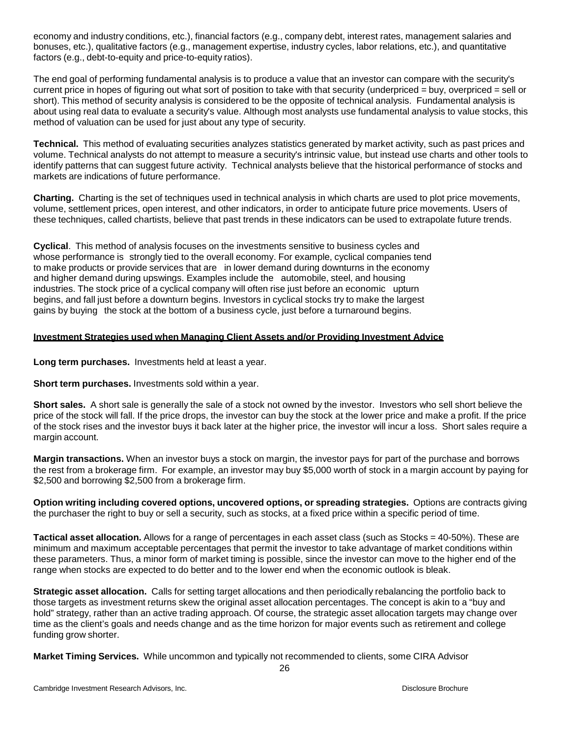economy and industry conditions, etc.), financial factors (e.g., company debt, interest rates, management salaries and bonuses, etc.), qualitative factors (e.g., management expertise, industry cycles, labor relations, etc.), and quantitative factors (e.g., debt-to-equity and price-to-equity ratios).

The end goal of performing fundamental analysis is to produce a value that an investor can compare with the security's current price in hopes of figuring out what sort of position to take with that security (underpriced = buy, overpriced = sell or short). This method of security analysis is considered to be the opposite of technical analysis. Fundamental analysis is about using real data to evaluate a security's value. Although most analysts use fundamental analysis to value stocks, this method of valuation can be used for just about any type of security.

**Technical.** This method of evaluating securities analyzes statistics generated by market activity, such as past prices and volume. Technical analysts do not attempt to measure a security's intrinsic value, but instead use charts and other tools to identify patterns that can suggest future activity. Technical analysts believe that the historical performance of stocks and markets are indications of future performance.

**Charting.** Charting is the set of techniques used in technical analysis in which charts are used to plot price movements, volume, settlement prices, open interest, and other indicators, in order to anticipate future price movements. Users of these techniques, called chartists, believe that past trends in these indicators can be used to extrapolate future trends.

**Cyclical**. This method of analysis focuses on the investments sensitive to business cycles and whose performance is strongly tied to the overall economy. For example, cyclical companies tend to make products or provide services that are in lower demand during downturns in the economy and higher demand during upswings. Examples include the automobile, steel, and housing industries. The stock price of a cyclical company will often rise just before an economic upturn begins, and fall just before a downturn begins. Investors in cyclical stocks try to make the largest gains by buying the stock at the bottom of a business cycle, just before a turnaround begins.

**Investment Strategies used when Managing Client Assets and/or Providing Investment Advice**

**Long term purchases.** Investments held at least a year.

**Short term purchases.** Investments sold within a year.

**Short sales.** A short sale is generally the sale of a stock not owned by the investor. Investors who sell short believe the price of the stock will fall. If the price drops, the investor can buy the stock at the lower price and make a profit. If the price of the stock rises and the investor buys it back later at the higher price, the investor will incur a loss. Short sales require a margin account.

**Margin transactions.** When an investor buys a stock on margin, the investor pays for part of the purchase and borrows the rest from a brokerage firm. For example, an investor may buy $5,000 worth of stock in a margin account by paying for $2,500 and borrowing $2,500 from a brokerage firm.

**Option writing including covered options, uncovered options, or spreading strategies.** Options are contracts giving the purchaser the right to buy or sell a security, such as stocks, at a fixed price within a specific period of time.

**Tactical asset allocation.** Allows for a range of percentages in each asset class (such as Stocks = 40-50%). These are minimum and maximum acceptable percentages that permit the investor to take advantage of market conditions within these parameters. Thus, a minor form of market timing is possible, since the investor can move to the higher end of the range when stocks are expected to do better and to the lower end when the economic outlook is bleak.

**Strategic asset allocation.** Calls for setting target allocations and then periodically rebalancing the portfolio back to those targets as investment returns skew the original asset allocation percentages. The concept is akin to a "buy and hold" strategy, rather than an active trading approach. Of course, the strategic asset allocation targets may change over time as the client's goals and needs change and as the time horizon for major events such as retirement and college funding grow shorter.

**Market Timing Services.** While uncommon and typically not recommended to clients, some CIRA Advisor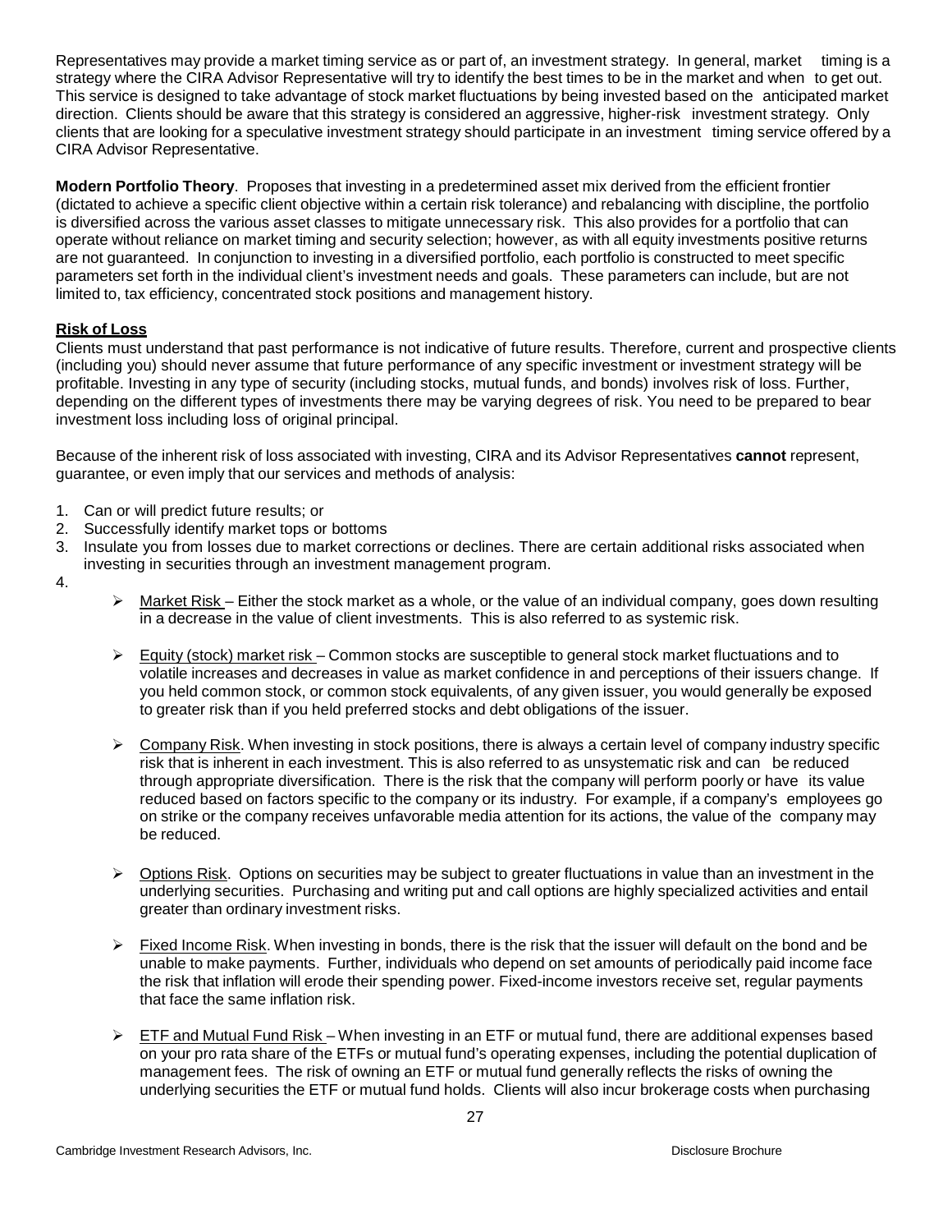Representatives may provide a market timing service as or part of, an investment strategy. In general, market timing is a strategy where the CIRA Advisor Representative will try to identify the best times to be in the market and when to get out. This service is designed to take advantage of stock market fluctuations by being invested based on the anticipated market direction. Clients should be aware that this strategy is considered an aggressive, higher-risk investment strategy. Only clients that are looking for a speculative investment strategy should participate in an investment timing service offered by a CIRA Advisor Representative.

**Modern Portfolio Theory**. Proposes that investing in a predetermined asset mix derived from the efficient frontier (dictated to achieve a specific client objective within a certain risk tolerance) and rebalancing with discipline, the portfolio is diversified across the various asset classes to mitigate unnecessary risk. This also provides for a portfolio that can operate without reliance on market timing and security selection; however, as with all equity investments positive returns are not guaranteed. In conjunction to investing in a diversified portfolio, each portfolio is constructed to meet specific parameters set forth in the individual client's investment needs and goals. These parameters can include, but are not limited to, tax efficiency, concentrated stock positions and management history.

**Risk of Loss**

Clients must understand that past performance is not indicative of future results. Therefore, current and prospective clients (including you) should never assume that future performance of any specific investment or investment strategy will be profitable. Investing in any type of security (including stocks, mutual funds, and bonds) involves risk of loss. Further, depending on the different types of investments there may be varying degrees of risk. You need to be prepared to bear investment loss including loss of original principal.

Because of the inherent risk of loss associated with investing, CIRA and its Advisor Representatives **cannot** represent, guarantee, or even imply that our services and methods of analysis:

1. Can or will predict future results; or
2. Successfully identify market tops or bottoms
3. Insulate you from losses due to market corrections or declines. There are certain additional risks associated when investing in securities through an investment management program.
4.

- Market Risk – Either the stock market as a whole, or the value of an individual company, goes down resulting in a decrease in the value of client investments. This is also referred to as systemic risk.
- Equity (stock) market risk – Common stocks are susceptible to general stock market fluctuations and to volatile increases and decreases in value as market confidence in and perceptions of their issuers change. If you held common stock, or common stock equivalents, of any given issuer, you would generally be exposed to greater risk than if you held preferred stocks and debt obligations of the issuer.
- Company Risk. When investing in stock positions, there is always a certain level of company industry specific risk that is inherent in each investment. This is also referred to as unsystematic risk and can be reduced through appropriate diversification. There is the risk that the company will perform poorly or have its value reduced based on factors specific to the company or its industry. For example, if a company's employees go on strike or the company receives unfavorable media attention for its actions, the value of the company may be reduced.
- Options Risk. Options on securities may be subject to greater fluctuations in value than an investment in the underlying securities. Purchasing and writing put and call options are highly specialized activities and entail greater than ordinary investment risks.
- Fixed Income Risk. When investing in bonds, there is the risk that the issuer will default on the bond and be unable to make payments. Further, individuals who depend on set amounts of periodically paid income face the risk that inflation will erode their spending power. Fixed-income investors receive set, regular payments that face the same inflation risk.
- ETF and Mutual Fund Risk – When investing in an ETF or mutual fund, there are additional expenses based on your pro rata share of the ETFs or mutual fund's operating expenses, including the potential duplication of management fees. The risk of owning an ETF or mutual fund generally reflects the risks of owning the underlying securities the ETF or mutual fund holds. Clients will also incur brokerage costs when purchasing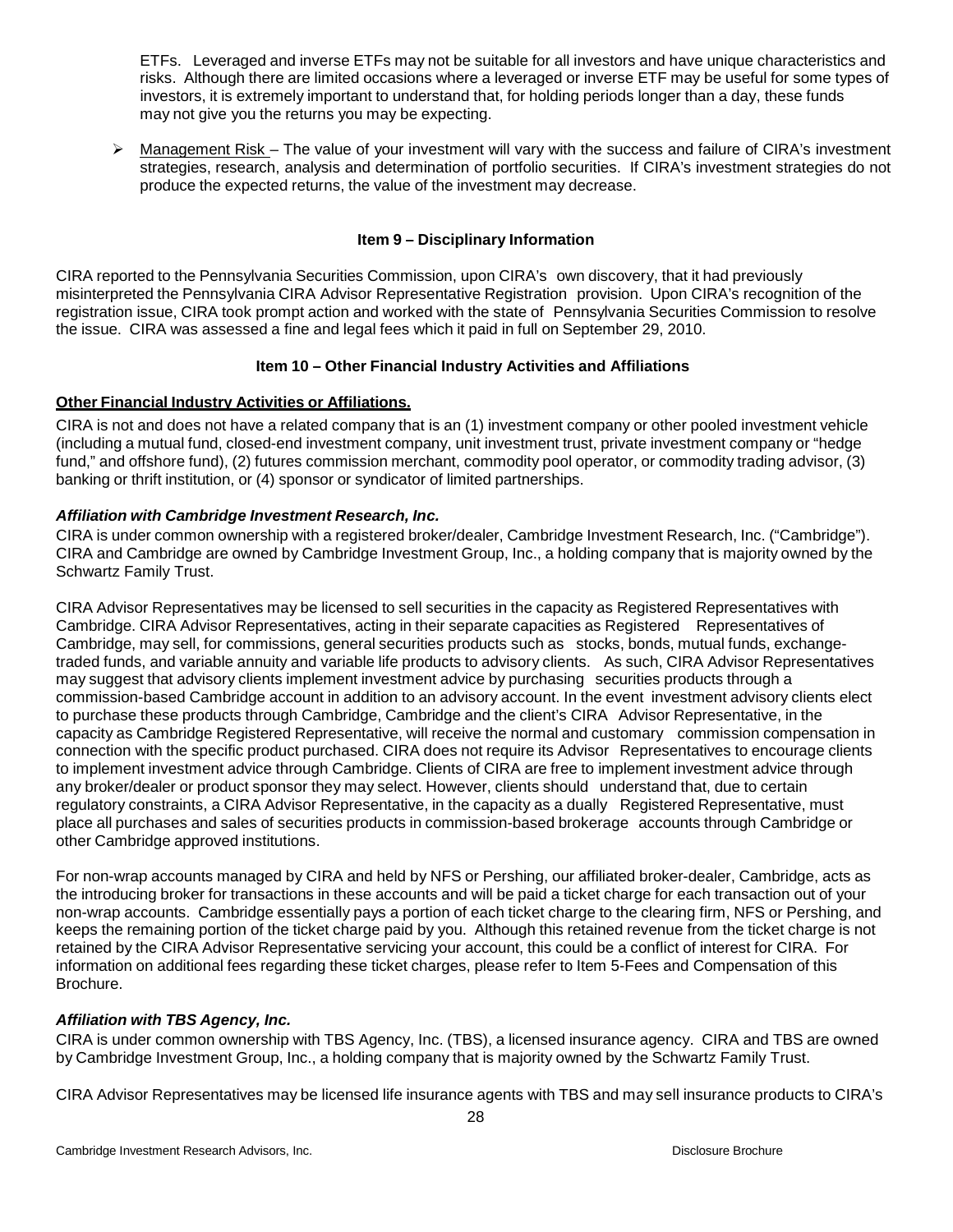ETFs. Leveraged and inverse ETFs may not be suitable for all investors and have unique characteristics and risks. Although there are limited occasions where a leveraged or inverse ETF may be useful for some types of investors, it is extremely important to understand that, for holding periods longer than a day, these funds may not give you the returns you may be expecting.

- Management Risk – The value of your investment will vary with the success and failure of CIRA's investment strategies, research, analysis and determination of portfolio securities. If CIRA's investment strategies do not produce the expected returns, the value of the investment may decrease.

## Item 9 – Disciplinary Information

CIRA reported to the Pennsylvania Securities Commission, upon CIRA's own discovery, that it had previously misinterpreted the Pennsylvania CIRA Advisor Representative Registration provision. Upon CIRA's recognition of the registration issue, CIRA took prompt action and worked with the state of Pennsylvania Securities Commission to resolve the issue. CIRA was assessed a fine and legal fees which it paid in full on September 29, 2010.

## Item 10 – Other Financial Industry Activities and Affiliations

**Other Financial Industry Activities or Affiliations.**

CIRA is not and does not have a related company that is an (1) investment company or other pooled investment vehicle (including a mutual fund, closed-end investment company, unit investment trust, private investment company or "hedge fund," and offshore fund), (2) futures commission merchant, commodity pool operator, or commodity trading advisor, (3) banking or thrift institution, or (4) sponsor or syndicator of limited partnerships.

***Affiliation with Cambridge Investment Research, Inc.***

CIRA is under common ownership with a registered broker/dealer, Cambridge Investment Research, Inc. ("Cambridge"). CIRA and Cambridge are owned by Cambridge Investment Group, Inc., a holding company that is majority owned by the Schwartz Family Trust.

CIRA Advisor Representatives may be licensed to sell securities in the capacity as Registered Representatives with Cambridge. CIRA Advisor Representatives, acting in their separate capacities as Registered Representatives of Cambridge, may sell, for commissions, general securities products such as stocks, bonds, mutual funds, exchange-traded funds, and variable annuity and variable life products to advisory clients. As such, CIRA Advisor Representatives may suggest that advisory clients implement investment advice by purchasing securities products through a commission-based Cambridge account in addition to an advisory account. In the event investment advisory clients elect to purchase these products through Cambridge, Cambridge and the client's CIRA Advisor Representative, in the capacity as Cambridge Registered Representative, will receive the normal and customary commission compensation in connection with the specific product purchased. CIRA does not require its Advisor Representatives to encourage clients to implement investment advice through Cambridge. Clients of CIRA are free to implement investment advice through any broker/dealer or product sponsor they may select. However, clients should understand that, due to certain regulatory constraints, a CIRA Advisor Representative, in the capacity as a dually Registered Representative, must place all purchases and sales of securities products in commission-based brokerage accounts through Cambridge or other Cambridge approved institutions.

For non-wrap accounts managed by CIRA and held by NFS or Pershing, our affiliated broker-dealer, Cambridge, acts as the introducing broker for transactions in these accounts and will be paid a ticket charge for each transaction out of your non-wrap accounts. Cambridge essentially pays a portion of each ticket charge to the clearing firm, NFS or Pershing, and keeps the remaining portion of the ticket charge paid by you. Although this retained revenue from the ticket charge is not retained by the CIRA Advisor Representative servicing your account, this could be a conflict of interest for CIRA. For information on additional fees regarding these ticket charges, please refer to Item 5-Fees and Compensation of this Brochure.

***Affiliation with TBS Agency, Inc.***

CIRA is under common ownership with TBS Agency, Inc. (TBS), a licensed insurance agency. CIRA and TBS are owned by Cambridge Investment Group, Inc., a holding company that is majority owned by the Schwartz Family Trust.

CIRA Advisor Representatives may be licensed life insurance agents with TBS and may sell insurance products to CIRA's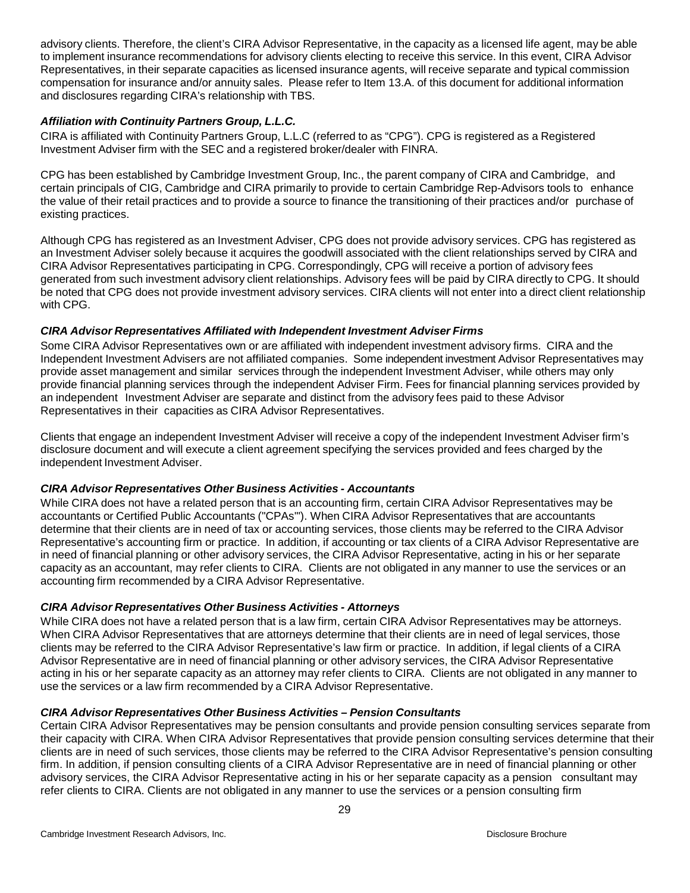advisory clients. Therefore, the client's CIRA Advisor Representative, in the capacity as a licensed life agent, may be able to implement insurance recommendations for advisory clients electing to receive this service. In this event, CIRA Advisor Representatives, in their separate capacities as licensed insurance agents, will receive separate and typical commission compensation for insurance and/or annuity sales. Please refer to Item 13.A. of this document for additional information and disclosures regarding CIRA's relationship with TBS.

***Affiliation with Continuity Partners Group, L.L.C.***

CIRA is affiliated with Continuity Partners Group, L.L.C (referred to as "CPG"). CPG is registered as a Registered Investment Adviser firm with the SEC and a registered broker/dealer with FINRA.

CPG has been established by Cambridge Investment Group, Inc., the parent company of CIRA and Cambridge, and certain principals of CIG, Cambridge and CIRA primarily to provide to certain Cambridge Rep-Advisors tools to enhance the value of their retail practices and to provide a source to finance the transitioning of their practices and/or purchase of existing practices.

Although CPG has registered as an Investment Adviser, CPG does not provide advisory services. CPG has registered as an Investment Adviser solely because it acquires the goodwill associated with the client relationships served by CIRA and CIRA Advisor Representatives participating in CPG. Correspondingly, CPG will receive a portion of advisory fees generated from such investment advisory client relationships. Advisory fees will be paid by CIRA directly to CPG. It should be noted that CPG does not provide investment advisory services. CIRA clients will not enter into a direct client relationship with CPG.

***CIRA Advisor Representatives Affiliated with Independent Investment Adviser Firms***

Some CIRA Advisor Representatives own or are affiliated with independent investment advisory firms. CIRA and the Independent Investment Advisers are not affiliated companies. Some independent investment Advisor Representatives may provide asset management and similar services through the independent Investment Adviser, while others may only provide financial planning services through the independent Adviser Firm. Fees for financial planning services provided by an independent Investment Adviser are separate and distinct from the advisory fees paid to these Advisor Representatives in their capacities as CIRA Advisor Representatives.

Clients that engage an independent Investment Adviser will receive a copy of the independent Investment Adviser firm's disclosure document and will execute a client agreement specifying the services provided and fees charged by the independent Investment Adviser.

***CIRA Advisor Representatives Other Business Activities - Accountants***

While CIRA does not have a related person that is an accounting firm, certain CIRA Advisor Representatives may be accountants or Certified Public Accountants ("CPAs"'). When CIRA Advisor Representatives that are accountants determine that their clients are in need of tax or accounting services, those clients may be referred to the CIRA Advisor Representative's accounting firm or practice. In addition, if accounting or tax clients of a CIRA Advisor Representative are in need of financial planning or other advisory services, the CIRA Advisor Representative, acting in his or her separate capacity as an accountant, may refer clients to CIRA. Clients are not obligated in any manner to use the services or an accounting firm recommended by a CIRA Advisor Representative.

***CIRA Advisor Representatives Other Business Activities - Attorneys***

While CIRA does not have a related person that is a law firm, certain CIRA Advisor Representatives may be attorneys. When CIRA Advisor Representatives that are attorneys determine that their clients are in need of legal services, those clients may be referred to the CIRA Advisor Representative's law firm or practice. In addition, if legal clients of a CIRA Advisor Representative are in need of financial planning or other advisory services, the CIRA Advisor Representative acting in his or her separate capacity as an attorney may refer clients to CIRA. Clients are not obligated in any manner to use the services or a law firm recommended by a CIRA Advisor Representative.

***CIRA Advisor Representatives Other Business Activities – Pension Consultants***

Certain CIRA Advisor Representatives may be pension consultants and provide pension consulting services separate from their capacity with CIRA. When CIRA Advisor Representatives that provide pension consulting services determine that their clients are in need of such services, those clients may be referred to the CIRA Advisor Representative's pension consulting firm. In addition, if pension consulting clients of a CIRA Advisor Representative are in need of financial planning or other advisory services, the CIRA Advisor Representative acting in his or her separate capacity as a pension consultant may refer clients to CIRA. Clients are not obligated in any manner to use the services or a pension consulting firm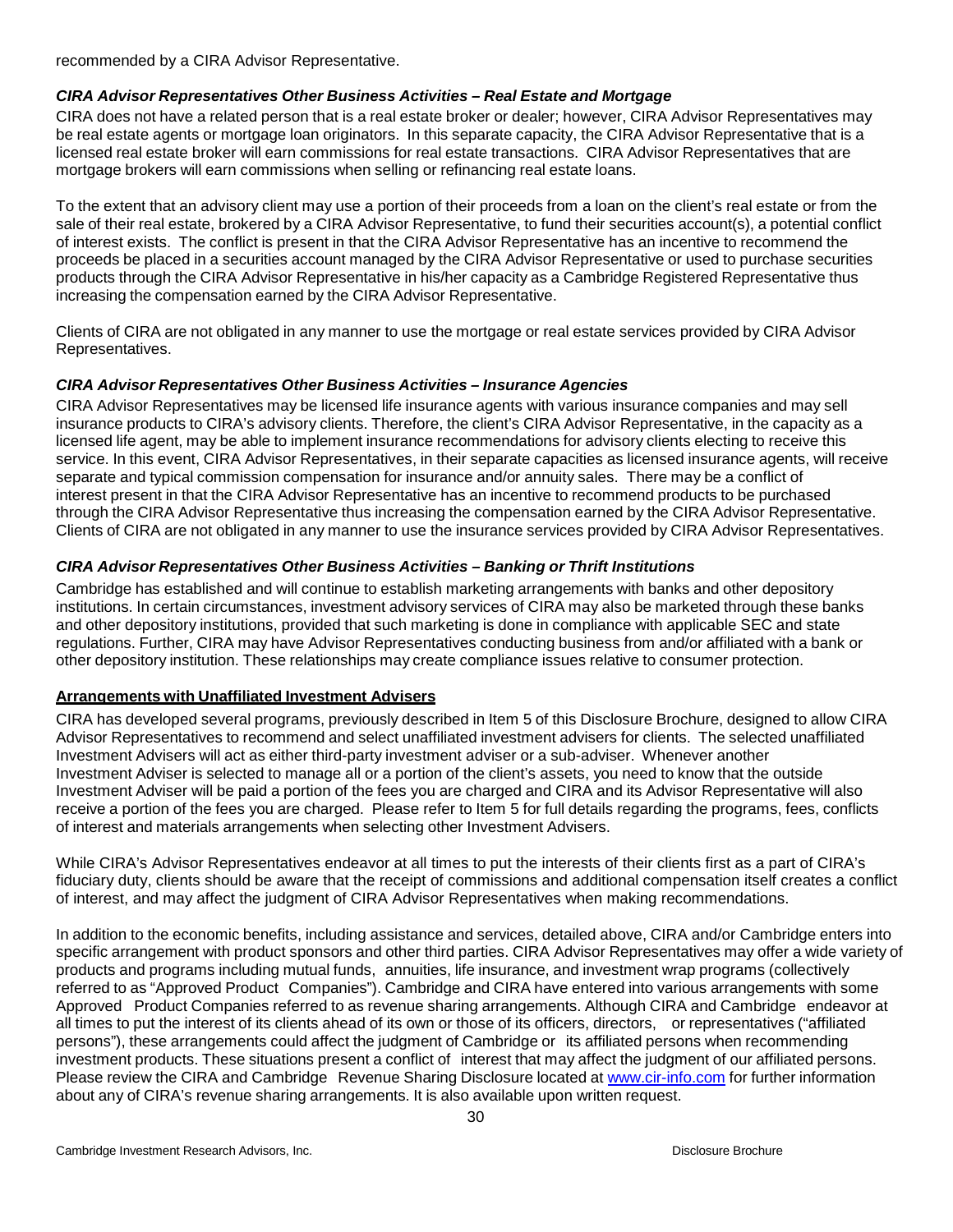recommended by a CIRA Advisor Representative.

***CIRA Advisor Representatives Other Business Activities – Real Estate and Mortgage***

CIRA does not have a related person that is a real estate broker or dealer; however, CIRA Advisor Representatives may be real estate agents or mortgage loan originators. In this separate capacity, the CIRA Advisor Representative that is a licensed real estate broker will earn commissions for real estate transactions. CIRA Advisor Representatives that are mortgage brokers will earn commissions when selling or refinancing real estate loans.

To the extent that an advisory client may use a portion of their proceeds from a loan on the client's real estate or from the sale of their real estate, brokered by a CIRA Advisor Representative, to fund their securities account(s), a potential conflict of interest exists. The conflict is present in that the CIRA Advisor Representative has an incentive to recommend the proceeds be placed in a securities account managed by the CIRA Advisor Representative or used to purchase securities products through the CIRA Advisor Representative in his/her capacity as a Cambridge Registered Representative thus increasing the compensation earned by the CIRA Advisor Representative.

Clients of CIRA are not obligated in any manner to use the mortgage or real estate services provided by CIRA Advisor Representatives.

***CIRA Advisor Representatives Other Business Activities – Insurance Agencies***

CIRA Advisor Representatives may be licensed life insurance agents with various insurance companies and may sell insurance products to CIRA's advisory clients. Therefore, the client's CIRA Advisor Representative, in the capacity as a licensed life agent, may be able to implement insurance recommendations for advisory clients electing to receive this service. In this event, CIRA Advisor Representatives, in their separate capacities as licensed insurance agents, will receive separate and typical commission compensation for insurance and/or annuity sales. There may be a conflict of interest present in that the CIRA Advisor Representative has an incentive to recommend products to be purchased through the CIRA Advisor Representative thus increasing the compensation earned by the CIRA Advisor Representative. Clients of CIRA are not obligated in any manner to use the insurance services provided by CIRA Advisor Representatives.

***CIRA Advisor Representatives Other Business Activities – Banking or Thrift Institutions***

Cambridge has established and will continue to establish marketing arrangements with banks and other depository institutions. In certain circumstances, investment advisory services of CIRA may also be marketed through these banks and other depository institutions, provided that such marketing is done in compliance with applicable SEC and state regulations. Further, CIRA may have Advisor Representatives conducting business from and/or affiliated with a bank or other depository institution. These relationships may create compliance issues relative to consumer protection.

**Arrangements with Unaffiliated Investment Advisers**

CIRA has developed several programs, previously described in Item 5 of this Disclosure Brochure, designed to allow CIRA Advisor Representatives to recommend and select unaffiliated investment advisers for clients. The selected unaffiliated Investment Advisers will act as either third-party investment adviser or a sub-adviser. Whenever another Investment Adviser is selected to manage all or a portion of the client's assets, you need to know that the outside Investment Adviser will be paid a portion of the fees you are charged and CIRA and its Advisor Representative will also receive a portion of the fees you are charged. Please refer to Item 5 for full details regarding the programs, fees, conflicts of interest and materials arrangements when selecting other Investment Advisers.

While CIRA's Advisor Representatives endeavor at all times to put the interests of their clients first as a part of CIRA's fiduciary duty, clients should be aware that the receipt of commissions and additional compensation itself creates a conflict of interest, and may affect the judgment of CIRA Advisor Representatives when making recommendations.

In addition to the economic benefits, including assistance and services, detailed above, CIRA and/or Cambridge enters into specific arrangement with product sponsors and other third parties. CIRA Advisor Representatives may offer a wide variety of products and programs including mutual funds, annuities, life insurance, and investment wrap programs (collectively referred to as "Approved Product Companies"). Cambridge and CIRA have entered into various arrangements with some Approved Product Companies referred to as revenue sharing arrangements. Although CIRA and Cambridge endeavor at all times to put the interest of its clients ahead of its own or those of its officers, directors, or representatives ("affiliated persons"), these arrangements could affect the judgment of Cambridge or its affiliated persons when recommending investment products. These situations present a conflict of interest that may affect the judgment of our affiliated persons. Please review the CIRA and Cambridge Revenue Sharing Disclosure located at [www.cir-info.com](http://www.cir-info.com) for further information about any of CIRA's revenue sharing arrangements. It is also available upon written request.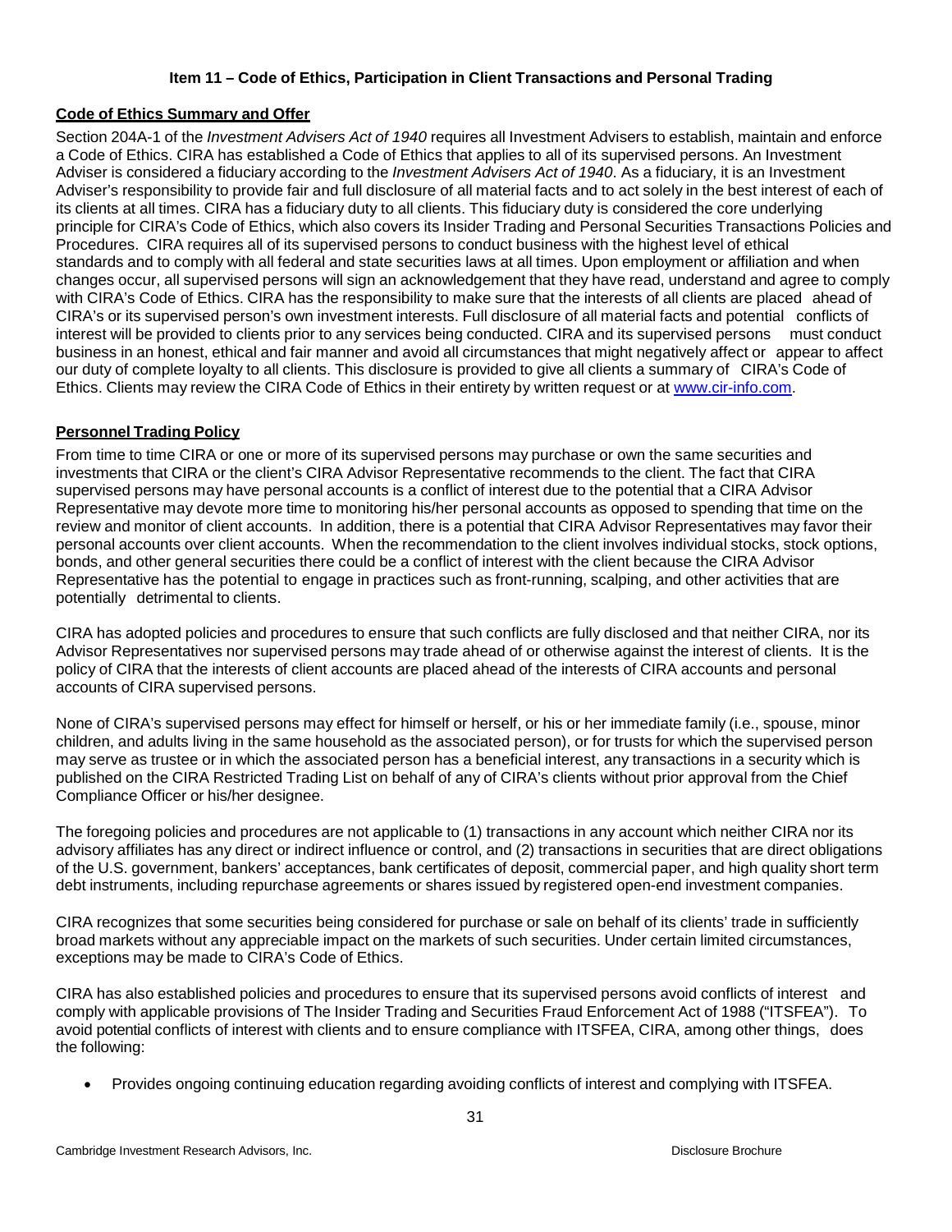## Item 11 – Code of Ethics, Participation in Client Transactions and Personal Trading

**Code of Ethics Summary and Offer**

Section 204A-1 of the *Investment Advisers Act of 1940* requires all Investment Advisers to establish, maintain and enforce a Code of Ethics. CIRA has established a Code of Ethics that applies to all of its supervised persons. An Investment Adviser is considered a fiduciary according to the *Investment Advisers Act of 1940*. As a fiduciary, it is an Investment Adviser's responsibility to provide fair and full disclosure of all material facts and to act solely in the best interest of each of its clients at all times. CIRA has a fiduciary duty to all clients. This fiduciary duty is considered the core underlying principle for CIRA's Code of Ethics, which also covers its Insider Trading and Personal Securities Transactions Policies and Procedures. CIRA requires all of its supervised persons to conduct business with the highest level of ethical standards and to comply with all federal and state securities laws at all times. Upon employment or affiliation and when changes occur, all supervised persons will sign an acknowledgement that they have read, understand and agree to comply with CIRA's Code of Ethics. CIRA has the responsibility to make sure that the interests of all clients are placed ahead of CIRA's or its supervised person's own investment interests. Full disclosure of all material facts and potential conflicts of interest will be provided to clients prior to any services being conducted. CIRA and its supervised persons must conduct business in an honest, ethical and fair manner and avoid all circumstances that might negatively affect or appear to affect our duty of complete loyalty to all clients. This disclosure is provided to give all clients a summary of CIRA's Code of Ethics. Clients may review the CIRA Code of Ethics in their entirety by written request or at www.cir-info.com.

**Personnel Trading Policy**

From time to time CIRA or one or more of its supervised persons may purchase or own the same securities and investments that CIRA or the client's CIRA Advisor Representative recommends to the client. The fact that CIRA supervised persons may have personal accounts is a conflict of interest due to the potential that a CIRA Advisor Representative may devote more time to monitoring his/her personal accounts as opposed to spending that time on the review and monitor of client accounts. In addition, there is a potential that CIRA Advisor Representatives may favor their personal accounts over client accounts. When the recommendation to the client involves individual stocks, stock options, bonds, and other general securities there could be a conflict of interest with the client because the CIRA Advisor Representative has the potential to engage in practices such as front-running, scalping, and other activities that are potentially detrimental to clients.

CIRA has adopted policies and procedures to ensure that such conflicts are fully disclosed and that neither CIRA, nor its Advisor Representatives nor supervised persons may trade ahead of or otherwise against the interest of clients. It is the policy of CIRA that the interests of client accounts are placed ahead of the interests of CIRA accounts and personal accounts of CIRA supervised persons.

None of CIRA's supervised persons may effect for himself or herself, or his or her immediate family (i.e., spouse, minor children, and adults living in the same household as the associated person), or for trusts for which the supervised person may serve as trustee or in which the associated person has a beneficial interest, any transactions in a security which is published on the CIRA Restricted Trading List on behalf of any of CIRA's clients without prior approval from the Chief Compliance Officer or his/her designee.

The foregoing policies and procedures are not applicable to (1) transactions in any account which neither CIRA nor its advisory affiliates has any direct or indirect influence or control, and (2) transactions in securities that are direct obligations of the U.S. government, bankers' acceptances, bank certificates of deposit, commercial paper, and high quality short term debt instruments, including repurchase agreements or shares issued by registered open-end investment companies.

CIRA recognizes that some securities being considered for purchase or sale on behalf of its clients' trade in sufficiently broad markets without any appreciable impact on the markets of such securities. Under certain limited circumstances, exceptions may be made to CIRA's Code of Ethics.

CIRA has also established policies and procedures to ensure that its supervised persons avoid conflicts of interest and comply with applicable provisions of The Insider Trading and Securities Fraud Enforcement Act of 1988 ("ITSFEA"). To avoid potential conflicts of interest with clients and to ensure compliance with ITSFEA, CIRA, among other things, does the following:

- Provides ongoing continuing education regarding avoiding conflicts of interest and complying with ITSFEA.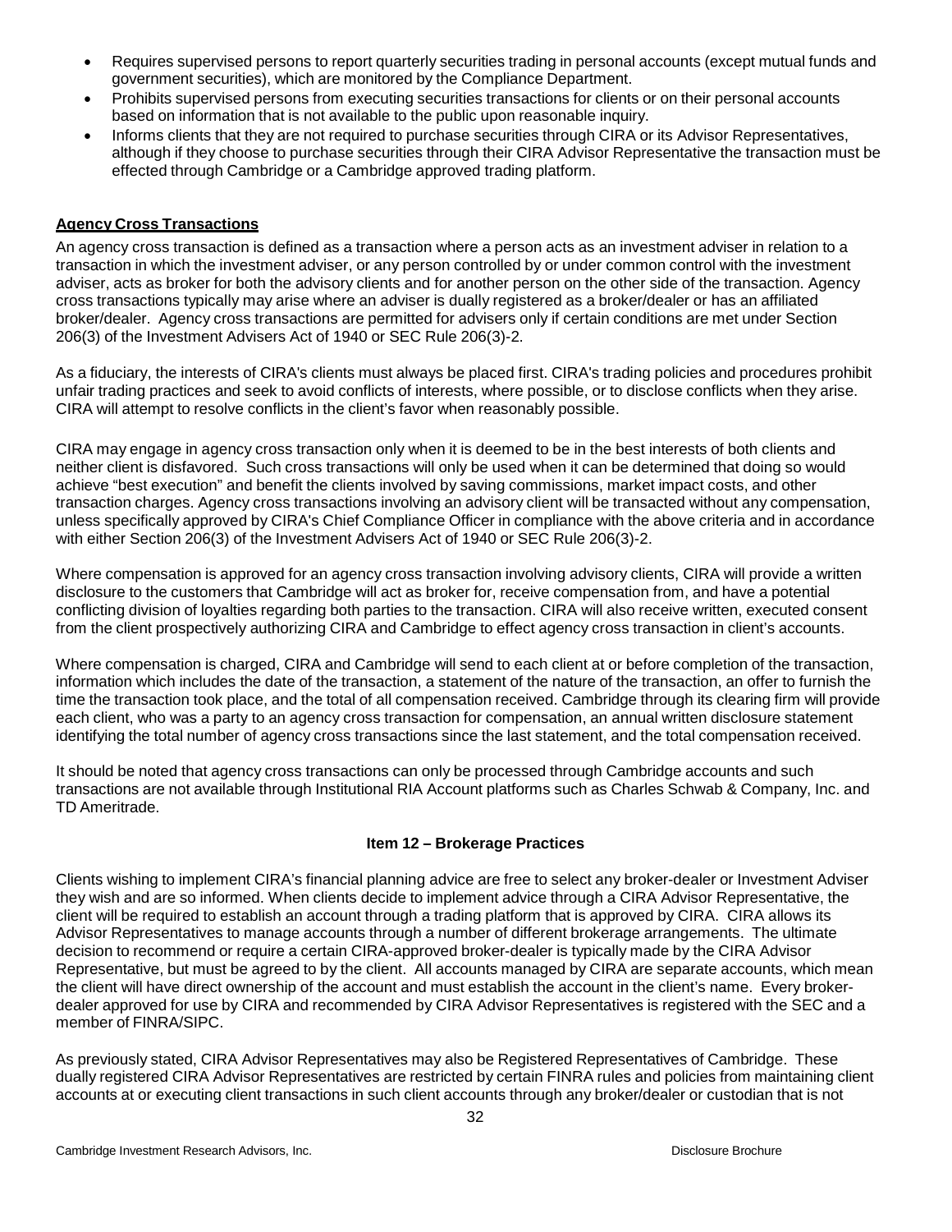- Requires supervised persons to report quarterly securities trading in personal accounts (except mutual funds and government securities), which are monitored by the Compliance Department.
- Prohibits supervised persons from executing securities transactions for clients or on their personal accounts based on information that is not available to the public upon reasonable inquiry.
- Informs clients that they are not required to purchase securities through CIRA or its Advisor Representatives, although if they choose to purchase securities through their CIRA Advisor Representative the transaction must be effected through Cambridge or a Cambridge approved trading platform.

**Agency Cross Transactions**

An agency cross transaction is defined as a transaction where a person acts as an investment adviser in relation to a transaction in which the investment adviser, or any person controlled by or under common control with the investment adviser, acts as broker for both the advisory clients and for another person on the other side of the transaction. Agency cross transactions typically may arise where an adviser is dually registered as a broker/dealer or has an affiliated broker/dealer. Agency cross transactions are permitted for advisers only if certain conditions are met under Section 206(3) of the Investment Advisers Act of 1940 or SEC Rule 206(3)-2.

As a fiduciary, the interests of CIRA's clients must always be placed first. CIRA's trading policies and procedures prohibit unfair trading practices and seek to avoid conflicts of interests, where possible, or to disclose conflicts when they arise. CIRA will attempt to resolve conflicts in the client's favor when reasonably possible.

CIRA may engage in agency cross transaction only when it is deemed to be in the best interests of both clients and neither client is disfavored. Such cross transactions will only be used when it can be determined that doing so would achieve "best execution" and benefit the clients involved by saving commissions, market impact costs, and other transaction charges. Agency cross transactions involving an advisory client will be transacted without any compensation, unless specifically approved by CIRA's Chief Compliance Officer in compliance with the above criteria and in accordance with either Section 206(3) of the Investment Advisers Act of 1940 or SEC Rule 206(3)-2.

Where compensation is approved for an agency cross transaction involving advisory clients, CIRA will provide a written disclosure to the customers that Cambridge will act as broker for, receive compensation from, and have a potential conflicting division of loyalties regarding both parties to the transaction. CIRA will also receive written, executed consent from the client prospectively authorizing CIRA and Cambridge to effect agency cross transaction in client's accounts.

Where compensation is charged, CIRA and Cambridge will send to each client at or before completion of the transaction, information which includes the date of the transaction, a statement of the nature of the transaction, an offer to furnish the time the transaction took place, and the total of all compensation received. Cambridge through its clearing firm will provide each client, who was a party to an agency cross transaction for compensation, an annual written disclosure statement identifying the total number of agency cross transactions since the last statement, and the total compensation received.

It should be noted that agency cross transactions can only be processed through Cambridge accounts and such transactions are not available through Institutional RIA Account platforms such as Charles Schwab & Company, Inc. and TD Ameritrade.

## Item 12 – Brokerage Practices

Clients wishing to implement CIRA's financial planning advice are free to select any broker-dealer or Investment Adviser they wish and are so informed. When clients decide to implement advice through a CIRA Advisor Representative, the client will be required to establish an account through a trading platform that is approved by CIRA. CIRA allows its Advisor Representatives to manage accounts through a number of different brokerage arrangements. The ultimate decision to recommend or require a certain CIRA-approved broker-dealer is typically made by the CIRA Advisor Representative, but must be agreed to by the client. All accounts managed by CIRA are separate accounts, which mean the client will have direct ownership of the account and must establish the account in the client's name. Every broker-dealer approved for use by CIRA and recommended by CIRA Advisor Representatives is registered with the SEC and a member of FINRA/SIPC.

As previously stated, CIRA Advisor Representatives may also be Registered Representatives of Cambridge. These dually registered CIRA Advisor Representatives are restricted by certain FINRA rules and policies from maintaining client accounts at or executing client transactions in such client accounts through any broker/dealer or custodian that is not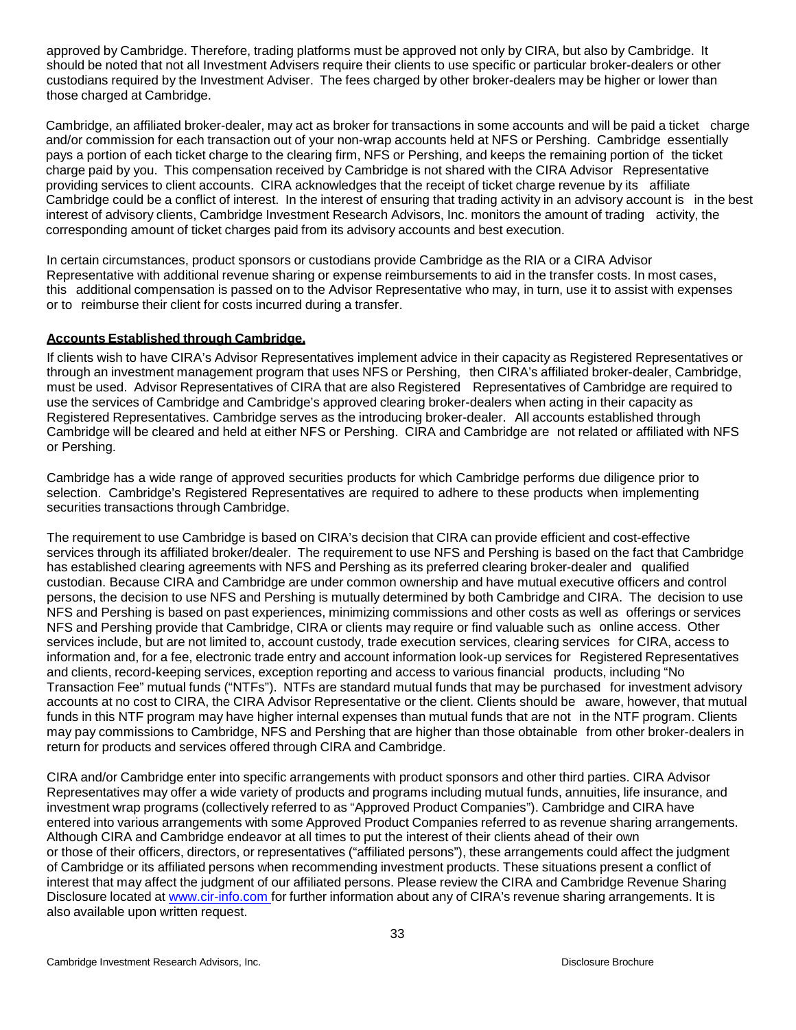approved by Cambridge. Therefore, trading platforms must be approved not only by CIRA, but also by Cambridge. It should be noted that not all Investment Advisers require their clients to use specific or particular broker-dealers or other custodians required by the Investment Adviser. The fees charged by other broker-dealers may be higher or lower than those charged at Cambridge.

Cambridge, an affiliated broker-dealer, may act as broker for transactions in some accounts and will be paid a ticket charge and/or commission for each transaction out of your non-wrap accounts held at NFS or Pershing. Cambridge essentially pays a portion of each ticket charge to the clearing firm, NFS or Pershing, and keeps the remaining portion of the ticket charge paid by you. This compensation received by Cambridge is not shared with the CIRA Advisor Representative providing services to client accounts. CIRA acknowledges that the receipt of ticket charge revenue by its affiliate Cambridge could be a conflict of interest. In the interest of ensuring that trading activity in an advisory account is in the best interest of advisory clients, Cambridge Investment Research Advisors, Inc. monitors the amount of trading activity, the corresponding amount of ticket charges paid from its advisory accounts and best execution.

In certain circumstances, product sponsors or custodians provide Cambridge as the RIA or a CIRA Advisor Representative with additional revenue sharing or expense reimbursements to aid in the transfer costs. In most cases, this additional compensation is passed on to the Advisor Representative who may, in turn, use it to assist with expenses or to reimburse their client for costs incurred during a transfer.

**Accounts Established through Cambridge.**

If clients wish to have CIRA's Advisor Representatives implement advice in their capacity as Registered Representatives or through an investment management program that uses NFS or Pershing, then CIRA's affiliated broker-dealer, Cambridge, must be used. Advisor Representatives of CIRA that are also Registered Representatives of Cambridge are required to use the services of Cambridge and Cambridge's approved clearing broker-dealers when acting in their capacity as Registered Representatives. Cambridge serves as the introducing broker-dealer. All accounts established through Cambridge will be cleared and held at either NFS or Pershing. CIRA and Cambridge are not related or affiliated with NFS or Pershing.

Cambridge has a wide range of approved securities products for which Cambridge performs due diligence prior to selection. Cambridge's Registered Representatives are required to adhere to these products when implementing securities transactions through Cambridge.

The requirement to use Cambridge is based on CIRA's decision that CIRA can provide efficient and cost-effective services through its affiliated broker/dealer. The requirement to use NFS and Pershing is based on the fact that Cambridge has established clearing agreements with NFS and Pershing as its preferred clearing broker-dealer and qualified custodian. Because CIRA and Cambridge are under common ownership and have mutual executive officers and control persons, the decision to use NFS and Pershing is mutually determined by both Cambridge and CIRA. The decision to use NFS and Pershing is based on past experiences, minimizing commissions and other costs as well as offerings or services NFS and Pershing provide that Cambridge, CIRA or clients may require or find valuable such as online access. Other services include, but are not limited to, account custody, trade execution services, clearing services for CIRA, access to information and, for a fee, electronic trade entry and account information look-up services for Registered Representatives and clients, record-keeping services, exception reporting and access to various financial products, including "No Transaction Fee" mutual funds ("NTFs"). NTFs are standard mutual funds that may be purchased for investment advisory accounts at no cost to CIRA, the CIRA Advisor Representative or the client. Clients should be aware, however, that mutual funds in this NTF program may have higher internal expenses than mutual funds that are not in the NTF program. Clients may pay commissions to Cambridge, NFS and Pershing that are higher than those obtainable from other broker-dealers in return for products and services offered through CIRA and Cambridge.

CIRA and/or Cambridge enter into specific arrangements with product sponsors and other third parties. CIRA Advisor Representatives may offer a wide variety of products and programs including mutual funds, annuities, life insurance, and investment wrap programs (collectively referred to as "Approved Product Companies"). Cambridge and CIRA have entered into various arrangements with some Approved Product Companies referred to as revenue sharing arrangements. Although CIRA and Cambridge endeavor at all times to put the interest of their clients ahead of their own or those of their officers, directors, or representatives ("affiliated persons"), these arrangements could affect the judgment of Cambridge or its affiliated persons when recommending investment products. These situations present a conflict of interest that may affect the judgment of our affiliated persons. Please review the CIRA and Cambridge Revenue Sharing Disclosure located at www.cir-info.com for further information about any of CIRA's revenue sharing arrangements. It is also available upon written request.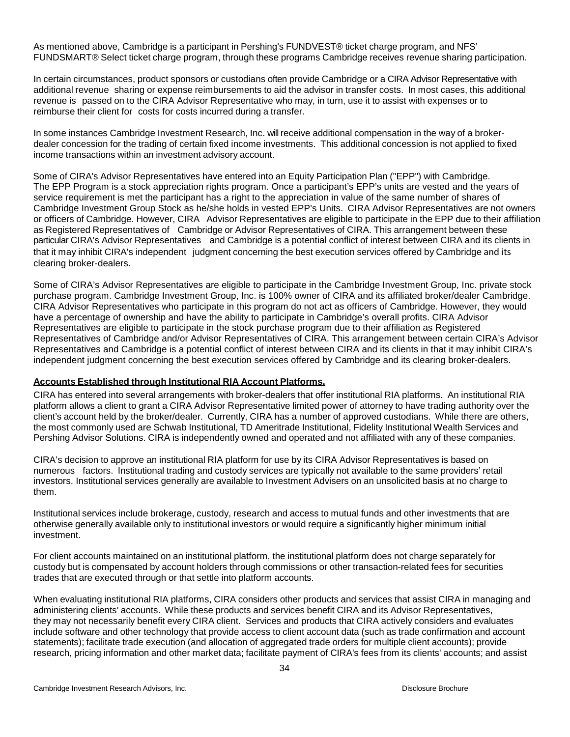As mentioned above, Cambridge is a participant in Pershing's FUNDVEST® ticket charge program, and NFS' FUNDSMART® Select ticket charge program, through these programs Cambridge receives revenue sharing participation.

In certain circumstances, product sponsors or custodians often provide Cambridge or a CIRA Advisor Representative with additional revenue sharing or expense reimbursements to aid the advisor in transfer costs. In most cases, this additional revenue is passed on to the CIRA Advisor Representative who may, in turn, use it to assist with expenses or to reimburse their client for costs for costs incurred during a transfer.

In some instances Cambridge Investment Research, Inc. will receive additional compensation in the way of a broker-dealer concession for the trading of certain fixed income investments. This additional concession is not applied to fixed income transactions within an investment advisory account.

Some of CIRA's Advisor Representatives have entered into an Equity Participation Plan ("EPP") with Cambridge. The EPP Program is a stock appreciation rights program. Once a participant's EPP's units are vested and the years of service requirement is met the participant has a right to the appreciation in value of the same number of shares of Cambridge Investment Group Stock as he/she holds in vested EPP's Units. CIRA Advisor Representatives are not owners or officers of Cambridge. However, CIRA Advisor Representatives are eligible to participate in the EPP due to their affiliation as Registered Representatives of Cambridge or Advisor Representatives of CIRA. This arrangement between these particular CIRA's Advisor Representatives and Cambridge is a potential conflict of interest between CIRA and its clients in that it may inhibit CIRA's independent judgment concerning the best execution services offered by Cambridge and its clearing broker-dealers.

Some of CIRA's Advisor Representatives are eligible to participate in the Cambridge Investment Group, Inc. private stock purchase program. Cambridge Investment Group, Inc. is 100% owner of CIRA and its affiliated broker/dealer Cambridge. CIRA Advisor Representatives who participate in this program do not act as officers of Cambridge. However, they would have a percentage of ownership and have the ability to participate in Cambridge's overall profits. CIRA Advisor Representatives are eligible to participate in the stock purchase program due to their affiliation as Registered Representatives of Cambridge and/or Advisor Representatives of CIRA. This arrangement between certain CIRA's Advisor Representatives and Cambridge is a potential conflict of interest between CIRA and its clients in that it may inhibit CIRA's independent judgment concerning the best execution services offered by Cambridge and its clearing broker-dealers.

**Accounts Established through Institutional RIA Account Platforms.**

CIRA has entered into several arrangements with broker-dealers that offer institutional RIA platforms. An institutional RIA platform allows a client to grant a CIRA Advisor Representative limited power of attorney to have trading authority over the client's account held by the broker/dealer. Currently, CIRA has a number of approved custodians. While there are others, the most commonly used are Schwab Institutional, TD Ameritrade Institutional, Fidelity Institutional Wealth Services and Pershing Advisor Solutions. CIRA is independently owned and operated and not affiliated with any of these companies.

CIRA's decision to approve an institutional RIA platform for use by its CIRA Advisor Representatives is based on numerous factors. Institutional trading and custody services are typically not available to the same providers' retail investors. Institutional services generally are available to Investment Advisers on an unsolicited basis at no charge to them.

Institutional services include brokerage, custody, research and access to mutual funds and other investments that are otherwise generally available only to institutional investors or would require a significantly higher minimum initial investment.

For client accounts maintained on an institutional platform, the institutional platform does not charge separately for custody but is compensated by account holders through commissions or other transaction-related fees for securities trades that are executed through or that settle into platform accounts.

When evaluating institutional RIA platforms, CIRA considers other products and services that assist CIRA in managing and administering clients' accounts. While these products and services benefit CIRA and its Advisor Representatives, they may not necessarily benefit every CIRA client. Services and products that CIRA actively considers and evaluates include software and other technology that provide access to client account data (such as trade confirmation and account statements); facilitate trade execution (and allocation of aggregated trade orders for multiple client accounts); provide research, pricing information and other market data; facilitate payment of CIRA's fees from its clients' accounts; and assist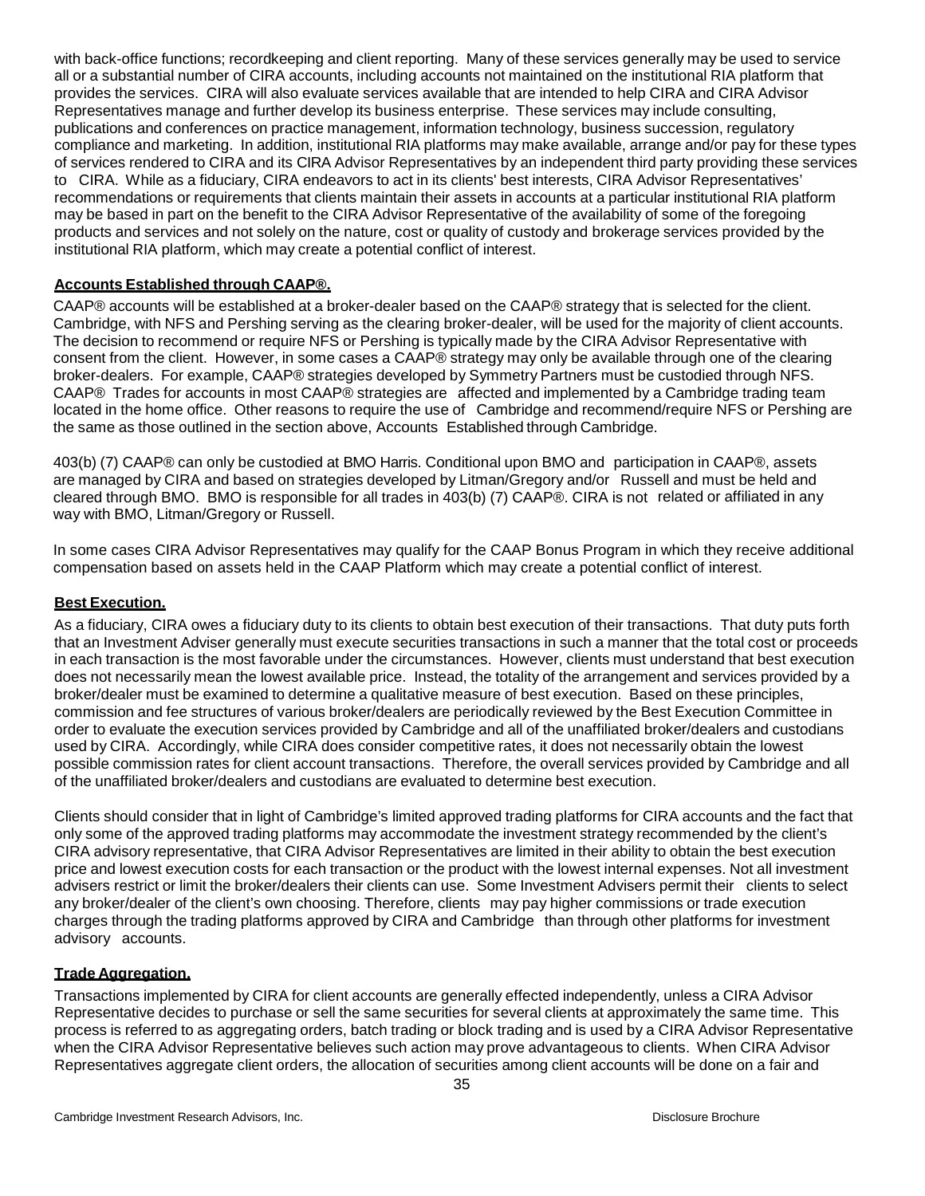with back-office functions; recordkeeping and client reporting. Many of these services generally may be used to service all or a substantial number of CIRA accounts, including accounts not maintained on the institutional RIA platform that provides the services. CIRA will also evaluate services available that are intended to help CIRA and CIRA Advisor Representatives manage and further develop its business enterprise. These services may include consulting, publications and conferences on practice management, information technology, business succession, regulatory compliance and marketing. In addition, institutional RIA platforms may make available, arrange and/or pay for these types of services rendered to CIRA and its CIRA Advisor Representatives by an independent third party providing these services to CIRA. While as a fiduciary, CIRA endeavors to act in its clients' best interests, CIRA Advisor Representatives' recommendations or requirements that clients maintain their assets in accounts at a particular institutional RIA platform may be based in part on the benefit to the CIRA Advisor Representative of the availability of some of the foregoing products and services and not solely on the nature, cost or quality of custody and brokerage services provided by the institutional RIA platform, which may create a potential conflict of interest.

**Accounts Established through CAAP®.**

CAAP® accounts will be established at a broker-dealer based on the CAAP® strategy that is selected for the client. Cambridge, with NFS and Pershing serving as the clearing broker-dealer, will be used for the majority of client accounts. The decision to recommend or require NFS or Pershing is typically made by the CIRA Advisor Representative with consent from the client. However, in some cases a CAAP® strategy may only be available through one of the clearing broker-dealers. For example, CAAP® strategies developed by Symmetry Partners must be custodied through NFS. CAAP® Trades for accounts in most CAAP® strategies are affected and implemented by a Cambridge trading team located in the home office. Other reasons to require the use of Cambridge and recommend/require NFS or Pershing are the same as those outlined in the section above, Accounts Established through Cambridge.

403(b) (7) CAAP® can only be custodied at BMO Harris. Conditional upon BMO and participation in CAAP®, assets are managed by CIRA and based on strategies developed by Litman/Gregory and/or Russell and must be held and cleared through BMO. BMO is responsible for all trades in 403(b) (7) CAAP®. CIRA is not related or affiliated in any way with BMO, Litman/Gregory or Russell.

In some cases CIRA Advisor Representatives may qualify for the CAAP Bonus Program in which they receive additional compensation based on assets held in the CAAP Platform which may create a potential conflict of interest.

**Best Execution.**

As a fiduciary, CIRA owes a fiduciary duty to its clients to obtain best execution of their transactions. That duty puts forth that an Investment Adviser generally must execute securities transactions in such a manner that the total cost or proceeds in each transaction is the most favorable under the circumstances. However, clients must understand that best execution does not necessarily mean the lowest available price. Instead, the totality of the arrangement and services provided by a broker/dealer must be examined to determine a qualitative measure of best execution. Based on these principles, commission and fee structures of various broker/dealers are periodically reviewed by the Best Execution Committee in order to evaluate the execution services provided by Cambridge and all of the unaffiliated broker/dealers and custodians used by CIRA. Accordingly, while CIRA does consider competitive rates, it does not necessarily obtain the lowest possible commission rates for client account transactions. Therefore, the overall services provided by Cambridge and all of the unaffiliated broker/dealers and custodians are evaluated to determine best execution.

Clients should consider that in light of Cambridge's limited approved trading platforms for CIRA accounts and the fact that only some of the approved trading platforms may accommodate the investment strategy recommended by the client's CIRA advisory representative, that CIRA Advisor Representatives are limited in their ability to obtain the best execution price and lowest execution costs for each transaction or the product with the lowest internal expenses. Not all investment advisers restrict or limit the broker/dealers their clients can use. Some Investment Advisers permit their clients to select any broker/dealer of the client's own choosing. Therefore, clients may pay higher commissions or trade execution charges through the trading platforms approved by CIRA and Cambridge than through other platforms for investment advisory accounts.

**Trade Aggregation.**

Transactions implemented by CIRA for client accounts are generally effected independently, unless a CIRA Advisor Representative decides to purchase or sell the same securities for several clients at approximately the same time. This process is referred to as aggregating orders, batch trading or block trading and is used by a CIRA Advisor Representative when the CIRA Advisor Representative believes such action may prove advantageous to clients. When CIRA Advisor Representatives aggregate client orders, the allocation of securities among client accounts will be done on a fair and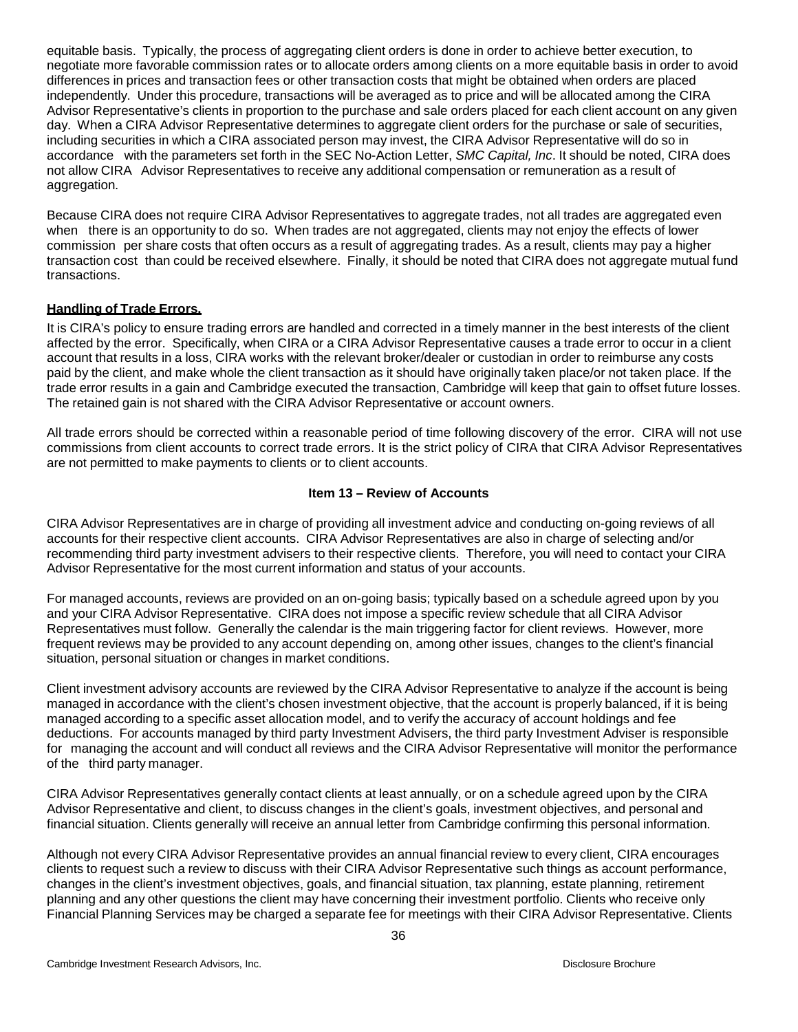equitable basis. Typically, the process of aggregating client orders is done in order to achieve better execution, to negotiate more favorable commission rates or to allocate orders among clients on a more equitable basis in order to avoid differences in prices and transaction fees or other transaction costs that might be obtained when orders are placed independently. Under this procedure, transactions will be averaged as to price and will be allocated among the CIRA Advisor Representative's clients in proportion to the purchase and sale orders placed for each client account on any given day. When a CIRA Advisor Representative determines to aggregate client orders for the purchase or sale of securities, including securities in which a CIRA associated person may invest, the CIRA Advisor Representative will do so in accordance with the parameters set forth in the SEC No-Action Letter, *SMC Capital, Inc*. It should be noted, CIRA does not allow CIRA Advisor Representatives to receive any additional compensation or remuneration as a result of aggregation.

Because CIRA does not require CIRA Advisor Representatives to aggregate trades, not all trades are aggregated even when there is an opportunity to do so. When trades are not aggregated, clients may not enjoy the effects of lower commission per share costs that often occurs as a result of aggregating trades. As a result, clients may pay a higher transaction cost than could be received elsewhere. Finally, it should be noted that CIRA does not aggregate mutual fund transactions.

**Handling of Trade Errors.**

It is CIRA's policy to ensure trading errors are handled and corrected in a timely manner in the best interests of the client affected by the error. Specifically, when CIRA or a CIRA Advisor Representative causes a trade error to occur in a client account that results in a loss, CIRA works with the relevant broker/dealer or custodian in order to reimburse any costs paid by the client, and make whole the client transaction as it should have originally taken place/or not taken place. If the trade error results in a gain and Cambridge executed the transaction, Cambridge will keep that gain to offset future losses. The retained gain is not shared with the CIRA Advisor Representative or account owners.

All trade errors should be corrected within a reasonable period of time following discovery of the error. CIRA will not use commissions from client accounts to correct trade errors. It is the strict policy of CIRA that CIRA Advisor Representatives are not permitted to make payments to clients or to client accounts.

## Item 13 – Review of Accounts

CIRA Advisor Representatives are in charge of providing all investment advice and conducting on-going reviews of all accounts for their respective client accounts. CIRA Advisor Representatives are also in charge of selecting and/or recommending third party investment advisers to their respective clients. Therefore, you will need to contact your CIRA Advisor Representative for the most current information and status of your accounts.

For managed accounts, reviews are provided on an on-going basis; typically based on a schedule agreed upon by you and your CIRA Advisor Representative. CIRA does not impose a specific review schedule that all CIRA Advisor Representatives must follow. Generally the calendar is the main triggering factor for client reviews. However, more frequent reviews may be provided to any account depending on, among other issues, changes to the client's financial situation, personal situation or changes in market conditions.

Client investment advisory accounts are reviewed by the CIRA Advisor Representative to analyze if the account is being managed in accordance with the client's chosen investment objective, that the account is properly balanced, if it is being managed according to a specific asset allocation model, and to verify the accuracy of account holdings and fee deductions. For accounts managed by third party Investment Advisers, the third party Investment Adviser is responsible for managing the account and will conduct all reviews and the CIRA Advisor Representative will monitor the performance of the third party manager.

CIRA Advisor Representatives generally contact clients at least annually, or on a schedule agreed upon by the CIRA Advisor Representative and client, to discuss changes in the client's goals, investment objectives, and personal and financial situation. Clients generally will receive an annual letter from Cambridge confirming this personal information.

Although not every CIRA Advisor Representative provides an annual financial review to every client, CIRA encourages clients to request such a review to discuss with their CIRA Advisor Representative such things as account performance, changes in the client's investment objectives, goals, and financial situation, tax planning, estate planning, retirement planning and any other questions the client may have concerning their investment portfolio. Clients who receive only Financial Planning Services may be charged a separate fee for meetings with their CIRA Advisor Representative. Clients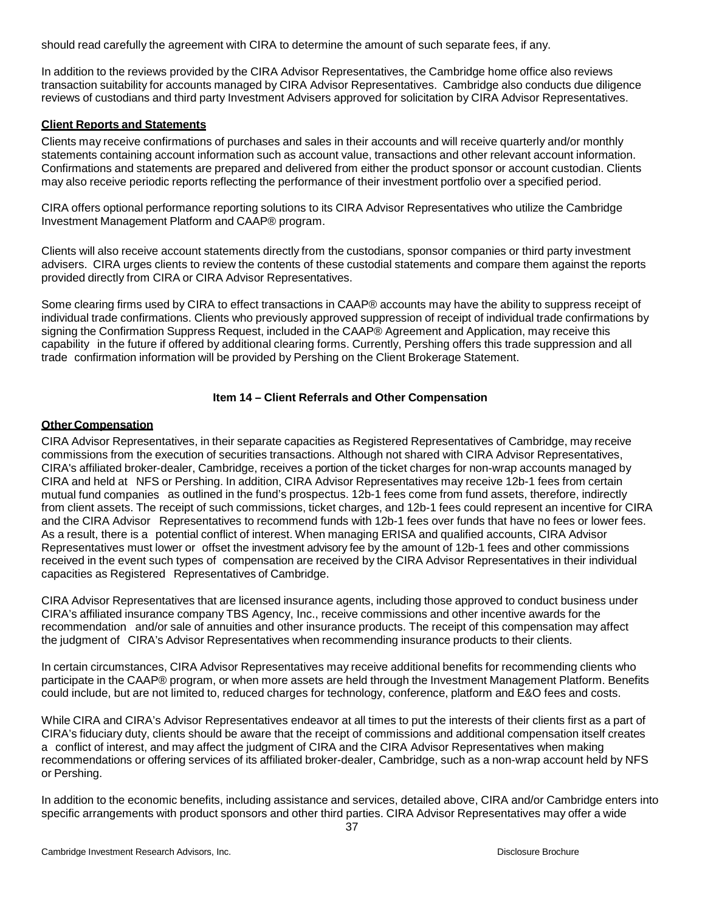should read carefully the agreement with CIRA to determine the amount of such separate fees, if any.

In addition to the reviews provided by the CIRA Advisor Representatives, the Cambridge home office also reviews transaction suitability for accounts managed by CIRA Advisor Representatives. Cambridge also conducts due diligence reviews of custodians and third party Investment Advisers approved for solicitation by CIRA Advisor Representatives.

**Client Reports and Statements**

Clients may receive confirmations of purchases and sales in their accounts and will receive quarterly and/or monthly statements containing account information such as account value, transactions and other relevant account information. Confirmations and statements are prepared and delivered from either the product sponsor or account custodian. Clients may also receive periodic reports reflecting the performance of their investment portfolio over a specified period.

CIRA offers optional performance reporting solutions to its CIRA Advisor Representatives who utilize the Cambridge Investment Management Platform and CAAP® program.

Clients will also receive account statements directly from the custodians, sponsor companies or third party investment advisers. CIRA urges clients to review the contents of these custodial statements and compare them against the reports provided directly from CIRA or CIRA Advisor Representatives.

Some clearing firms used by CIRA to effect transactions in CAAP® accounts may have the ability to suppress receipt of individual trade confirmations. Clients who previously approved suppression of receipt of individual trade confirmations by signing the Confirmation Suppress Request, included in the CAAP® Agreement and Application, may receive this capability in the future if offered by additional clearing forms. Currently, Pershing offers this trade suppression and all trade confirmation information will be provided by Pershing on the Client Brokerage Statement.

## Item 14 – Client Referrals and Other Compensation

**Other Compensation**

CIRA Advisor Representatives, in their separate capacities as Registered Representatives of Cambridge, may receive commissions from the execution of securities transactions. Although not shared with CIRA Advisor Representatives, CIRA's affiliated broker-dealer, Cambridge, receives a portion of the ticket charges for non-wrap accounts managed by CIRA and held at NFS or Pershing. In addition, CIRA Advisor Representatives may receive 12b-1 fees from certain mutual fund companies as outlined in the fund's prospectus. 12b-1 fees come from fund assets, therefore, indirectly from client assets. The receipt of such commissions, ticket charges, and 12b-1 fees could represent an incentive for CIRA and the CIRA Advisor Representatives to recommend funds with 12b-1 fees over funds that have no fees or lower fees. As a result, there is a potential conflict of interest. When managing ERISA and qualified accounts, CIRA Advisor Representatives must lower or offset the investment advisory fee by the amount of 12b-1 fees and other commissions received in the event such types of compensation are received by the CIRA Advisor Representatives in their individual capacities as Registered Representatives of Cambridge.

CIRA Advisor Representatives that are licensed insurance agents, including those approved to conduct business under CIRA's affiliated insurance company TBS Agency, Inc., receive commissions and other incentive awards for the recommendation and/or sale of annuities and other insurance products. The receipt of this compensation may affect the judgment of CIRA's Advisor Representatives when recommending insurance products to their clients.

In certain circumstances, CIRA Advisor Representatives may receive additional benefits for recommending clients who participate in the CAAP® program, or when more assets are held through the Investment Management Platform. Benefits could include, but are not limited to, reduced charges for technology, conference, platform and E&O fees and costs.

While CIRA and CIRA's Advisor Representatives endeavor at all times to put the interests of their clients first as a part of CIRA's fiduciary duty, clients should be aware that the receipt of commissions and additional compensation itself creates a conflict of interest, and may affect the judgment of CIRA and the CIRA Advisor Representatives when making recommendations or offering services of its affiliated broker-dealer, Cambridge, such as a non-wrap account held by NFS or Pershing.

In addition to the economic benefits, including assistance and services, detailed above, CIRA and/or Cambridge enters into specific arrangements with product sponsors and other third parties. CIRA Advisor Representatives may offer a wide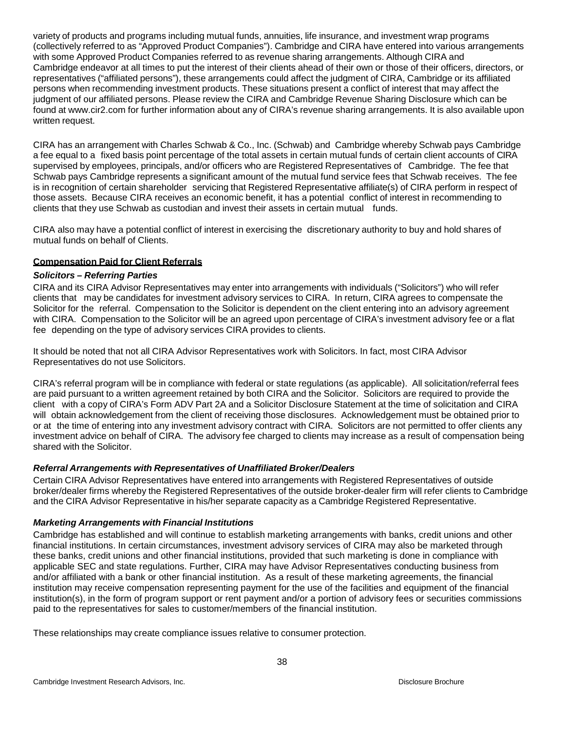variety of products and programs including mutual funds, annuities, life insurance, and investment wrap programs (collectively referred to as "Approved Product Companies"). Cambridge and CIRA have entered into various arrangements with some Approved Product Companies referred to as revenue sharing arrangements. Although CIRA and Cambridge endeavor at all times to put the interest of their clients ahead of their own or those of their officers, directors, or representatives ("affiliated persons"), these arrangements could affect the judgment of CIRA, Cambridge or its affiliated persons when recommending investment products. These situations present a conflict of interest that may affect the judgment of our affiliated persons. Please review the CIRA and Cambridge Revenue Sharing Disclosure which can be found at www.cir2.com for further information about any of CIRA's revenue sharing arrangements. It is also available upon written request.

CIRA has an arrangement with Charles Schwab & Co., Inc. (Schwab) and Cambridge whereby Schwab pays Cambridge a fee equal to a fixed basis point percentage of the total assets in certain mutual funds of certain client accounts of CIRA supervised by employees, principals, and/or officers who are Registered Representatives of Cambridge. The fee that Schwab pays Cambridge represents a significant amount of the mutual fund service fees that Schwab receives. The fee is in recognition of certain shareholder servicing that Registered Representative affiliate(s) of CIRA perform in respect of those assets. Because CIRA receives an economic benefit, it has a potential conflict of interest in recommending to clients that they use Schwab as custodian and invest their assets in certain mutual funds.

CIRA also may have a potential conflict of interest in exercising the discretionary authority to buy and hold shares of mutual funds on behalf of Clients.

**Compensation Paid for Client Referrals**

***Solicitors – Referring Parties***

CIRA and its CIRA Advisor Representatives may enter into arrangements with individuals ("Solicitors") who will refer clients that may be candidates for investment advisory services to CIRA. In return, CIRA agrees to compensate the Solicitor for the referral. Compensation to the Solicitor is dependent on the client entering into an advisory agreement with CIRA. Compensation to the Solicitor will be an agreed upon percentage of CIRA's investment advisory fee or a flat fee depending on the type of advisory services CIRA provides to clients.

It should be noted that not all CIRA Advisor Representatives work with Solicitors. In fact, most CIRA Advisor Representatives do not use Solicitors.

CIRA's referral program will be in compliance with federal or state regulations (as applicable). All solicitation/referral fees are paid pursuant to a written agreement retained by both CIRA and the Solicitor. Solicitors are required to provide the client with a copy of CIRA's Form ADV Part 2A and a Solicitor Disclosure Statement at the time of solicitation and CIRA will obtain acknowledgement from the client of receiving those disclosures. Acknowledgement must be obtained prior to or at the time of entering into any investment advisory contract with CIRA. Solicitors are not permitted to offer clients any investment advice on behalf of CIRA. The advisory fee charged to clients may increase as a result of compensation being shared with the Solicitor.

***Referral Arrangements with Representatives of Unaffiliated Broker/Dealers***

Certain CIRA Advisor Representatives have entered into arrangements with Registered Representatives of outside broker/dealer firms whereby the Registered Representatives of the outside broker-dealer firm will refer clients to Cambridge and the CIRA Advisor Representative in his/her separate capacity as a Cambridge Registered Representative.

***Marketing Arrangements with Financial Institutions***

Cambridge has established and will continue to establish marketing arrangements with banks, credit unions and other financial institutions. In certain circumstances, investment advisory services of CIRA may also be marketed through these banks, credit unions and other financial institutions, provided that such marketing is done in compliance with applicable SEC and state regulations. Further, CIRA may have Advisor Representatives conducting business from and/or affiliated with a bank or other financial institution. As a result of these marketing agreements, the financial institution may receive compensation representing payment for the use of the facilities and equipment of the financial institution(s), in the form of program support or rent payment and/or a portion of advisory fees or securities commissions paid to the representatives for sales to customer/members of the financial institution.

These relationships may create compliance issues relative to consumer protection.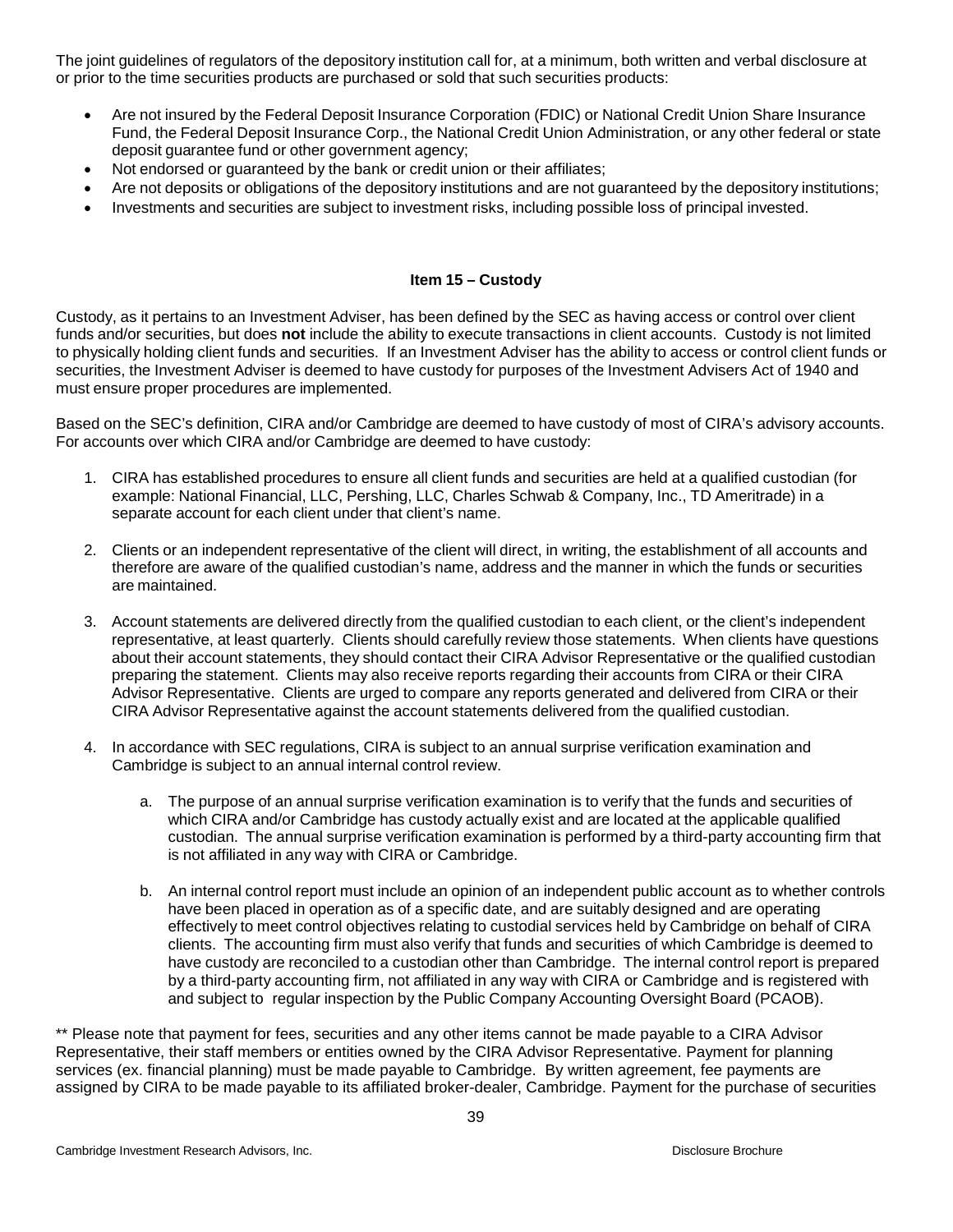The joint guidelines of regulators of the depository institution call for, at a minimum, both written and verbal disclosure at or prior to the time securities products are purchased or sold that such securities products:

- Are not insured by the Federal Deposit Insurance Corporation (FDIC) or National Credit Union Share Insurance Fund, the Federal Deposit Insurance Corp., the National Credit Union Administration, or any other federal or state deposit guarantee fund or other government agency;
- Not endorsed or guaranteed by the bank or credit union or their affiliates;
- Are not deposits or obligations of the depository institutions and are not guaranteed by the depository institutions;
- Investments and securities are subject to investment risks, including possible loss of principal invested.

## Item 15 – Custody

Custody, as it pertains to an Investment Adviser, has been defined by the SEC as having access or control over client funds and/or securities, but does **not** include the ability to execute transactions in client accounts. Custody is not limited to physically holding client funds and securities. If an Investment Adviser has the ability to access or control client funds or securities, the Investment Adviser is deemed to have custody for purposes of the Investment Advisers Act of 1940 and must ensure proper procedures are implemented.

Based on the SEC's definition, CIRA and/or Cambridge are deemed to have custody of most of CIRA's advisory accounts. For accounts over which CIRA and/or Cambridge are deemed to have custody:

1. CIRA has established procedures to ensure all client funds and securities are held at a qualified custodian (for example: National Financial, LLC, Pershing, LLC, Charles Schwab & Company, Inc., TD Ameritrade) in a separate account for each client under that client's name.

2. Clients or an independent representative of the client will direct, in writing, the establishment of all accounts and therefore are aware of the qualified custodian's name, address and the manner in which the funds or securities are maintained.

3. Account statements are delivered directly from the qualified custodian to each client, or the client's independent representative, at least quarterly. Clients should carefully review those statements. When clients have questions about their account statements, they should contact their CIRA Advisor Representative or the qualified custodian preparing the statement. Clients may also receive reports regarding their accounts from CIRA or their CIRA Advisor Representative. Clients are urged to compare any reports generated and delivered from CIRA or their CIRA Advisor Representative against the account statements delivered from the qualified custodian.

4. In accordance with SEC regulations, CIRA is subject to an annual surprise verification examination and Cambridge is subject to an annual internal control review.

   a. The purpose of an annual surprise verification examination is to verify that the funds and securities of which CIRA and/or Cambridge has custody actually exist and are located at the applicable qualified custodian. The annual surprise verification examination is performed by a third-party accounting firm that is not affiliated in any way with CIRA or Cambridge.

   b. An internal control report must include an opinion of an independent public account as to whether controls have been placed in operation as of a specific date, and are suitably designed and are operating effectively to meet control objectives relating to custodial services held by Cambridge on behalf of CIRA clients. The accounting firm must also verify that funds and securities of which Cambridge is deemed to have custody are reconciled to a custodian other than Cambridge. The internal control report is prepared by a third-party accounting firm, not affiliated in any way with CIRA or Cambridge and is registered with and subject to regular inspection by the Public Company Accounting Oversight Board (PCAOB).

** Please note that payment for fees, securities and any other items cannot be made payable to a CIRA Advisor Representative, their staff members or entities owned by the CIRA Advisor Representative. Payment for planning services (ex. financial planning) must be made payable to Cambridge. By written agreement, fee payments are assigned by CIRA to be made payable to its affiliated broker-dealer, Cambridge. Payment for the purchase of securities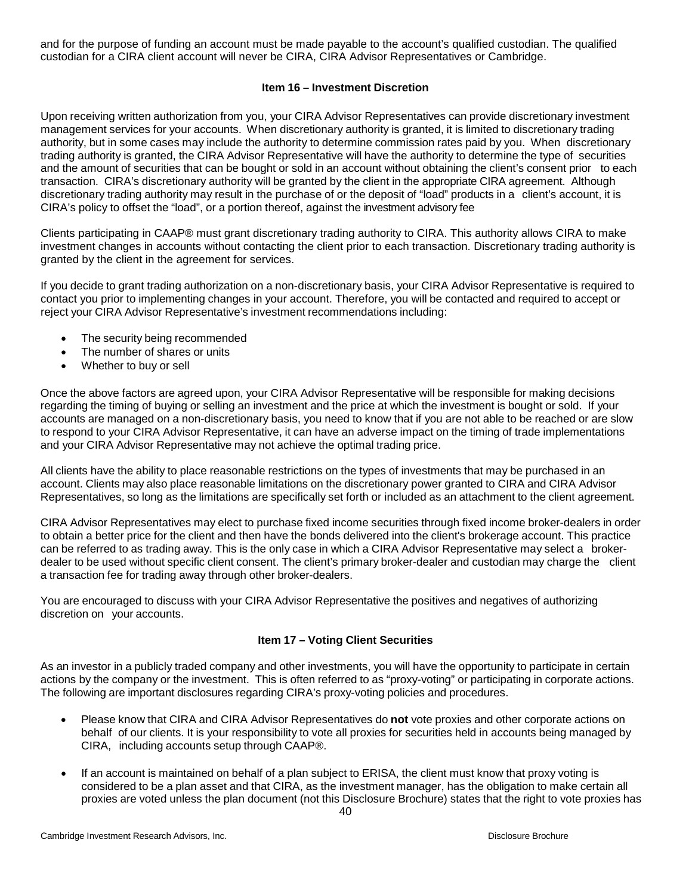and for the purpose of funding an account must be made payable to the account's qualified custodian. The qualified custodian for a CIRA client account will never be CIRA, CIRA Advisor Representatives or Cambridge.

## Item 16 – Investment Discretion

Upon receiving written authorization from you, your CIRA Advisor Representatives can provide discretionary investment management services for your accounts. When discretionary authority is granted, it is limited to discretionary trading authority, but in some cases may include the authority to determine commission rates paid by you. When discretionary trading authority is granted, the CIRA Advisor Representative will have the authority to determine the type of securities and the amount of securities that can be bought or sold in an account without obtaining the client's consent prior to each transaction. CIRA's discretionary authority will be granted by the client in the appropriate CIRA agreement. Although discretionary trading authority may result in the purchase of or the deposit of "load" products in a client's account, it is CIRA's policy to offset the "load", or a portion thereof, against the investment advisory fee

Clients participating in CAAP® must grant discretionary trading authority to CIRA. This authority allows CIRA to make investment changes in accounts without contacting the client prior to each transaction. Discretionary trading authority is granted by the client in the agreement for services.

If you decide to grant trading authorization on a non-discretionary basis, your CIRA Advisor Representative is required to contact you prior to implementing changes in your account. Therefore, you will be contacted and required to accept or reject your CIRA Advisor Representative's investment recommendations including:

- The security being recommended
- The number of shares or units
- Whether to buy or sell

Once the above factors are agreed upon, your CIRA Advisor Representative will be responsible for making decisions regarding the timing of buying or selling an investment and the price at which the investment is bought or sold. If your accounts are managed on a non-discretionary basis, you need to know that if you are not able to be reached or are slow to respond to your CIRA Advisor Representative, it can have an adverse impact on the timing of trade implementations and your CIRA Advisor Representative may not achieve the optimal trading price.

All clients have the ability to place reasonable restrictions on the types of investments that may be purchased in an account. Clients may also place reasonable limitations on the discretionary power granted to CIRA and CIRA Advisor Representatives, so long as the limitations are specifically set forth or included as an attachment to the client agreement.

CIRA Advisor Representatives may elect to purchase fixed income securities through fixed income broker-dealers in order to obtain a better price for the client and then have the bonds delivered into the client's brokerage account. This practice can be referred to as trading away. This is the only case in which a CIRA Advisor Representative may select a broker-dealer to be used without specific client consent. The client's primary broker-dealer and custodian may charge the client a transaction fee for trading away through other broker-dealers.

You are encouraged to discuss with your CIRA Advisor Representative the positives and negatives of authorizing discretion on your accounts.

## Item 17 – Voting Client Securities

As an investor in a publicly traded company and other investments, you will have the opportunity to participate in certain actions by the company or the investment. This is often referred to as "proxy-voting" or participating in corporate actions. The following are important disclosures regarding CIRA's proxy-voting policies and procedures.

- Please know that CIRA and CIRA Advisor Representatives do **not** vote proxies and other corporate actions on behalf of our clients. It is your responsibility to vote all proxies for securities held in accounts being managed by CIRA, including accounts setup through CAAP®.
- If an account is maintained on behalf of a plan subject to ERISA, the client must know that proxy voting is considered to be a plan asset and that CIRA, as the investment manager, has the obligation to make certain all proxies are voted unless the plan document (not this Disclosure Brochure) states that the right to vote proxies has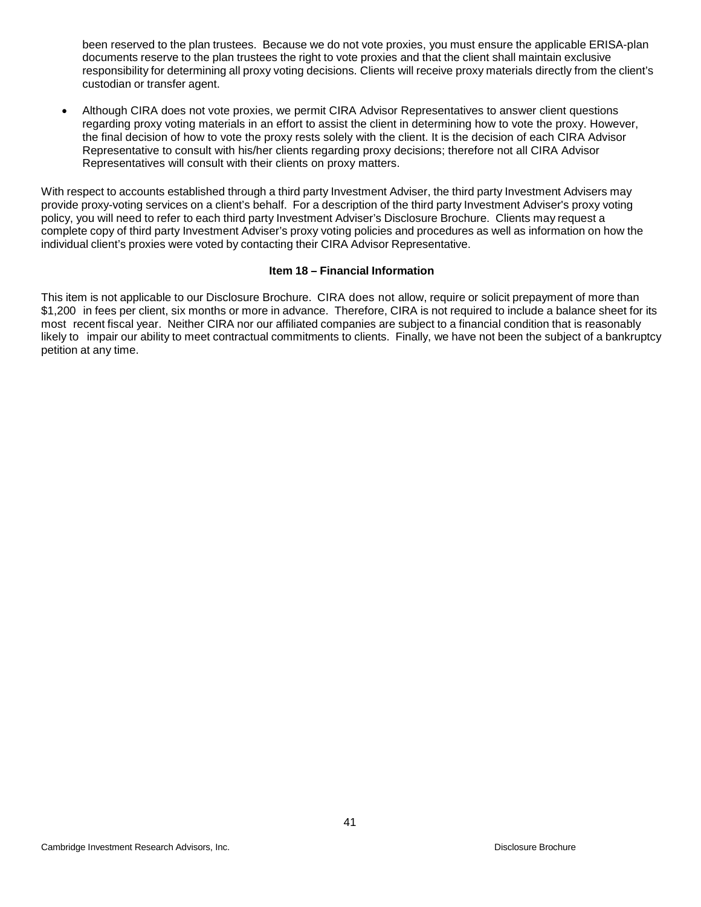been reserved to the plan trustees. Because we do not vote proxies, you must ensure the applicable ERISA-plan documents reserve to the plan trustees the right to vote proxies and that the client shall maintain exclusive responsibility for determining all proxy voting decisions. Clients will receive proxy materials directly from the client's custodian or transfer agent.

- Although CIRA does not vote proxies, we permit CIRA Advisor Representatives to answer client questions regarding proxy voting materials in an effort to assist the client in determining how to vote the proxy. However, the final decision of how to vote the proxy rests solely with the client. It is the decision of each CIRA Advisor Representative to consult with his/her clients regarding proxy decisions; therefore not all CIRA Advisor Representatives will consult with their clients on proxy matters.

With respect to accounts established through a third party Investment Adviser, the third party Investment Advisers may provide proxy-voting services on a client's behalf. For a description of the third party Investment Adviser's proxy voting policy, you will need to refer to each third party Investment Adviser's Disclosure Brochure. Clients may request a complete copy of third party Investment Adviser's proxy voting policies and procedures as well as information on how the individual client's proxies were voted by contacting their CIRA Advisor Representative.

## Item 18 – Financial Information

This item is not applicable to our Disclosure Brochure. CIRA does not allow, require or solicit prepayment of more than $1,200 in fees per client, six months or more in advance. Therefore, CIRA is not required to include a balance sheet for its most recent fiscal year. Neither CIRA nor our affiliated companies are subject to a financial condition that is reasonably likely to impair our ability to meet contractual commitments to clients. Finally, we have not been the subject of a bankruptcy petition at any time.